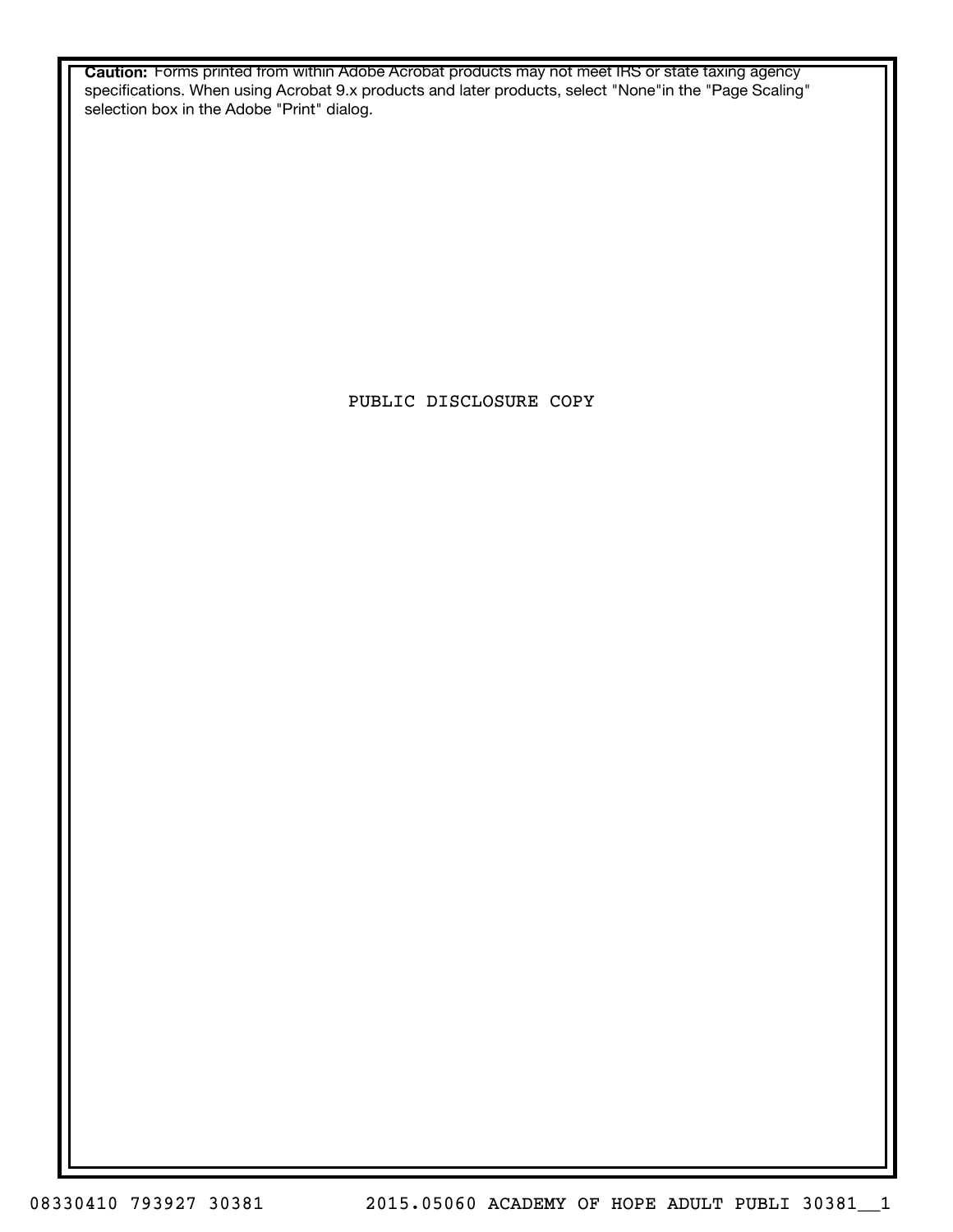**Caution:** Forms printed from within Adobe Acrobat products may not meet IRS or state taxing agency specifications. When using Acrobat 9.x products and later products, select "None"in the "Page Scaling" selection box in the Adobe "Print" dialog.

PUBLIC DISCLOSURE COPY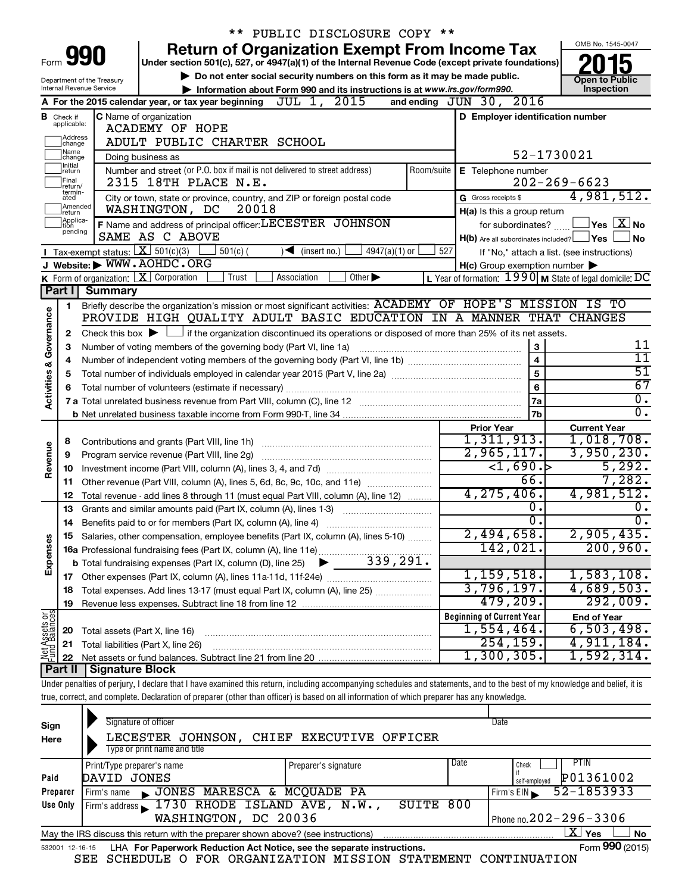** PUBLIC DISCLOSURE COPY **

Form **990**

Department of the Treasury
Internal Revenue Service

# Return of Organization Exempt From Income Tax

Under section 501(c), 527, or 4947(a)(1) of the Internal Revenue Code (except private foundations)

▶ Do not enter social security numbers on this form as it may be made public.

▶ Information about Form 990 and its instructions is at *www.irs.gov/form990.*

OMB No. 1545-0047

**2015**

**Open to Public Inspection**

**A** For the 2015 calendar year, or tax year beginning JUL 1, 2015 and ending JUN 30, 2016

**B** Check if applicable: Address change / Name change / Initial return / Final return/terminated / Amended return / Application pending

**C** Name of organization: ACADEMY OF HOPE ADULT PUBLIC CHARTER SCHOOL

Doing business as

Number and street (or P.O. box if mail is not delivered to street address): 2315 18TH PLACE N.E. | Room/suite

City or town, state or province, country, and ZIP or foreign postal code: WASHINGTON, DC 20018

**F** Name and address of principal officer: LECESTER JOHNSON, SAME AS C ABOVE

**D** Employer identification number: 52-1730021

**E** Telephone number: 202-269-6623

**G** Gross receipts $ 4,981,512.

**H(a)** Is this a group return for subordinates? ☐ Yes ☒ No

**H(b)** Are all subordinates included? ☐ Yes ☐ No
If "No," attach a list. (see instructions)

**H(c)** Group exemption number ▶

**I** Tax-exempt status: ☒ 501(c)(3) ☐ 501(c) ( ) ◀ (insert no.) ☐ 4947(a)(1) or ☐ 527

**J** Website: ▶ WWW.AOHDC.ORG

**K** Form of organization: ☒ Corporation ☐ Trust ☐ Association ☐ Other ▶

**L** Year of formation: 1990 **M** State of legal domicile: DC

## Part I Summary

**Activities & Governance**

1 Briefly describe the organization's mission or most significant activities: ACADEMY OF HOPE'S MISSION IS TO PROVIDE HIGH QUALITY ADULT BASIC EDUCATION IN A MANNER THAT CHANGES

2 Check this box ▶ ☐ if the organization discontinued its operations or disposed of more than 25% of its net assets.

| | | | |
|---|---|---|---|
| 3 | Number of voting members of the governing body (Part VI, line 1a) | 3 | 11 |
| 4 | Number of independent voting members of the governing body (Part VI, line 1b) | 4 | 11 |
| 5 | Total number of individuals employed in calendar year 2015 (Part V, line 2a) | 5 | 51 |
| 6 | Total number of volunteers (estimate if necessary) | 6 | 67 |
| 7a | Total unrelated business revenue from Part VIII, column (C), line 12 | 7a | 0. |
| b | Net unrelated business taxable income from Form 990-T, line 34 | 7b | 0. |

| | | | Prior Year | Current Year |
|---|---|---|---|---|
| **Revenue** | 8 | Contributions and grants (Part VIII, line 1h) | 1,311,913. | 1,018,708. |
| | 9 | Program service revenue (Part VIII, line 2g) | 2,965,117. | 3,950,230. |
| | 10 | Investment income (Part VIII, column (A), lines 3, 4, and 7d) | <1,690.> | 5,292. |
| | 11 | Other revenue (Part VIII, column (A), lines 5, 6d, 8c, 9c, 10c, and 11e) | 66. | 7,282. |
| | 12 | Total revenue - add lines 8 through 11 (must equal Part VIII, column (A), line 12) | 4,275,406. | 4,981,512. |
| **Expenses** | 13 | Grants and similar amounts paid (Part IX, column (A), lines 1-3) | 0. | 0. |
| | 14 | Benefits paid to or for members (Part IX, column (A), line 4) | 0. | 0. |
| | 15 | Salaries, other compensation, employee benefits (Part IX, column (A), lines 5-10) | 2,494,658. | 2,905,435. |
| | 16a | Professional fundraising fees (Part IX, column (A), line 11e) | 142,021. | 200,960. |
| | b | Total fundraising expenses (Part IX, column (D), line 25) ▶ 339,291. | | |
| | 17 | Other expenses (Part IX, column (A), lines 11a-11d, 11f-24e) | 1,159,518. | 1,583,108. |
| | 18 | Total expenses. Add lines 13-17 (must equal Part IX, column (A), line 25) | 3,796,197. | 4,689,503. |
| | 19 | Revenue less expenses. Subtract line 18 from line 12 | 479,209. | 292,009. |

| | | | Beginning of Current Year | End of Year |
|---|---|---|---|---|
| **Net Assets or Fund Balances** | 20 | Total assets (Part X, line 16) | 1,554,464. | 6,503,498. |
| | 21 | Total liabilities (Part X, line 26) | 254,159. | 4,911,184. |
| | 22 | Net assets or fund balances. Subtract line 21 from line 20 | 1,300,305. | 1,592,314. |

## Part II Signature Block

Under penalties of perjury, I declare that I have examined this return, including accompanying schedules and statements, and to the best of my knowledge and belief, it is true, correct, and complete. Declaration of preparer (other than officer) is based on all information of which preparer has any knowledge.

**Sign Here**

Signature of officer | Date

LECESTER JOHNSON, CHIEF EXECUTIVE OFFICER
Type or print name and title

**Paid Preparer Use Only**

| Print/Type preparer's name | Preparer's signature | Date | Check ☐ if self-employed | PTIN |
|---|---|---|---|---|
| DAVID JONES | | | | P01361002 |

Firm's name ▶ JONES MARESCA & MCQUADE PA | Firm's EIN ▶ 52-1853933

Firm's address ▶ 1730 RHODE ISLAND AVE, N.W., SUITE 800, WASHINGTON, DC 20036 | Phone no. 202-296-3306

May the IRS discuss this return with the preparer shown above? (see instructions) ☒ Yes ☐ No

532001 12-16-15 LHA For Paperwork Reduction Act Notice, see the separate instructions. Form **990** (2015)

SEE SCHEDULE O FOR ORGANIZATION MISSION STATEMENT CONTINUATION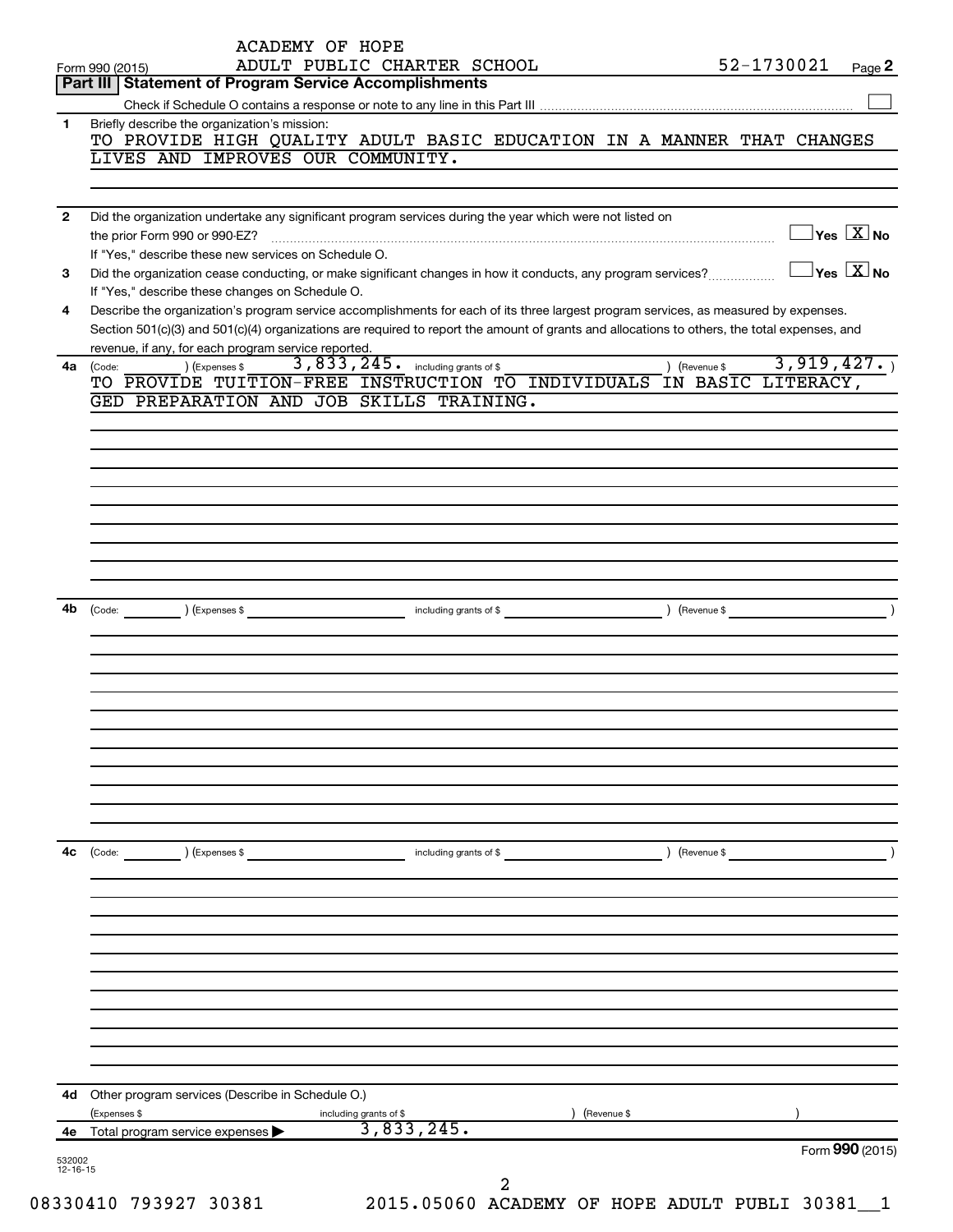ACADEMY OF HOPE
Form 990 (2015) ADULT PUBLIC CHARTER SCHOOL 52-1730021 Page 2

## Part III | Statement of Program Service Accomplishments

Check if Schedule O contains a response or note to any line in this Part III [ ]

**1** Briefly describe the organization's mission:
TO PROVIDE HIGH QUALITY ADULT BASIC EDUCATION IN A MANNER THAT CHANGES LIVES AND IMPROVES OUR COMMUNITY.

**2** Did the organization undertake any significant program services during the year which were not listed on the prior Form 990 or 990-EZ? [ ] Yes [X] No
If "Yes," describe these new services on Schedule O.

**3** Did the organization cease conducting, or make significant changes in how it conducts, any program services? [ ] Yes [X] No
If "Yes," describe these changes on Schedule O.

**4** Describe the organization's program service accomplishments for each of its three largest program services, as measured by expenses. Section 501(c)(3) and 501(c)(4) organizations are required to report the amount of grants and allocations to others, the total expenses, and revenue, if any, for each program service reported.

**4a** (Code: ) (Expenses $ 3,833,245. including grants of $ ) (Revenue $ 3,919,427. )
TO PROVIDE TUITION-FREE INSTRUCTION TO INDIVIDUALS IN BASIC LITERACY, GED PREPARATION AND JOB SKILLS TRAINING.

**4b** (Code: ) (Expenses $ including grants of $ ) (Revenue $ )

**4c** (Code: ) (Expenses $ including grants of $ ) (Revenue $ )

**4d** Other program services (Describe in Schedule O.)
(Expenses $ including grants of $ ) (Revenue $ )

**4e** Total program service expenses ▶ 3,833,245.

Form **990** (2015)

532002 12-16-15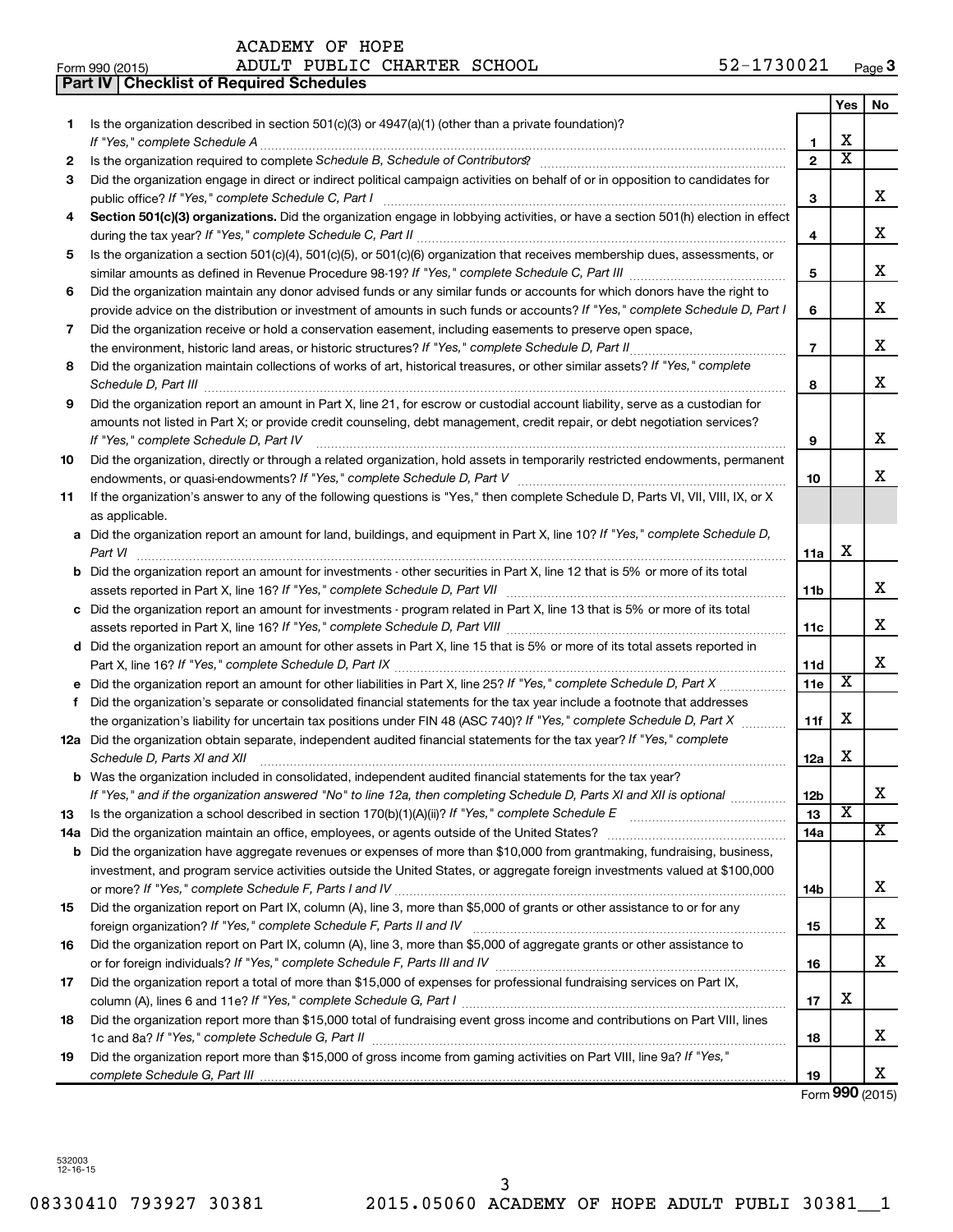ACADEMY OF HOPE

Form 990 (2015) ADULT PUBLIC CHARTER SCHOOL 52-1730021 Page 3

**Part IV | Checklist of Required Schedules**

| | | | Yes | No |
|---|---|---|---|---|
| 1 | Is the organization described in section 501(c)(3) or 4947(a)(1) (other than a private foundation)? *If "Yes," complete Schedule A* | 1 | X | |
| 2 | Is the organization required to complete *Schedule B, Schedule of Contributors*? | 2 | X | |
| 3 | Did the organization engage in direct or indirect political campaign activities on behalf of or in opposition to candidates for public office? *If "Yes," complete Schedule C, Part I* | 3 | | X |
| 4 | **Section 501(c)(3) organizations.** Did the organization engage in lobbying activities, or have a section 501(h) election in effect during the tax year? *If "Yes," complete Schedule C, Part II* | 4 | | X |
| 5 | Is the organization a section 501(c)(4), 501(c)(5), or 501(c)(6) organization that receives membership dues, assessments, or similar amounts as defined in Revenue Procedure 98-19? *If "Yes," complete Schedule C, Part III* | 5 | | X |
| 6 | Did the organization maintain any donor advised funds or any similar funds or accounts for which donors have the right to provide advice on the distribution or investment of amounts in such funds or accounts? *If "Yes," complete Schedule D, Part I* | 6 | | X |
| 7 | Did the organization receive or hold a conservation easement, including easements to preserve open space, the environment, historic land areas, or historic structures? *If "Yes," complete Schedule D, Part II* | 7 | | X |
| 8 | Did the organization maintain collections of works of art, historical treasures, or other similar assets? *If "Yes," complete Schedule D, Part III* | 8 | | X |
| 9 | Did the organization report an amount in Part X, line 21, for escrow or custodial account liability, serve as a custodian for amounts not listed in Part X; or provide credit counseling, debt management, credit repair, or debt negotiation services? *If "Yes," complete Schedule D, Part IV* | 9 | | X |
| 10 | Did the organization, directly or through a related organization, hold assets in temporarily restricted endowments, permanent endowments, or quasi-endowments? *If "Yes," complete Schedule D, Part V* | 10 | | X |
| 11 | If the organization's answer to any of the following questions is "Yes," then complete Schedule D, Parts VI, VII, VIII, IX, or X as applicable. | | | |
| a | Did the organization report an amount for land, buildings, and equipment in Part X, line 10? *If "Yes," complete Schedule D, Part VI* | 11a | X | |
| b | Did the organization report an amount for investments - other securities in Part X, line 12 that is 5% or more of its total assets reported in Part X, line 16? *If "Yes," complete Schedule D, Part VII* | 11b | | X |
| c | Did the organization report an amount for investments - program related in Part X, line 13 that is 5% or more of its total assets reported in Part X, line 16? *If "Yes," complete Schedule D, Part VIII* | 11c | | X |
| d | Did the organization report an amount for other assets in Part X, line 15 that is 5% or more of its total assets reported in Part X, line 16? *If "Yes," complete Schedule D, Part IX* | 11d | | X |
| e | Did the organization report an amount for other liabilities in Part X, line 25? *If "Yes," complete Schedule D, Part X* | 11e | X | |
| f | Did the organization's separate or consolidated financial statements for the tax year include a footnote that addresses the organization's liability for uncertain tax positions under FIN 48 (ASC 740)? *If "Yes," complete Schedule D, Part X* | 11f | X | |
| 12a | Did the organization obtain separate, independent audited financial statements for the tax year? *If "Yes," complete Schedule D, Parts XI and XII* | 12a | X | |
| b | Was the organization included in consolidated, independent audited financial statements for the tax year? *If "Yes," and if the organization answered "No" to line 12a, then completing Schedule D, Parts XI and XII is optional* | 12b | | X |
| 13 | Is the organization a school described in section 170(b)(1)(A)(ii)? *If "Yes," complete Schedule E* | 13 | X | |
| 14a | Did the organization maintain an office, employees, or agents outside of the United States? | 14a | | X |
| b | Did the organization have aggregate revenues or expenses of more than $10,000 from grantmaking, fundraising, business, investment, and program service activities outside the United States, or aggregate foreign investments valued at $100,000 or more? *If "Yes," complete Schedule F, Parts I and IV* | 14b | | X |
| 15 | Did the organization report on Part IX, column (A), line 3, more than $5,000 of grants or other assistance to or for any foreign organization? *If "Yes," complete Schedule F, Parts II and IV* | 15 | | X |
| 16 | Did the organization report on Part IX, column (A), line 3, more than $5,000 of aggregate grants or other assistance to or for foreign individuals? *If "Yes," complete Schedule F, Parts III and IV* | 16 | | X |
| 17 | Did the organization report a total of more than $15,000 of expenses for professional fundraising services on Part IX, column (A), lines 6 and 11e? *If "Yes," complete Schedule G, Part I* | 17 | X | |
| 18 | Did the organization report more than $15,000 total of fundraising event gross income and contributions on Part VIII, lines 1c and 8a? *If "Yes," complete Schedule G, Part II* | 18 | | X |
| 19 | Did the organization report more than $15,000 of gross income from gaming activities on Part VIII, line 9a? *If "Yes," complete Schedule G, Part III* | 19 | | X |

Form **990** (2015)

532003 12-16-15

08330410 793927 30381 2015.05060 ACADEMY OF HOPE ADULT PUBLI 30381__1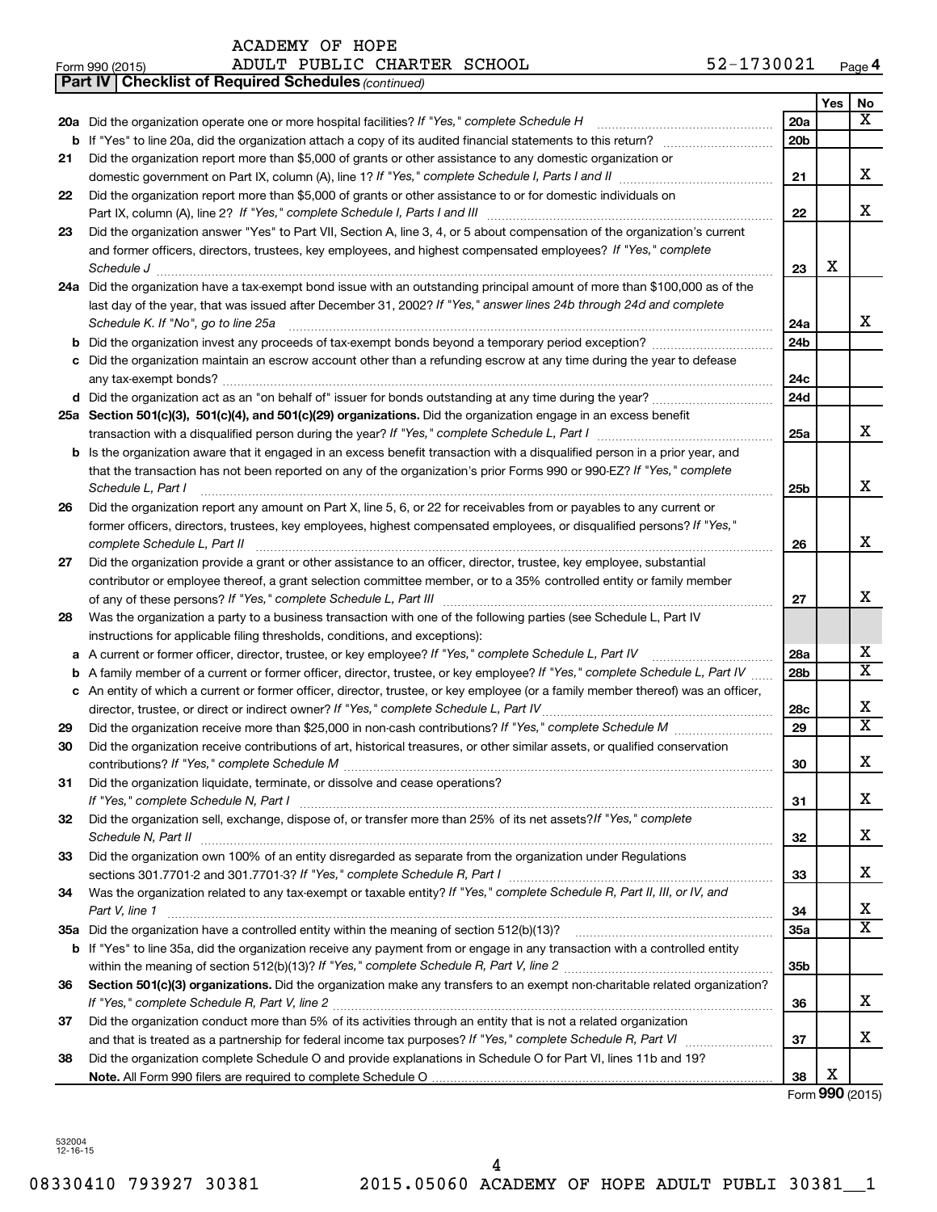ACADEMY OF HOPE

Form 990 (2015) ADULT PUBLIC CHARTER SCHOOL 52-1730021 Page **4**

**Part IV | Checklist of Required Schedules** *(continued)*

| | | | Yes | No |
|---|---|---|---|---|
| **20a** | Did the organization operate one or more hospital facilities? *If "Yes," complete Schedule H* | **20a** | | X |
| **b** | If "Yes" to line 20a, did the organization attach a copy of its audited financial statements to this return? | **20b** | | |
| **21** | Did the organization report more than $5,000 of grants or other assistance to any domestic organization or domestic government on Part IX, column (A), line 1? *If "Yes," complete Schedule I, Parts I and II* | **21** | | X |
| **22** | Did the organization report more than $5,000 of grants or other assistance to or for domestic individuals on Part IX, column (A), line 2? *If "Yes," complete Schedule I, Parts I and III* | **22** | | X |
| **23** | Did the organization answer "Yes" to Part VII, Section A, line 3, 4, or 5 about compensation of the organization's current and former officers, directors, trustees, key employees, and highest compensated employees? *If "Yes," complete Schedule J* | **23** | X | |
| **24a** | Did the organization have a tax-exempt bond issue with an outstanding principal amount of more than $100,000 as of the last day of the year, that was issued after December 31, 2002? *If "Yes," answer lines 24b through 24d and complete Schedule K. If "No", go to line 25a* | **24a** | | X |
| **b** | Did the organization invest any proceeds of tax-exempt bonds beyond a temporary period exception? | **24b** | | |
| **c** | Did the organization maintain an escrow account other than a refunding escrow at any time during the year to defease any tax-exempt bonds? | **24c** | | |
| **d** | Did the organization act as an "on behalf of" issuer for bonds outstanding at any time during the year? | **24d** | | |
| **25a** | **Section 501(c)(3), 501(c)(4), and 501(c)(29) organizations.** Did the organization engage in an excess benefit transaction with a disqualified person during the year? *If "Yes," complete Schedule L, Part I* | **25a** | | X |
| **b** | Is the organization aware that it engaged in an excess benefit transaction with a disqualified person in a prior year, and that the transaction has not been reported on any of the organization's prior Forms 990 or 990-EZ? *If "Yes," complete Schedule L, Part I* | **25b** | | X |
| **26** | Did the organization report any amount on Part X, line 5, 6, or 22 for receivables from or payables to any current or former officers, directors, trustees, key employees, highest compensated employees, or disqualified persons? *If "Yes," complete Schedule L, Part II* | **26** | | X |
| **27** | Did the organization provide a grant or other assistance to an officer, director, trustee, key employee, substantial contributor or employee thereof, a grant selection committee member, or to a 35% controlled entity or family member of any of these persons? *If "Yes," complete Schedule L, Part III* | **27** | | X |
| **28** | Was the organization a party to a business transaction with one of the following parties (see Schedule L, Part IV instructions for applicable filing thresholds, conditions, and exceptions): | | | |
| **a** | A current or former officer, director, trustee, or key employee? *If "Yes," complete Schedule L, Part IV* | **28a** | | X |
| **b** | A family member of a current or former officer, director, trustee, or key employee? *If "Yes," complete Schedule L, Part IV* | **28b** | | X |
| **c** | An entity of which a current or former officer, director, trustee, or key employee (or a family member thereof) was an officer, director, trustee, or direct or indirect owner? *If "Yes," complete Schedule L, Part IV* | **28c** | | X |
| **29** | Did the organization receive more than $25,000 in non-cash contributions? *If "Yes," complete Schedule M* | **29** | | X |
| **30** | Did the organization receive contributions of art, historical treasures, or other similar assets, or qualified conservation contributions? *If "Yes," complete Schedule M* | **30** | | X |
| **31** | Did the organization liquidate, terminate, or dissolve and cease operations? *If "Yes," complete Schedule N, Part I* | **31** | | X |
| **32** | Did the organization sell, exchange, dispose of, or transfer more than 25% of its net assets? *If "Yes," complete Schedule N, Part II* | **32** | | X |
| **33** | Did the organization own 100% of an entity disregarded as separate from the organization under Regulations sections 301.7701-2 and 301.7701-3? *If "Yes," complete Schedule R, Part I* | **33** | | X |
| **34** | Was the organization related to any tax-exempt or taxable entity? *If "Yes," complete Schedule R, Part II, III, or IV, and Part V, line 1* | **34** | | X |
| **35a** | Did the organization have a controlled entity within the meaning of section 512(b)(13)? | **35a** | | X |
| **b** | If "Yes" to line 35a, did the organization receive any payment from or engage in any transaction with a controlled entity within the meaning of section 512(b)(13)? *If "Yes," complete Schedule R, Part V, line 2* | **35b** | | |
| **36** | **Section 501(c)(3) organizations.** Did the organization make any transfers to an exempt non-charitable related organization? *If "Yes," complete Schedule R, Part V, line 2* | **36** | | X |
| **37** | Did the organization conduct more than 5% of its activities through an entity that is not a related organization and that is treated as a partnership for federal income tax purposes? *If "Yes," complete Schedule R, Part VI* | **37** | | X |
| **38** | Did the organization complete Schedule O and provide explanations in Schedule O for Part VI, lines 11b and 19? **Note.** All Form 990 filers are required to complete Schedule O | **38** | X | |

Form **990** (2015)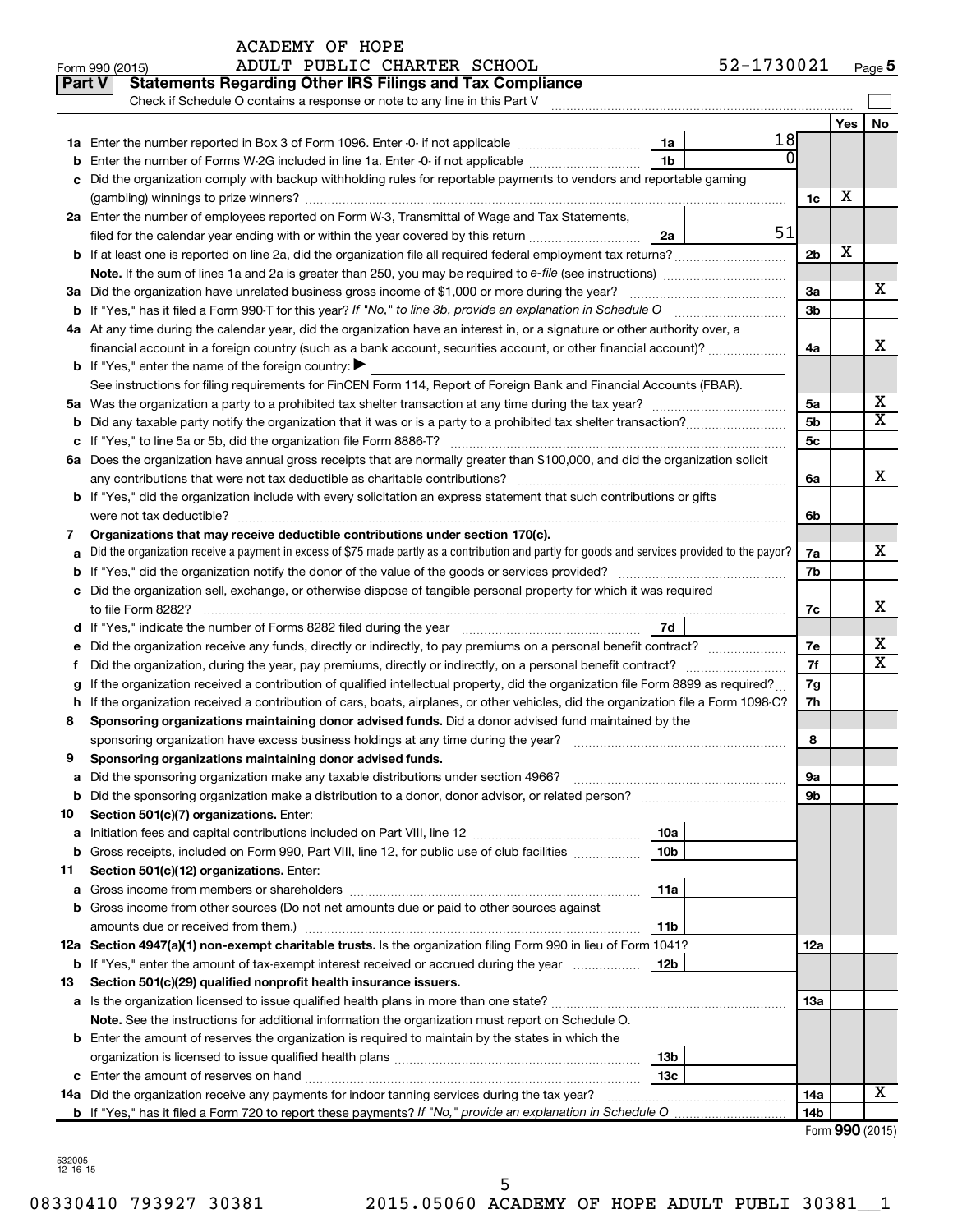Form 990 (2015) ACADEMY OF HOPE ADULT PUBLIC CHARTER SCHOOL 52-1730021 Page 5

**Part V Statements Regarding Other IRS Filings and Tax Compliance**

Check if Schedule O contains a response or note to any line in this Part V

| | | | | | Yes | No |
|---|---|---|---|---|---|---|
| **1a** | Enter the number reported in Box 3 of Form 1096. Enter -0- if not applicable | 1a | 18 | | | |
| **b** | Enter the number of Forms W-2G included in line 1a. Enter -0- if not applicable | 1b | 0 | | | |
| **c** | Did the organization comply with backup withholding rules for reportable payments to vendors and reportable gaming (gambling) winnings to prize winners? | | | 1c | X | |
| **2a** | Enter the number of employees reported on Form W-3, Transmittal of Wage and Tax Statements, filed for the calendar year ending with or within the year covered by this return | 2a | 51 | | | |
| **b** | If at least one is reported on line 2a, did the organization file all required federal employment tax returns? | | | 2b | X | |
| | **Note.** If the sum of lines 1a and 2a is greater than 250, you may be required to *e-file* (see instructions) | | | | | |
| **3a** | Did the organization have unrelated business gross income of $1,000 or more during the year? | | | 3a | | X |
| **b** | If "Yes," has it filed a Form 990-T for this year? *If "No," to line 3b, provide an explanation in Schedule O* | | | 3b | | |
| **4a** | At any time during the calendar year, did the organization have an interest in, or a signature or other authority over, a financial account in a foreign country (such as a bank account, securities account, or other financial account)? | | | 4a | | X |
| **b** | If "Yes," enter the name of the foreign country: ▶ | | | | | |
| | See instructions for filing requirements for FinCEN Form 114, Report of Foreign Bank and Financial Accounts (FBAR). | | | | | |
| **5a** | Was the organization a party to a prohibited tax shelter transaction at any time during the tax year? | | | 5a | | X |
| **b** | Did any taxable party notify the organization that it was or is a party to a prohibited tax shelter transaction? | | | 5b | | X |
| **c** | If "Yes," to line 5a or 5b, did the organization file Form 8886-T? | | | 5c | | |
| **6a** | Does the organization have annual gross receipts that are normally greater than $100,000, and did the organization solicit any contributions that were not tax deductible as charitable contributions? | | | 6a | | X |
| **b** | If "Yes," did the organization include with every solicitation an express statement that such contributions or gifts were not tax deductible? | | | 6b | | |
| **7** | **Organizations that may receive deductible contributions under section 170(c).** | | | | | |
| **a** | Did the organization receive a payment in excess of $75 made partly as a contribution and partly for goods and services provided to the payor? | | | 7a | | X |
| **b** | If "Yes," did the organization notify the donor of the value of the goods or services provided? | | | 7b | | |
| **c** | Did the organization sell, exchange, or otherwise dispose of tangible personal property for which it was required to file Form 8282? | | | 7c | | X |
| **d** | If "Yes," indicate the number of Forms 8282 filed during the year | 7d | | | | |
| **e** | Did the organization receive any funds, directly or indirectly, to pay premiums on a personal benefit contract? | | | 7e | | X |
| **f** | Did the organization, during the year, pay premiums, directly or indirectly, on a personal benefit contract? | | | 7f | | X |
| **g** | If the organization received a contribution of qualified intellectual property, did the organization file Form 8899 as required? | | | 7g | | |
| **h** | If the organization received a contribution of cars, boats, airplanes, or other vehicles, did the organization file a Form 1098-C? | | | 7h | | |
| **8** | **Sponsoring organizations maintaining donor advised funds.** Did a donor advised fund maintained by the sponsoring organization have excess business holdings at any time during the year? | | | 8 | | |
| **9** | **Sponsoring organizations maintaining donor advised funds.** | | | | | |
| **a** | Did the sponsoring organization make any taxable distributions under section 4966? | | | 9a | | |
| **b** | Did the sponsoring organization make a distribution to a donor, donor advisor, or related person? | | | 9b | | |
| **10** | **Section 501(c)(7) organizations.** Enter: | | | | | |
| **a** | Initiation fees and capital contributions included on Part VIII, line 12 | 10a | | | | |
| **b** | Gross receipts, included on Form 990, Part VIII, line 12, for public use of club facilities | 10b | | | | |
| **11** | **Section 501(c)(12) organizations.** Enter: | | | | | |
| **a** | Gross income from members or shareholders | 11a | | | | |
| **b** | Gross income from other sources (Do not net amounts due or paid to other sources against amounts due or received from them.) | 11b | | | | |
| **12a** | **Section 4947(a)(1) non-exempt charitable trusts.** Is the organization filing Form 990 in lieu of Form 1041? | | | 12a | | |
| **b** | If "Yes," enter the amount of tax-exempt interest received or accrued during the year | 12b | | | | |
| **13** | **Section 501(c)(29) qualified nonprofit health insurance issuers.** | | | | | |
| **a** | Is the organization licensed to issue qualified health plans in more than one state? | | | 13a | | |
| | **Note.** See the instructions for additional information the organization must report on Schedule O. | | | | | |
| **b** | Enter the amount of reserves the organization is required to maintain by the states in which the organization is licensed to issue qualified health plans | 13b | | | | |
| **c** | Enter the amount of reserves on hand | 13c | | | | |
| **14a** | Did the organization receive any payments for indoor tanning services during the tax year? | | | 14a | | X |
| **b** | If "Yes," has it filed a Form 720 to report these payments? *If "No," provide an explanation in Schedule O* | | | 14b | | |

Form **990** (2015)

532005 12-16-15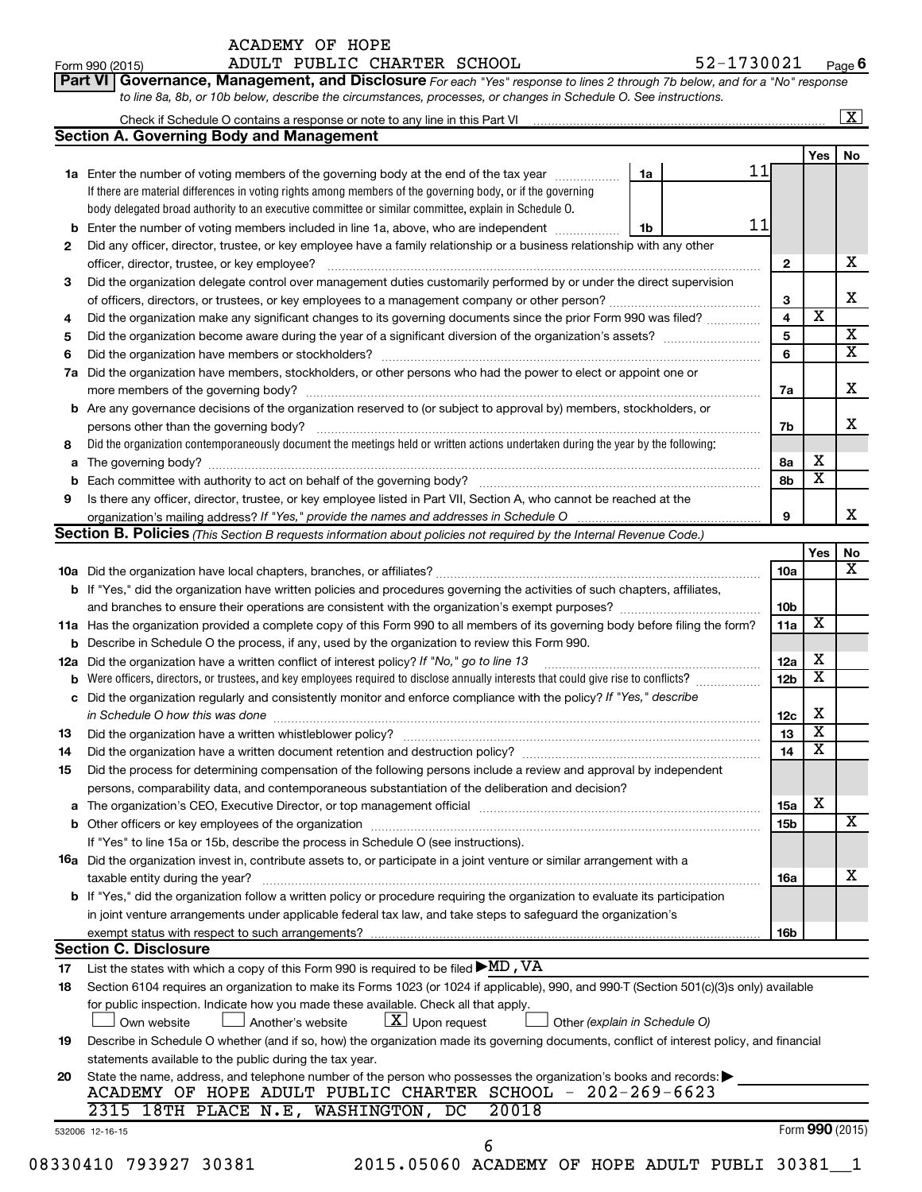ACADEMY OF HOPE

Form 990 (2015) ADULT PUBLIC CHARTER SCHOOL 52-1730021 Page 6

**Part VI Governance, Management, and Disclosure** *For each "Yes" response to lines 2 through 7b below, and for a "No" response to line 8a, 8b, or 10b below, describe the circumstances, processes, or changes in Schedule O. See instructions.*

Check if Schedule O contains a response or note to any line in this Part VI ..... [X]

**Section A. Governing Body and Management**

| | | | Yes | No |
|---|---|---|---|---|
| **1a** | Enter the number of voting members of the governing body at the end of the tax year ..... 1a 11. If there are material differences in voting rights among members of the governing body, or if the governing body delegated broad authority to an executive committee or similar committee, explain in Schedule O. | | | |
| **b** | Enter the number of voting members included in line 1a, above, who are independent ..... 1b 11 | | | |
| **2** | Did any officer, director, trustee, or key employee have a family relationship or a business relationship with any other officer, director, trustee, or key employee? | 2 | | X |
| **3** | Did the organization delegate control over management duties customarily performed by or under the direct supervision of officers, directors, or trustees, or key employees to a management company or other person? | 3 | | X |
| **4** | Did the organization make any significant changes to its governing documents since the prior Form 990 was filed? | 4 | X | |
| **5** | Did the organization become aware during the year of a significant diversion of the organization's assets? | 5 | | X |
| **6** | Did the organization have members or stockholders? | 6 | | X |
| **7a** | Did the organization have members, stockholders, or other persons who had the power to elect or appoint one or more members of the governing body? | 7a | | X |
| **b** | Are any governance decisions of the organization reserved to (or subject to approval by) members, stockholders, or persons other than the governing body? | 7b | | X |
| **8** | Did the organization contemporaneously document the meetings held or written actions undertaken during the year by the following: | | | |
| **a** | The governing body? | 8a | X | |
| **b** | Each committee with authority to act on behalf of the governing body? | 8b | X | |
| **9** | Is there any officer, director, trustee, or key employee listed in Part VII, Section A, who cannot be reached at the organization's mailing address? *If "Yes," provide the names and addresses in Schedule O* | 9 | | X |

**Section B. Policies** *(This Section B requests information about policies not required by the Internal Revenue Code.)*

| | | | Yes | No |
|---|---|---|---|---|
| **10a** | Did the organization have local chapters, branches, or affiliates? | 10a | | X |
| **b** | If "Yes," did the organization have written policies and procedures governing the activities of such chapters, affiliates, and branches to ensure their operations are consistent with the organization's exempt purposes? | 10b | | |
| **11a** | Has the organization provided a complete copy of this Form 990 to all members of its governing body before filing the form? | 11a | X | |
| **b** | Describe in Schedule O the process, if any, used by the organization to review this Form 990. | | | |
| **12a** | Did the organization have a written conflict of interest policy? *If "No," go to line 13* | 12a | X | |
| **b** | Were officers, directors, or trustees, and key employees required to disclose annually interests that could give rise to conflicts? | 12b | X | |
| **c** | Did the organization regularly and consistently monitor and enforce compliance with the policy? *If "Yes," describe in Schedule O how this was done* | 12c | X | |
| **13** | Did the organization have a written whistleblower policy? | 13 | X | |
| **14** | Did the organization have a written document retention and destruction policy? | 14 | X | |
| **15** | Did the process for determining compensation of the following persons include a review and approval by independent persons, comparability data, and contemporaneous substantiation of the deliberation and decision? | | | |
| **a** | The organization's CEO, Executive Director, or top management official | 15a | X | |
| **b** | Other officers or key employees of the organization | 15b | | X |
| | If "Yes" to line 15a or 15b, describe the process in Schedule O (see instructions). | | | |
| **16a** | Did the organization invest in, contribute assets to, or participate in a joint venture or similar arrangement with a taxable entity during the year? | 16a | | X |
| **b** | If "Yes," did the organization follow a written policy or procedure requiring the organization to evaluate its participation in joint venture arrangements under applicable federal tax law, and take steps to safeguard the organization's exempt status with respect to such arrangements? | 16b | | |

**Section C. Disclosure**

**17** List the states with which a copy of this Form 990 is required to be filed ▶MD, VA

**18** Section 6104 requires an organization to make its Forms 1023 (or 1024 if applicable), 990, and 990-T (Section 501(c)(3)s only) available for public inspection. Indicate how you made these available. Check all that apply.

[ ] Own website [ ] Another's website [X] Upon request [ ] Other *(explain in Schedule O)*

**19** Describe in Schedule O whether (and if so, how) the organization made its governing documents, conflict of interest policy, and financial statements available to the public during the tax year.

**20** State the name, address, and telephone number of the person who possesses the organization's books and records: ▶

ACADEMY OF HOPE ADULT PUBLIC CHARTER SCHOOL - 202-269-6623

2315 18TH PLACE N.E, WASHINGTON, DC 20018

532006 12-16-15 Form **990** (2015)

08330410 793927 30381 2015.05060 ACADEMY OF HOPE ADULT PUBLI 30381__1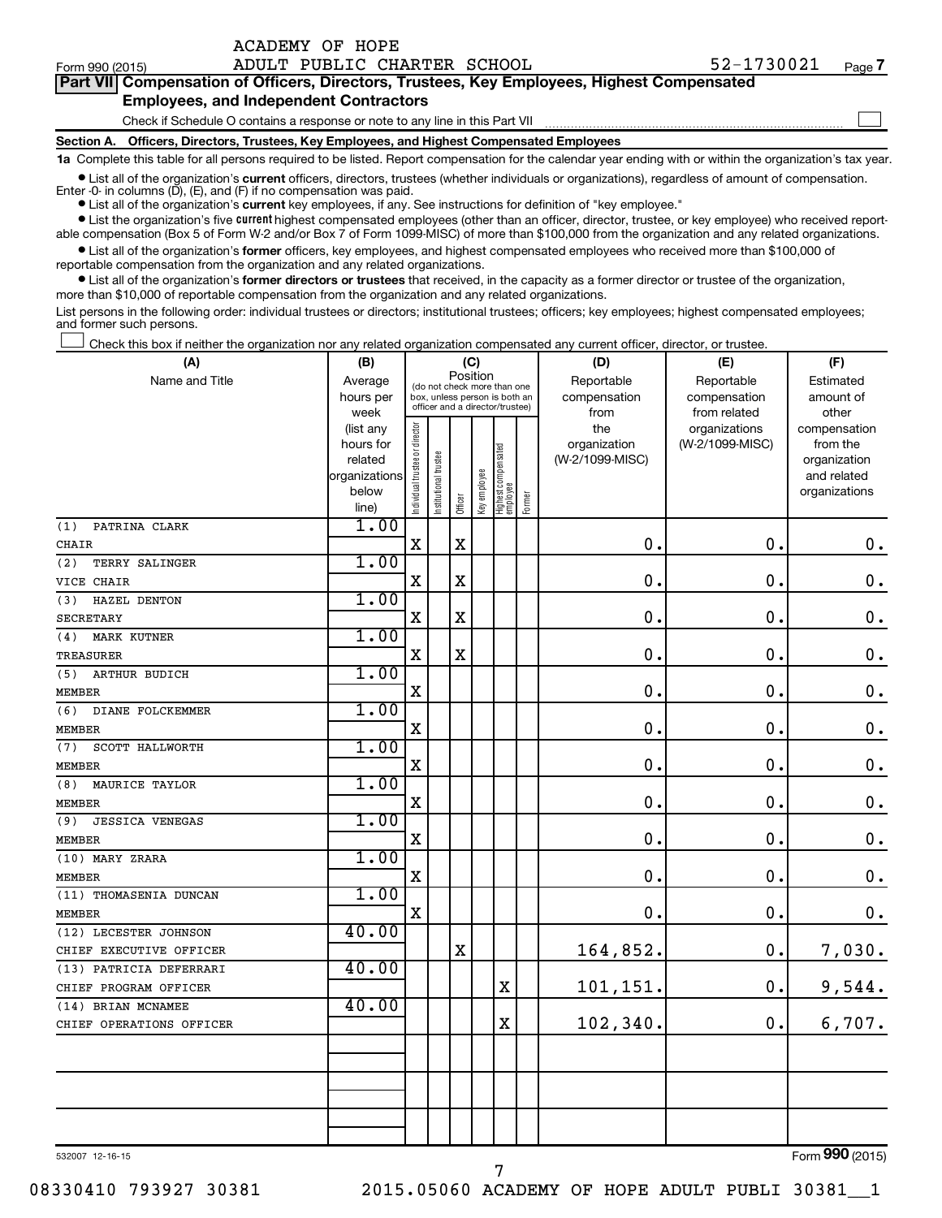ACADEMY OF HOPE
Form 990 (2015) ADULT PUBLIC CHARTER SCHOOL 52-1730021

**Part VII Compensation of Officers, Directors, Trustees, Key Employees, Highest Compensated Employees, and Independent Contractors**

Check if Schedule O contains a response or note to any line in this Part VII

**Section A. Officers, Directors, Trustees, Key Employees, and Highest Compensated Employees**

**1a** Complete this table for all persons required to be listed. Report compensation for the calendar year ending with or within the organization's tax year.

- List all of the organization's **current** officers, directors, trustees (whether individuals or organizations), regardless of amount of compensation. Enter -0- in columns (D), (E), and (F) if no compensation was paid.
- List all of the organization's **current** key employees, if any. See instructions for definition of "key employee."
- List the organization's five **current** highest compensated employees (other than an officer, director, trustee, or key employee) who received reportable compensation (Box 5 of Form W-2 and/or Box 7 of Form 1099-MISC) of more than $100,000 from the organization and any related organizations.
- List all of the organization's **former** officers, key employees, and highest compensated employees who received more than $100,000 of reportable compensation from the organization and any related organizations.
- List all of the organization's **former directors or trustees** that received, in the capacity as a former director or trustee of the organization, more than $10,000 of reportable compensation from the organization and any related organizations.

List persons in the following order: individual trustees or directors; institutional trustees; officers; key employees; highest compensated employees; and former such persons.

Check this box if neither the organization nor any related organization compensated any current officer, director, or trustee.

| (A) Name and Title | (B) Average hours per week (list any hours for related organizations below line) | (C) Position: Individual trustee or director | Institutional trustee | Officer | Key employee | Highest compensated employee | Former | (D) Reportable compensation from the organization (W-2/1099-MISC) | (E) Reportable compensation from related organizations (W-2/1099-MISC) | (F) Estimated amount of other compensation from the organization and related organizations |
|---|---|---|---|---|---|---|---|---|---|---|
| (1) PATRINA CLARK<br>CHAIR | 1.00 | X | | X | | | | 0. | 0. | 0. |
| (2) TERRY SALINGER<br>VICE CHAIR | 1.00 | X | | X | | | | 0. | 0. | 0. |
| (3) HAZEL DENTON<br>SECRETARY | 1.00 | X | | X | | | | 0. | 0. | 0. |
| (4) MARK KUTNER<br>TREASURER | 1.00 | X | | X | | | | 0. | 0. | 0. |
| (5) ARTHUR BUDICH<br>MEMBER | 1.00 | X | | | | | | 0. | 0. | 0. |
| (6) DIANE FOLCKEMMER<br>MEMBER | 1.00 | X | | | | | | 0. | 0. | 0. |
| (7) SCOTT HALLWORTH<br>MEMBER | 1.00 | X | | | | | | 0. | 0. | 0. |
| (8) MAURICE TAYLOR<br>MEMBER | 1.00 | X | | | | | | 0. | 0. | 0. |
| (9) JESSICA VENEGAS<br>MEMBER | 1.00 | X | | | | | | 0. | 0. | 0. |
| (10) MARY ZRARA<br>MEMBER | 1.00 | X | | | | | | 0. | 0. | 0. |
| (11) THOMASENIA DUNCAN<br>MEMBER | 1.00 | X | | | | | | 0. | 0. | 0. |
| (12) LECESTER JOHNSON<br>CHIEF EXECUTIVE OFFICER | 40.00 | | | X | | | | 164,852. | 0. | 7,030. |
| (13) PATRICIA DEFERRARI<br>CHIEF PROGRAM OFFICER | 40.00 | | | | | X | | 101,151. | 0. | 9,544. |
| (14) BRIAN MCNAMEE<br>CHIEF OPERATIONS OFFICER | 40.00 | | | | | X | | 102,340. | 0. | 6,707. |
| | | | | | | | | | | |
| | | | | | | | | | | |
| | | | | | | | | | | |

532007 12-16-15 Form **990** (2015)

08330410 793927 30381 2015.05060 ACADEMY OF HOPE ADULT PUBLI 30381__1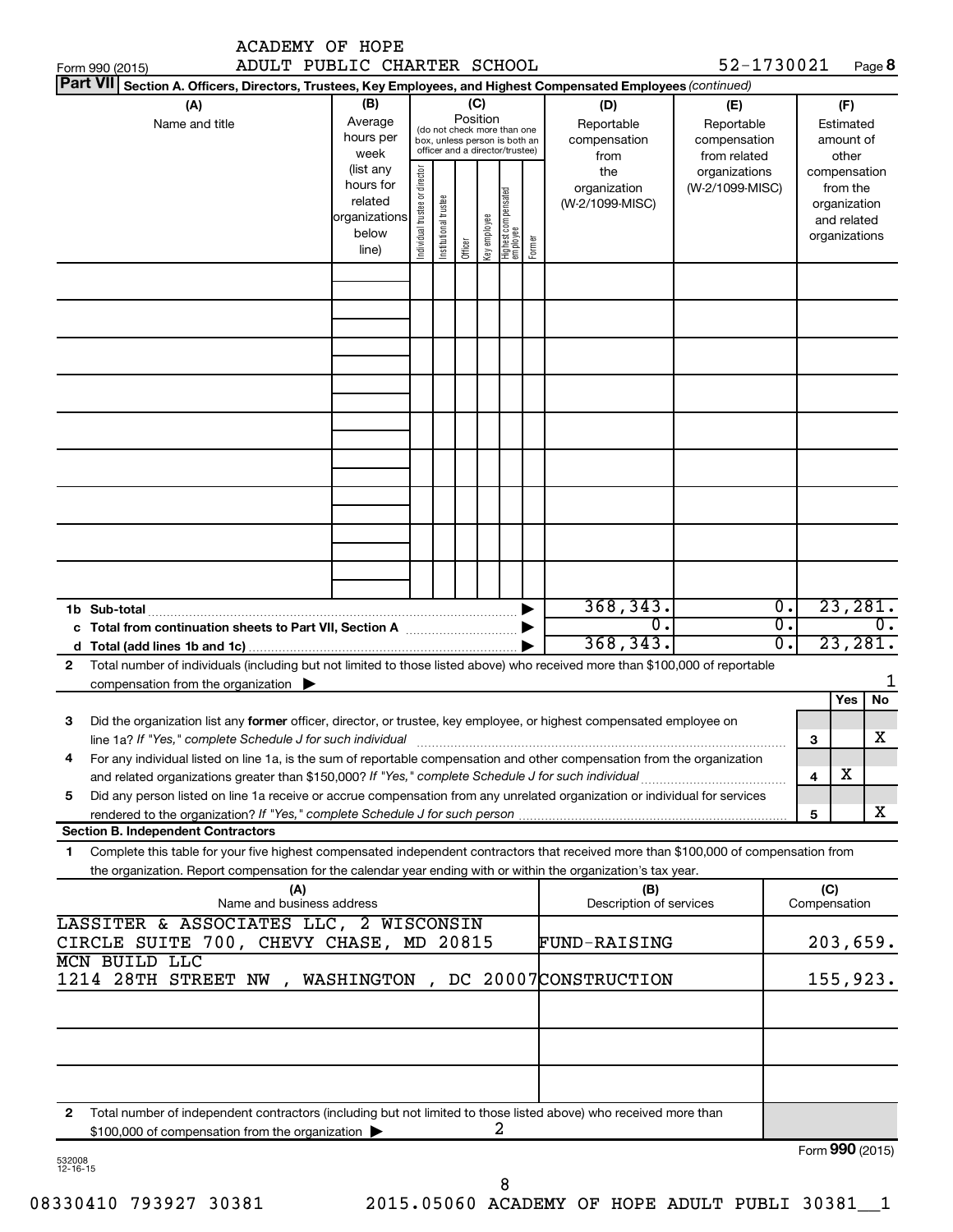ACADEMY OF HOPE
ADULT PUBLIC CHARTER SCHOOL

Form 990 (2015) 52-1730021 Page **8**

**Part VII** **Section A. Officers, Directors, Trustees, Key Employees, and Highest Compensated Employees** *(continued)*

| (A) Name and title | (B) Average hours per week (list any hours for related organizations below line) | (C) Position (do not check more than one box, unless person is both an officer and a director/trustee): Individual trustee or director | Institutional trustee | Officer | Key employee | Highest compensated employee | Former | (D) Reportable compensation from the organization (W-2/1099-MISC) | (E) Reportable compensation from related organizations (W-2/1099-MISC) | (F) Estimated amount of other compensation from the organization and related organizations |
|---|---|---|---|---|---|---|---|---|---|---|
| | | | | | | | | | | |
| | | | | | | | | | | |
| | | | | | | | | | | |
| | | | | | | | | | | |
| | | | | | | | | | | |
| | | | | | | | | | | |
| | | | | | | | | | | |
| | | | | | | | | | | |
| | | | | | | | | | | |
| **1b Sub-total** | | | | | | | | 368,343. | 0. | 23,281. |
| **c Total from continuation sheets to Part VII, Section A** | | | | | | | | 0. | 0. | 0. |
| **d Total (add lines 1b and 1c)** | | | | | | | | 368,343. | 0. | 23,281. |

**2** Total number of individuals (including but not limited to those listed above) who received more than $100,000 of reportable compensation from the organization ▶ 1

| | | | Yes | No |
|---|---|---|---|---|
| **3** | Did the organization list any **former** officer, director, or trustee, key employee, or highest compensated employee on line 1a? *If "Yes," complete Schedule J for such individual* | **3** | | X |
| **4** | For any individual listed on line 1a, is the sum of reportable compensation and other compensation from the organization and related organizations greater than $150,000? *If "Yes," complete Schedule J for such individual* | **4** | X | |
| **5** | Did any person listed on line 1a receive or accrue compensation from any unrelated organization or individual for services rendered to the organization? *If "Yes," complete Schedule J for such person* | **5** | | X |

**Section B. Independent Contractors**

**1** Complete this table for your five highest compensated independent contractors that received more than $100,000 of compensation from the organization. Report compensation for the calendar year ending with or within the organization's tax year.

| (A) Name and business address | (B) Description of services | (C) Compensation |
|---|---|---|
| LASSITER & ASSOCIATES LLC, 2 WISCONSIN CIRCLE SUITE 700, CHEVY CHASE, MD 20815 | FUND-RAISING | 203,659. |
| MCN BUILD LLC 1214 28TH STREET NW , WASHINGTON , DC 20007 | CONSTRUCTION | 155,923. |
| | | |
| | | |
| | | |

**2** Total number of independent contractors (including but not limited to those listed above) who received more than $100,000 of compensation from the organization ▶ 2

Form **990** (2015)

532008 12-16-15

08330410 793927 30381 2015.05060 ACADEMY OF HOPE ADULT PUBLI 30381__1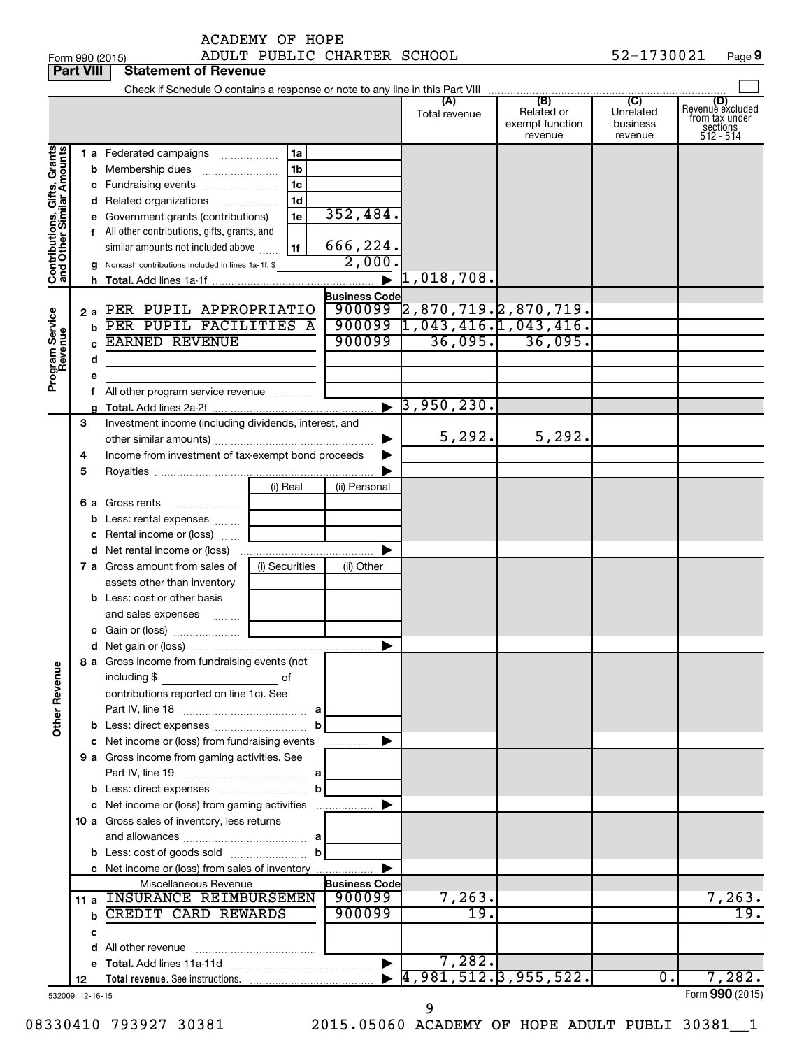ACADEMY OF HOPE
Form 990 (2015) ADULT PUBLIC CHARTER SCHOOL 52-1730021 Page **9**

## Part VIII Statement of Revenue

Check if Schedule O contains a response or note to any line in this Part VIII

| | | | | (A) Total revenue | (B) Related or exempt function revenue | (C) Unrelated business revenue | (D) Revenue excluded from tax under sections 512 - 514 |
|---|---|---|---|---|---|---|---|
| **Contributions, Gifts, Grants and Other Similar Amounts** | 1 a Federated campaigns | 1a | | | | | |
| | b Membership dues | 1b | | | | | |
| | c Fundraising events | 1c | | | | | |
| | d Related organizations | 1d | | | | | |
| | e Government grants (contributions) | 1e | 352,484. | | | | |
| | f All other contributions, gifts, grants, and similar amounts not included above | 1f | 666,224. | | | | |
| | g Noncash contributions included in lines 1a-1f: $ | | 2,000. | | | | |
| | h **Total.** Add lines 1a-1f | | | 1,018,708. | | | |
| **Program Service Revenue** | | | **Business Code** | | | | |
| | 2 a PER PUPIL APPROPRIATIO | | 900099 | 2,870,719. | 2,870,719. | | |
| | b PER PUPIL FACILITIES A | | 900099 | 1,043,416. | 1,043,416. | | |
| | c EARNED REVENUE | | 900099 | 36,095. | 36,095. | | |
| | d | | | | | | |
| | e | | | | | | |
| | f All other program service revenue | | | | | | |
| | g **Total.** Add lines 2a-2f | | | 3,950,230. | | | |
| | 3 Investment income (including dividends, interest, and other similar amounts) | | | 5,292. | 5,292. | | |
| | 4 Income from investment of tax-exempt bond proceeds | | | | | | |
| | 5 Royalties | | | | | | |
| | | (i) Real | (ii) Personal | | | | |
| | 6 a Gross rents | | | | | | |
| | b Less: rental expenses | | | | | | |
| | c Rental income or (loss) | | | | | | |
| | d Net rental income or (loss) | | | | | | |
| | 7 a Gross amount from sales of assets other than inventory | (i) Securities | (ii) Other | | | | |
| | b Less: cost or other basis and sales expenses | | | | | | |
| | c Gain or (loss) | | | | | | |
| | d Net gain or (loss) | | | | | | |
| **Other Revenue** | 8 a Gross income from fundraising events (not including $ of contributions reported on line 1c). See Part IV, line 18 | a | | | | | |
| | b Less: direct expenses | b | | | | | |
| | c Net income or (loss) from fundraising events | | | | | | |
| | 9 a Gross income from gaming activities. See Part IV, line 19 | a | | | | | |
| | b Less: direct expenses | b | | | | | |
| | c Net income or (loss) from gaming activities | | | | | | |
| | 10 a Gross sales of inventory, less returns and allowances | a | | | | | |
| | b Less: cost of goods sold | b | | | | | |
| | c Net income or (loss) from sales of inventory | | | | | | |
| | Miscellaneous Revenue | | **Business Code** | | | | |
| | 11 a INSURANCE REIMBURSEMEN | | 900099 | 7,263. | | | 7,263. |
| | b CREDIT CARD REWARDS | | 900099 | 19. | | | 19. |
| | c | | | | | | |
| | d All other revenue | | | | | | |
| | e **Total.** Add lines 11a-11d | | | 7,282. | | | |
| | 12 **Total revenue.** See instructions. | | | 4,981,512. | 3,955,522. | 0. | 7,282. |

532009 12-16-15 Form **990** (2015)

08330410 793927 30381 2015.05060 ACADEMY OF HOPE ADULT PUBLI 30381__1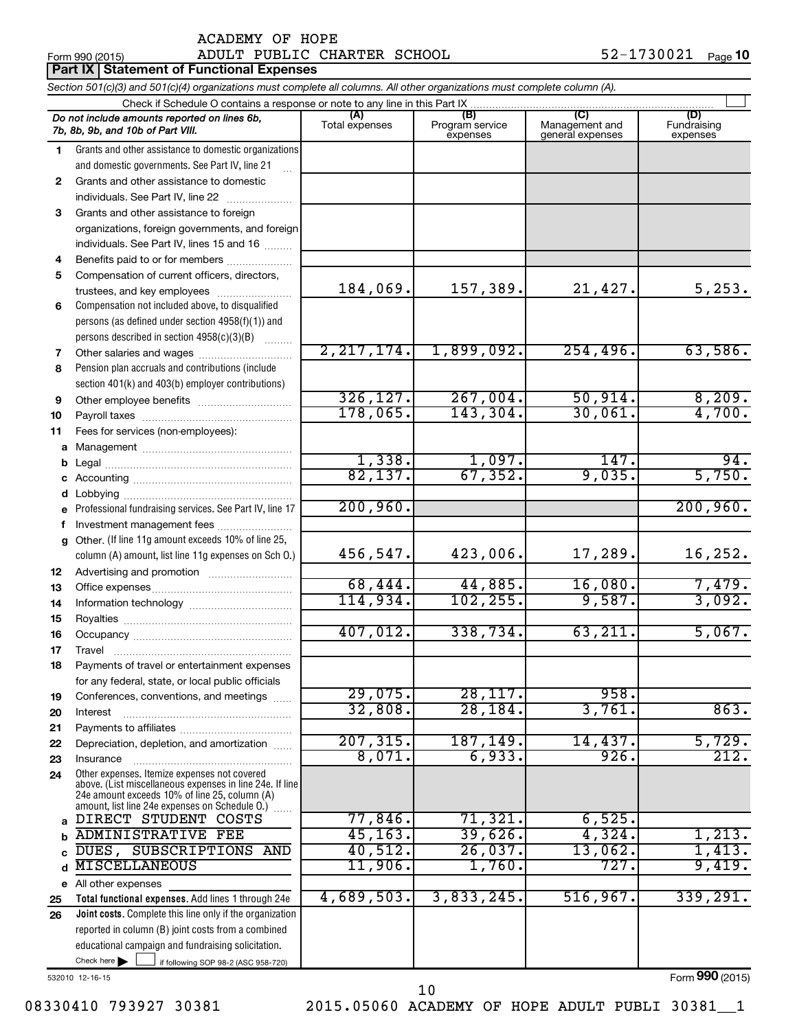ACADEMY OF HOPE
Form 990 (2015) ADULT PUBLIC CHARTER SCHOOL 52-1730021 Page **10**

## Part IX Statement of Functional Expenses

*Section 501(c)(3) and 501(c)(4) organizations must complete all columns. All other organizations must complete column (A).*

Check if Schedule O contains a response or note to any line in this Part IX

| *Do not include amounts reported on lines 6b, 7b, 8b, 9b, and 10b of Part VIII.* | (A) Total expenses | (B) Program service expenses | (C) Management and general expenses | (D) Fundraising expenses |
|---|---|---|---|---|
| **1** Grants and other assistance to domestic organizations and domestic governments. See Part IV, line 21 | | | | |
| **2** Grants and other assistance to domestic individuals. See Part IV, line 22 | | | | |
| **3** Grants and other assistance to foreign organizations, foreign governments, and foreign individuals. See Part IV, lines 15 and 16 | | | | |
| **4** Benefits paid to or for members | | | | |
| **5** Compensation of current officers, directors, trustees, and key employees | 184,069. | 157,389. | 21,427. | 5,253. |
| **6** Compensation not included above, to disqualified persons (as defined under section 4958(f)(1)) and persons described in section 4958(c)(3)(B) | | | | |
| **7** Other salaries and wages | 2,217,174. | 1,899,092. | 254,496. | 63,586. |
| **8** Pension plan accruals and contributions (include section 401(k) and 403(b) employer contributions) | | | | |
| **9** Other employee benefits | 326,127. | 267,004. | 50,914. | 8,209. |
| **10** Payroll taxes | 178,065. | 143,304. | 30,061. | 4,700. |
| **11** Fees for services (non-employees): | | | | |
| **a** Management | | | | |
| **b** Legal | 1,338. | 1,097. | 147. | 94. |
| **c** Accounting | 82,137. | 67,352. | 9,035. | 5,750. |
| **d** Lobbying | | | | |
| **e** Professional fundraising services. See Part IV, line 17 | 200,960. | | | 200,960. |
| **f** Investment management fees | | | | |
| **g** Other. (If line 11g amount exceeds 10% of line 25, column (A) amount, list line 11g expenses on Sch O.) | 456,547. | 423,006. | 17,289. | 16,252. |
| **12** Advertising and promotion | | | | |
| **13** Office expenses | 68,444. | 44,885. | 16,080. | 7,479. |
| **14** Information technology | 114,934. | 102,255. | 9,587. | 3,092. |
| **15** Royalties | | | | |
| **16** Occupancy | 407,012. | 338,734. | 63,211. | 5,067. |
| **17** Travel | | | | |
| **18** Payments of travel or entertainment expenses for any federal, state, or local public officials | | | | |
| **19** Conferences, conventions, and meetings | 29,075. | 28,117. | 958. | |
| **20** Interest | 32,808. | 28,184. | 3,761. | 863. |
| **21** Payments to affiliates | | | | |
| **22** Depreciation, depletion, and amortization | 207,315. | 187,149. | 14,437. | 5,729. |
| **23** Insurance | 8,071. | 6,933. | 926. | 212. |
| **24** Other expenses. Itemize expenses not covered above. (List miscellaneous expenses in line 24e. If line 24e amount exceeds 10% of line 25, column (A) amount, list line 24e expenses on Schedule O.) | | | | |
| **a** DIRECT STUDENT COSTS | 77,846. | 71,321. | 6,525. | |
| **b** ADMINISTRATIVE FEE | 45,163. | 39,626. | 4,324. | 1,213. |
| **c** DUES, SUBSCRIPTIONS AND | 40,512. | 26,037. | 13,062. | 1,413. |
| **d** MISCELLANEOUS | 11,906. | 1,760. | 727. | 9,419. |
| **e** All other expenses | | | | |
| **25** **Total functional expenses.** Add lines 1 through 24e | 4,689,503. | 3,833,245. | 516,967. | 339,291. |
| **26** **Joint costs.** Complete this line only if the organization reported in column (B) joint costs from a combined educational campaign and fundraising solicitation. Check here ☐ if following SOP 98-2 (ASC 958-720) | | | | |

532010 12-16-15

Form **990** (2015)

08330410 793927 30381 2015.05060 ACADEMY OF HOPE ADULT PUBLI 30381__1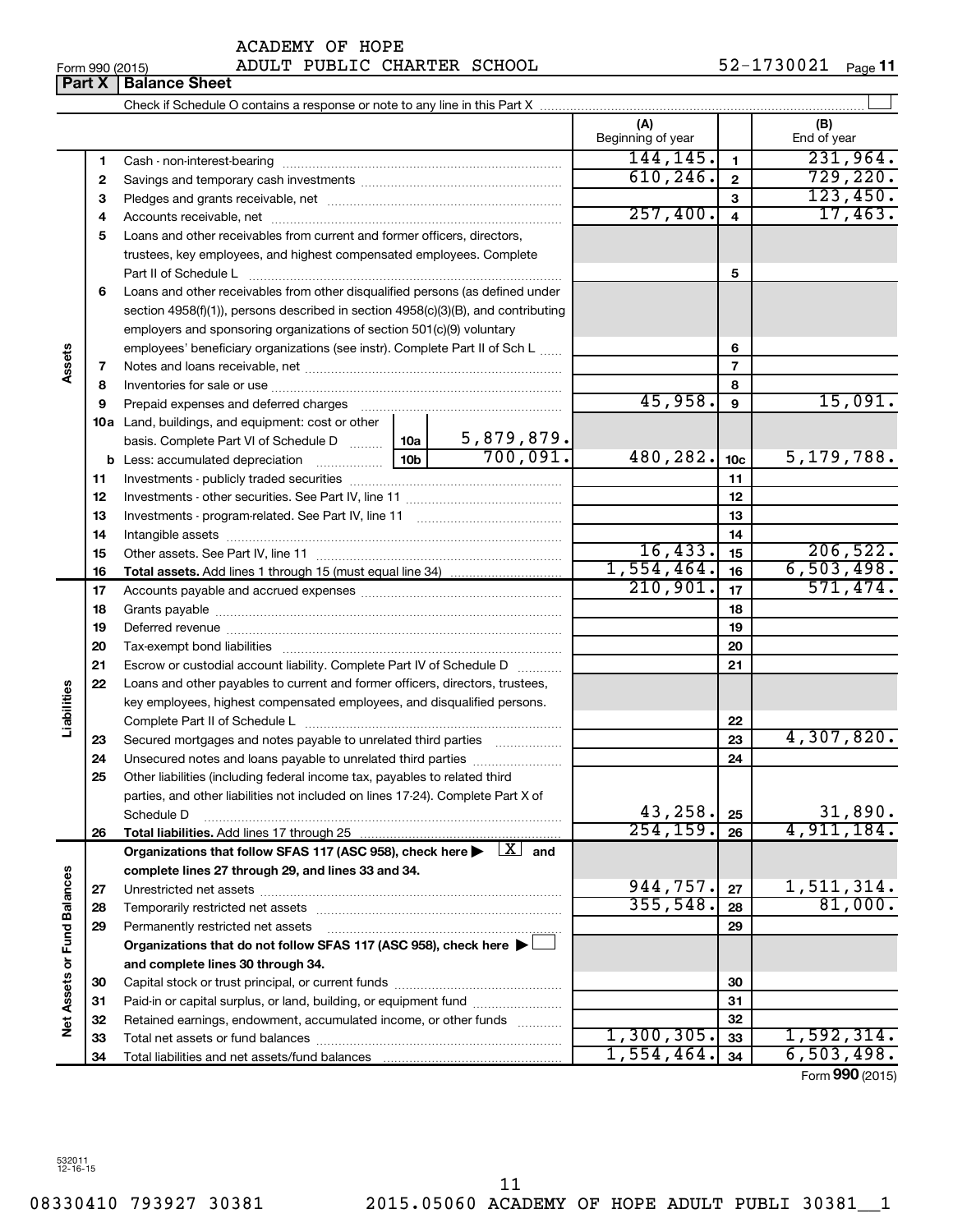ACADEMY OF HOPE

Form 990 (2015) ADULT PUBLIC CHARTER SCHOOL 52-1730021 Page **11**

## Part X | Balance Sheet

Check if Schedule O contains a response or note to any line in this Part X

| | | | | (A) Beginning of year | | (B) End of year |
|---|---|---|---|---|---|---|
| **Assets** | 1 | Cash - non-interest-bearing | | 144,145. | 1 | 231,964. |
| | 2 | Savings and temporary cash investments | | 610,246. | 2 | 729,220. |
| | 3 | Pledges and grants receivable, net | | | 3 | 123,450. |
| | 4 | Accounts receivable, net | | 257,400. | 4 | 17,463. |
| | 5 | Loans and other receivables from current and former officers, directors, trustees, key employees, and highest compensated employees. Complete Part II of Schedule L | | | 5 | |
| | 6 | Loans and other receivables from other disqualified persons (as defined under section 4958(f)(1)), persons described in section 4958(c)(3)(B), and contributing employers and sponsoring organizations of section 501(c)(9) voluntary employees' beneficiary organizations (see instr). Complete Part II of Sch L | | | 6 | |
| | 7 | Notes and loans receivable, net | | | 7 | |
| | 8 | Inventories for sale or use | | | 8 | |
| | 9 | Prepaid expenses and deferred charges | | 45,958. | 9 | 15,091. |
| | 10a | Land, buildings, and equipment: cost or other basis. Complete Part VI of Schedule D | 10a 5,879,879. | | | |
| | b | Less: accumulated depreciation | 10b 700,091. | 480,282. | 10c | 5,179,788. |
| | 11 | Investments - publicly traded securities | | | 11 | |
| | 12 | Investments - other securities. See Part IV, line 11 | | | 12 | |
| | 13 | Investments - program-related. See Part IV, line 11 | | | 13 | |
| | 14 | Intangible assets | | | 14 | |
| | 15 | Other assets. See Part IV, line 11 | | 16,433. | 15 | 206,522. |
| | 16 | **Total assets.** Add lines 1 through 15 (must equal line 34) | | 1,554,464. | 16 | 6,503,498. |
| **Liabilities** | 17 | Accounts payable and accrued expenses | | 210,901. | 17 | 571,474. |
| | 18 | Grants payable | | | 18 | |
| | 19 | Deferred revenue | | | 19 | |
| | 20 | Tax-exempt bond liabilities | | | 20 | |
| | 21 | Escrow or custodial account liability. Complete Part IV of Schedule D | | | 21 | |
| | 22 | Loans and other payables to current and former officers, directors, trustees, key employees, highest compensated employees, and disqualified persons. Complete Part II of Schedule L | | | 22 | |
| | 23 | Secured mortgages and notes payable to unrelated third parties | | | 23 | 4,307,820. |
| | 24 | Unsecured notes and loans payable to unrelated third parties | | | 24 | |
| | 25 | Other liabilities (including federal income tax, payables to related third parties, and other liabilities not included on lines 17-24). Complete Part X of Schedule D | | 43,258. | 25 | 31,890. |
| | 26 | **Total liabilities.** Add lines 17 through 25 | | 254,159. | 26 | 4,911,184. |
| **Net Assets or Fund Balances** | | **Organizations that follow SFAS 117 (ASC 958), check here ▶ [X] and complete lines 27 through 29, and lines 33 and 34.** | | | | |
| | 27 | Unrestricted net assets | | 944,757. | 27 | 1,511,314. |
| | 28 | Temporarily restricted net assets | | 355,548. | 28 | 81,000. |
| | 29 | Permanently restricted net assets | | | 29 | |
| | | **Organizations that do not follow SFAS 117 (ASC 958), check here ▶ [ ] and complete lines 30 through 34.** | | | | |
| | 30 | Capital stock or trust principal, or current funds | | | 30 | |
| | 31 | Paid-in or capital surplus, or land, building, or equipment fund | | | 31 | |
| | 32 | Retained earnings, endowment, accumulated income, or other funds | | | 32 | |
| | 33 | Total net assets or fund balances | | 1,300,305. | 33 | 1,592,314. |
| | 34 | Total liabilities and net assets/fund balances | | 1,554,464. | 34 | 6,503,498. |

Form **990** (2015)

532011 12-16-15

08330410 793927 30381 2015.05060 ACADEMY OF HOPE ADULT PUBLI 30381__1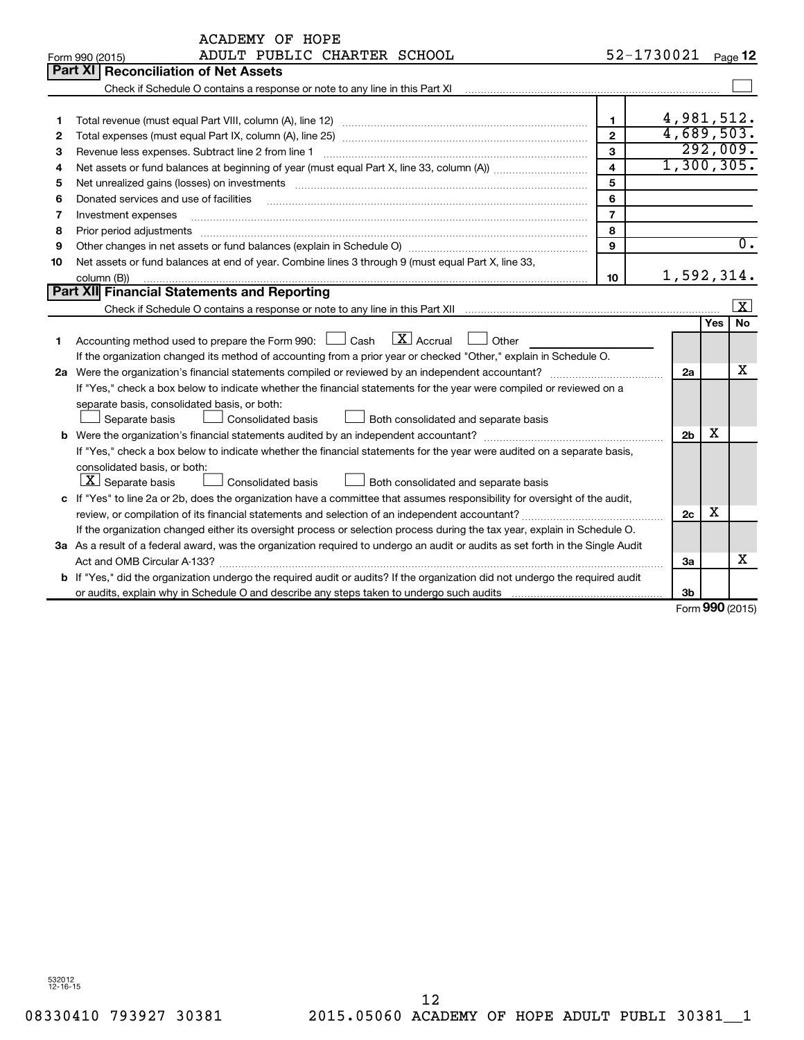ACADEMY OF HOPE
Form 990 (2015) ADULT PUBLIC CHARTER SCHOOL 52-1730021 Page **12**

## Part XI Reconciliation of Net Assets

Check if Schedule O contains a response or note to any line in this Part XI ☐

| | | | |
|---|---|---|---|
| 1 | Total revenue (must equal Part VIII, column (A), line 12) | 1 | 4,981,512. |
| 2 | Total expenses (must equal Part IX, column (A), line 25) | 2 | 4,689,503. |
| 3 | Revenue less expenses. Subtract line 2 from line 1 | 3 | 292,009. |
| 4 | Net assets or fund balances at beginning of year (must equal Part X, line 33, column (A)) | 4 | 1,300,305. |
| 5 | Net unrealized gains (losses) on investments | 5 | |
| 6 | Donated services and use of facilities | 6 | |
| 7 | Investment expenses | 7 | |
| 8 | Prior period adjustments | 8 | |
| 9 | Other changes in net assets or fund balances (explain in Schedule O) | 9 | 0. |
| 10 | Net assets or fund balances at end of year. Combine lines 3 through 9 (must equal Part X, line 33, column (B)) | 10 | 1,592,314. |

## Part XII Financial Statements and Reporting

Check if Schedule O contains a response or note to any line in this Part XII ☒

| | | | Yes | No |
|---|---|---|---|---|
| 1 | Accounting method used to prepare the Form 990: ☐ Cash ☒ Accrual ☐ Other | | | |
| | If the organization changed its method of accounting from a prior year or checked "Other," explain in Schedule O. | | | |
| 2a | Were the organization's financial statements compiled or reviewed by an independent accountant? | 2a | | X |
| | If "Yes," check a box below to indicate whether the financial statements for the year were compiled or reviewed on a separate basis, consolidated basis, or both: ☐ Separate basis ☐ Consolidated basis ☐ Both consolidated and separate basis | | | |
| b | Were the organization's financial statements audited by an independent accountant? | 2b | X | |
| | If "Yes," check a box below to indicate whether the financial statements for the year were audited on a separate basis, consolidated basis, or both: ☒ Separate basis ☐ Consolidated basis ☐ Both consolidated and separate basis | | | |
| c | If "Yes" to line 2a or 2b, does the organization have a committee that assumes responsibility for oversight of the audit, review, or compilation of its financial statements and selection of an independent accountant? | 2c | X | |
| | If the organization changed either its oversight process or selection process during the tax year, explain in Schedule O. | | | |
| 3a | As a result of a federal award, was the organization required to undergo an audit or audits as set forth in the Single Audit Act and OMB Circular A-133? | 3a | | X |
| b | If "Yes," did the organization undergo the required audit or audits? If the organization did not undergo the required audit or audits, explain why in Schedule O and describe any steps taken to undergo such audits | 3b | | |

Form **990** (2015)

532012 12-16-15

08330410 793927 30381 2015.05060 ACADEMY OF HOPE ADULT PUBLI 30381__1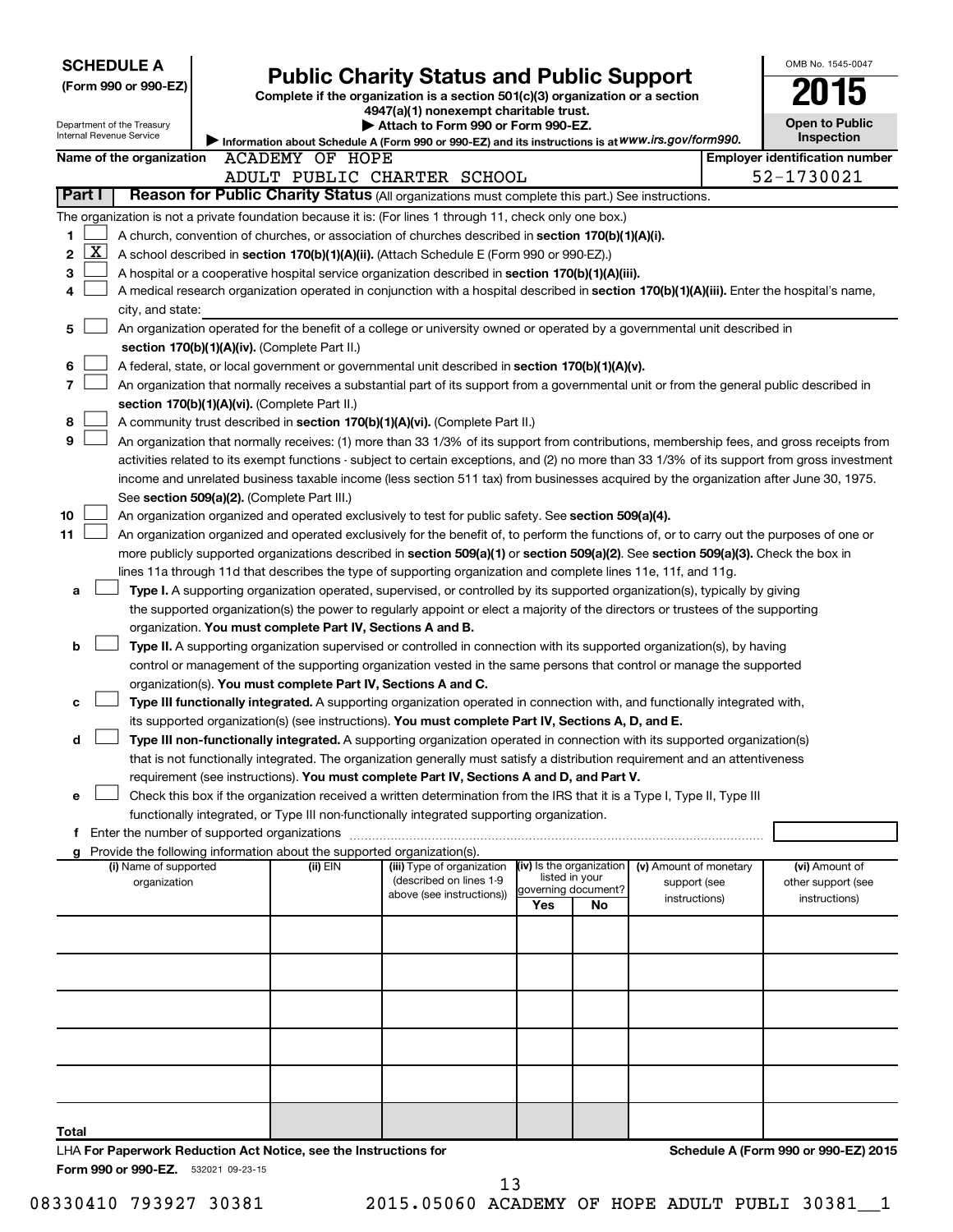**SCHEDULE A**
**(Form 990 or 990-EZ)**

Department of the Treasury
Internal Revenue Service

# Public Charity Status and Public Support

**Complete if the organization is a section 501(c)(3) organization or a section 4947(a)(1) nonexempt charitable trust.**
**▶ Attach to Form 990 or Form 990-EZ.**
▶ Information about Schedule A (Form 990 or 990-EZ) and its instructions is at *www.irs.gov/form990.*

OMB No. 1545-0047
**2015**
**Open to Public Inspection**

**Name of the organization** ACADEMY OF HOPE ADULT PUBLIC CHARTER SCHOOL

**Employer identification number** 52-1730021

## Part I Reason for Public Charity Status (All organizations must complete this part.) See instructions.

The organization is not a private foundation because it is: (For lines 1 through 11, check only one box.)

1. [ ] A church, convention of churches, or association of churches described in **section 170(b)(1)(A)(i).**
2. [X] A school described in **section 170(b)(1)(A)(ii).** (Attach Schedule E (Form 990 or 990-EZ).)
3. [ ] A hospital or a cooperative hospital service organization described in **section 170(b)(1)(A)(iii).**
4. [ ] A medical research organization operated in conjunction with a hospital described in **section 170(b)(1)(A)(iii).** Enter the hospital's name, city, and state:
5. [ ] An organization operated for the benefit of a college or university owned or operated by a governmental unit described in **section 170(b)(1)(A)(iv).** (Complete Part II.)
6. [ ] A federal, state, or local government or governmental unit described in **section 170(b)(1)(A)(v).**
7. [ ] An organization that normally receives a substantial part of its support from a governmental unit or from the general public described in **section 170(b)(1)(A)(vi).** (Complete Part II.)
8. [ ] A community trust described in **section 170(b)(1)(A)(vi).** (Complete Part II.)
9. [ ] An organization that normally receives: (1) more than 33 1/3% of its support from contributions, membership fees, and gross receipts from activities related to its exempt functions - subject to certain exceptions, and (2) no more than 33 1/3% of its support from gross investment income and unrelated business taxable income (less section 511 tax) from businesses acquired by the organization after June 30, 1975. See **section 509(a)(2).** (Complete Part III.)
10. [ ] An organization organized and operated exclusively to test for public safety. See **section 509(a)(4).**
11. [ ] An organization organized and operated exclusively for the benefit of, to perform the functions of, or to carry out the purposes of one or more publicly supported organizations described in **section 509(a)(1)** or **section 509(a)(2).** See **section 509(a)(3).** Check the box in lines 11a through 11d that describes the type of supporting organization and complete lines 11e, 11f, and 11g.
   - **a** [ ] **Type I.** A supporting organization operated, supervised, or controlled by its supported organization(s), typically by giving the supported organization(s) the power to regularly appoint or elect a majority of the directors or trustees of the supporting organization. **You must complete Part IV, Sections A and B.**
   - **b** [ ] **Type II.** A supporting organization supervised or controlled in connection with its supported organization(s), by having control or management of the supporting organization vested in the same persons that control or manage the supported organization(s). **You must complete Part IV, Sections A and C.**
   - **c** [ ] **Type III functionally integrated.** A supporting organization operated in connection with, and functionally integrated with, its supported organization(s) (see instructions). **You must complete Part IV, Sections A, D, and E.**
   - **d** [ ] **Type III non-functionally integrated.** A supporting organization operated in connection with its supported organization(s) that is not functionally integrated. The organization generally must satisfy a distribution requirement and an attentiveness requirement (see instructions). **You must complete Part IV, Sections A and D, and Part V.**
   - **e** [ ] Check this box if the organization received a written determination from the IRS that it is a Type I, Type II, Type III functionally integrated, or Type III non-functionally integrated supporting organization.
   - **f** Enter the number of supported organizations
   - **g** Provide the following information about the supported organization(s).

| (i) Name of supported organization | (ii) EIN | (iii) Type of organization (described on lines 1-9 above (see instructions)) | (iv) Is the organization listed in your governing document? Yes | No | (v) Amount of monetary support (see instructions) | (vi) Amount of other support (see instructions) |
|---|---|---|---|---|---|---|
| | | | | | | |
| | | | | | | |
| | | | | | | |
| | | | | | | |
| | | | | | | |
| Total | | | | | | |

LHA **For Paperwork Reduction Act Notice, see the Instructions for Form 990 or 990-EZ.** 532021 09-23-15

**Schedule A (Form 990 or 990-EZ) 2015**

08330410 793927 30381 2015.05060 ACADEMY OF HOPE ADULT PUBLI 30381__1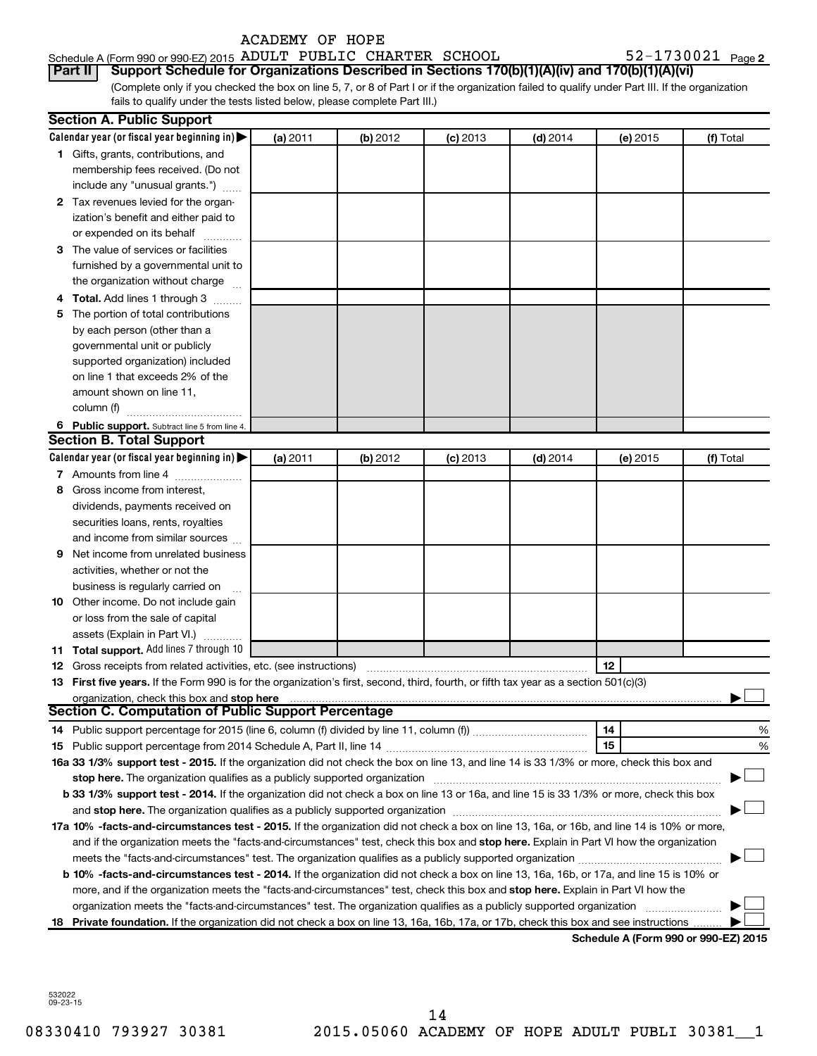ACADEMY OF HOPE

Schedule A (Form 990 or 990-EZ) 2015 ADULT PUBLIC CHARTER SCHOOL 52-1730021 Page 2

**Part II** **Support Schedule for Organizations Described in Sections 170(b)(1)(A)(iv) and 170(b)(1)(A)(vi)**

(Complete only if you checked the box on line 5, 7, or 8 of Part I or if the organization failed to qualify under Part III. If the organization fails to qualify under the tests listed below, please complete Part III.)

## Section A. Public Support

| Calendar year (or fiscal year beginning in) ▶ | (a) 2011 | (b) 2012 | (c) 2013 | (d) 2014 | (e) 2015 | (f) Total |
|---|---|---|---|---|---|---|
| **1** Gifts, grants, contributions, and membership fees received. (Do not include any "unusual grants.") | | | | | | |
| **2** Tax revenues levied for the organization's benefit and either paid to or expended on its behalf | | | | | | |
| **3** The value of services or facilities furnished by a governmental unit to the organization without charge | | | | | | |
| **4 Total.** Add lines 1 through 3 | | | | | | |
| **5** The portion of total contributions by each person (other than a governmental unit or publicly supported organization) included on line 1 that exceeds 2% of the amount shown on line 11, column (f) | | | | | | |
| **6 Public support.** Subtract line 5 from line 4. | | | | | | |

## Section B. Total Support

| Calendar year (or fiscal year beginning in) ▶ | (a) 2011 | (b) 2012 | (c) 2013 | (d) 2014 | (e) 2015 | (f) Total |
|---|---|---|---|---|---|---|
| **7** Amounts from line 4 | | | | | | |
| **8** Gross income from interest, dividends, payments received on securities loans, rents, royalties and income from similar sources | | | | | | |
| **9** Net income from unrelated business activities, whether or not the business is regularly carried on | | | | | | |
| **10** Other income. Do not include gain or loss from the sale of capital assets (Explain in Part VI.) | | | | | | |
| **11 Total support.** Add lines 7 through 10 | | | | | | |

**12** Gross receipts from related activities, etc. (see instructions) **12**

**13 First five years.** If the Form 990 is for the organization's first, second, third, fourth, or fifth tax year as a section 501(c)(3) organization, check this box and **stop here** ▶ ☐

## Section C. Computation of Public Support Percentage

**14** Public support percentage for 2015 (line 6, column (f) divided by line 11, column (f)) **14** %

**15** Public support percentage from 2014 Schedule A, Part II, line 14 **15** %

**16a 33 1/3% support test - 2015.** If the organization did not check the box on line 13, and line 14 is 33 1/3% or more, check this box and **stop here.** The organization qualifies as a publicly supported organization ▶ ☐

**b 33 1/3% support test - 2014.** If the organization did not check a box on line 13 or 16a, and line 15 is 33 1/3% or more, check this box and **stop here.** The organization qualifies as a publicly supported organization ▶ ☐

**17a 10% -facts-and-circumstances test - 2015.** If the organization did not check a box on line 13, 16a, or 16b, and line 14 is 10% or more, and if the organization meets the "facts-and-circumstances" test, check this box and **stop here.** Explain in Part VI how the organization meets the "facts-and-circumstances" test. The organization qualifies as a publicly supported organization ▶ ☐

**b 10% -facts-and-circumstances test - 2014.** If the organization did not check a box on line 13, 16a, 16b, or 17a, and line 15 is 10% or more, and if the organization meets the "facts-and-circumstances" test, check this box and **stop here.** Explain in Part VI how the organization meets the "facts-and-circumstances" test. The organization qualifies as a publicly supported organization ▶ ☐

**18 Private foundation.** If the organization did not check a box on line 13, 16a, 16b, 17a, or 17b, check this box and see instructions ▶ ☐

**Schedule A (Form 990 or 990-EZ) 2015**

532022
09-23-15

08330410 793927 30381 2015.05060 ACADEMY OF HOPE ADULT PUBLI 30381__1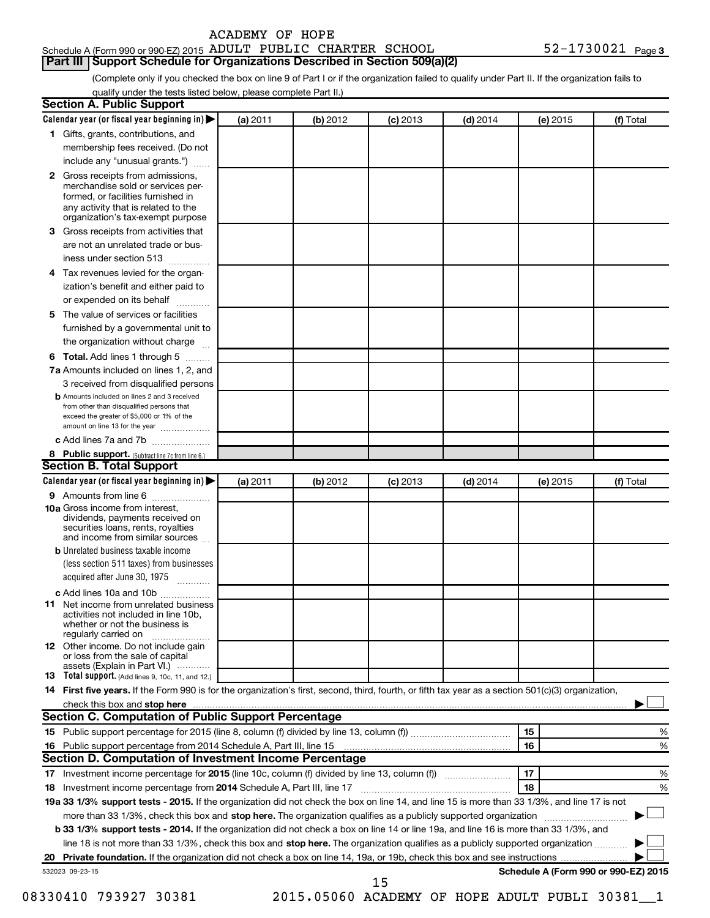Schedule A (Form 990 or 990-EZ) 2015 ACADEMY OF HOPE ADULT PUBLIC CHARTER SCHOOL 52-1730021 Page 3

## Part III Support Schedule for Organizations Described in Section 509(a)(2)

(Complete only if you checked the box on line 9 of Part I or if the organization failed to qualify under Part II. If the organization fails to qualify under the tests listed below, please complete Part II.)

### Section A. Public Support

| Calendar year (or fiscal year beginning in) ▶ | (a) 2011 | (b) 2012 | (c) 2013 | (d) 2014 | (e) 2015 | (f) Total |
|---|---|---|---|---|---|---|
| 1 Gifts, grants, contributions, and membership fees received. (Do not include any "unusual grants.") | | | | | | |
| 2 Gross receipts from admissions, merchandise sold or services performed, or facilities furnished in any activity that is related to the organization's tax-exempt purpose | | | | | | |
| 3 Gross receipts from activities that are not an unrelated trade or business under section 513 | | | | | | |
| 4 Tax revenues levied for the organization's benefit and either paid to or expended on its behalf | | | | | | |
| 5 The value of services or facilities furnished by a governmental unit to the organization without charge | | | | | | |
| 6 **Total.** Add lines 1 through 5 | | | | | | |
| 7a Amounts included on lines 1, 2, and 3 received from disqualified persons | | | | | | |
| b Amounts included on lines 2 and 3 received from other than disqualified persons that exceed the greater of $5,000 or 1% of the amount on line 13 for the year | | | | | | |
| c Add lines 7a and 7b | | | | | | |
| 8 **Public support.** (Subtract line 7c from line 6.) | | | | | | |

### Section B. Total Support

| Calendar year (or fiscal year beginning in) ▶ | (a) 2011 | (b) 2012 | (c) 2013 | (d) 2014 | (e) 2015 | (f) Total |
|---|---|---|---|---|---|---|
| 9 Amounts from line 6 | | | | | | |
| 10a Gross income from interest, dividends, payments received on securities loans, rents, royalties and income from similar sources | | | | | | |
| b Unrelated business taxable income (less section 511 taxes) from businesses acquired after June 30, 1975 | | | | | | |
| c Add lines 10a and 10b | | | | | | |
| 11 Net income from unrelated business activities not included in line 10b, whether or not the business is regularly carried on | | | | | | |
| 12 Other income. Do not include gain or loss from the sale of capital assets (Explain in Part VI.) | | | | | | |
| 13 **Total support.** (Add lines 9, 10c, 11, and 12.) | | | | | | |

14 **First five years.** If the Form 990 is for the organization's first, second, third, fourth, or fifth tax year as a section 501(c)(3) organization, check this box and **stop here** ▶ ☐

### Section C. Computation of Public Support Percentage

| | | | |
|---|---|---|---|
| 15 | Public support percentage for 2015 (line 8, column (f) divided by line 13, column (f)) | 15 | % |
| 16 | Public support percentage from 2014 Schedule A, Part III, line 15 | 16 | % |

### Section D. Computation of Investment Income Percentage

| | | | |
|---|---|---|---|
| 17 | Investment income percentage for **2015** (line 10c, column (f) divided by line 13, column (f)) | 17 | % |
| 18 | Investment income percentage from **2014** Schedule A, Part III, line 17 | 18 | % |

**19a 33 1/3% support tests - 2015.** If the organization did not check the box on line 14, and line 15 is more than 33 1/3%, and line 17 is not more than 33 1/3%, check this box and **stop here.** The organization qualifies as a publicly supported organization ▶ ☐

**b 33 1/3% support tests - 2014.** If the organization did not check a box on line 14 or line 19a, and line 16 is more than 33 1/3%, and line 18 is not more than 33 1/3%, check this box and **stop here.** The organization qualifies as a publicly supported organization ▶ ☐

**20 Private foundation.** If the organization did not check a box on line 14, 19a, or 19b, check this box and see instructions ▶ ☐

532023 09-23-15 **Schedule A (Form 990 or 990-EZ) 2015**

08330410 793927 30381 2015.05060 ACADEMY OF HOPE ADULT PUBLI 30381__1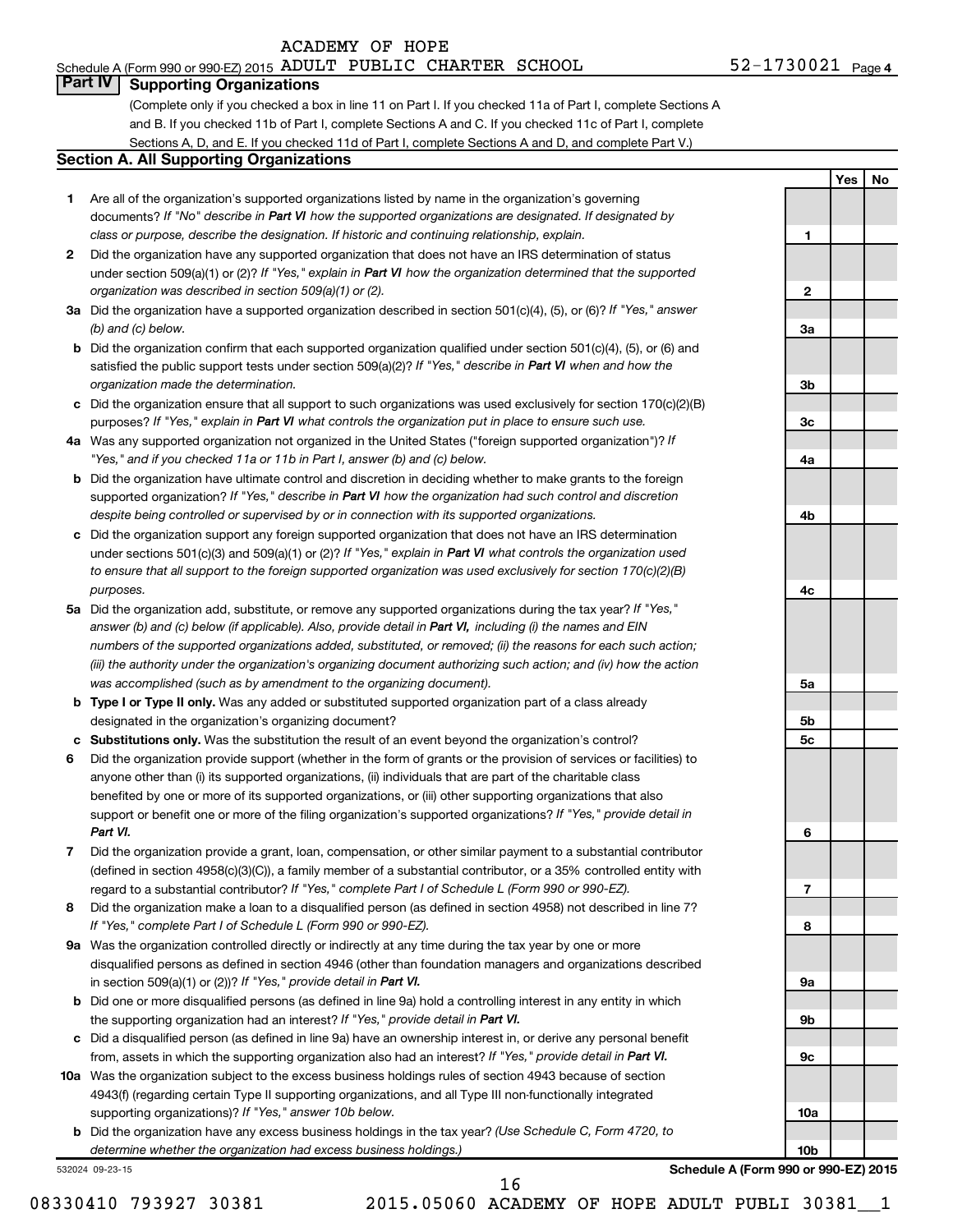ACADEMY OF HOPE

Schedule A (Form 990 or 990-EZ) 2015 ADULT PUBLIC CHARTER SCHOOL 52-1730021 Page 4

## Part IV Supporting Organizations

(Complete only if you checked a box in line 11 on Part I. If you checked 11a of Part I, complete Sections A and B. If you checked 11b of Part I, complete Sections A and C. If you checked 11c of Part I, complete Sections A, D, and E. If you checked 11d of Part I, complete Sections A and D, and complete Part V.)

### Section A. All Supporting Organizations

| | | | Yes | No |
|---|---|---|---|---|
| **1** | Are all of the organization's supported organizations listed by name in the organization's governing documents? *If "No" describe in* ***Part VI*** *how the supported organizations are designated. If designated by class or purpose, describe the designation. If historic and continuing relationship, explain.* | 1 | | |
| **2** | Did the organization have any supported organization that does not have an IRS determination of status under section 509(a)(1) or (2)? *If "Yes," explain in* ***Part VI*** *how the organization determined that the supported organization was described in section 509(a)(1) or (2).* | 2 | | |
| **3a** | Did the organization have a supported organization described in section 501(c)(4), (5), or (6)? *If "Yes," answer (b) and (c) below.* | 3a | | |
| **b** | Did the organization confirm that each supported organization qualified under section 501(c)(4), (5), or (6) and satisfied the public support tests under section 509(a)(2)? *If "Yes," describe in* ***Part VI*** *when and how the organization made the determination.* | 3b | | |
| **c** | Did the organization ensure that all support to such organizations was used exclusively for section 170(c)(2)(B) purposes? *If "Yes," explain in* ***Part VI*** *what controls the organization put in place to ensure such use.* | 3c | | |
| **4a** | Was any supported organization not organized in the United States ("foreign supported organization")? *If "Yes," and if you checked 11a or 11b in Part I, answer (b) and (c) below.* | 4a | | |
| **b** | Did the organization have ultimate control and discretion in deciding whether to make grants to the foreign supported organization? *If "Yes," describe in* ***Part VI*** *how the organization had such control and discretion despite being controlled or supervised by or in connection with its supported organizations.* | 4b | | |
| **c** | Did the organization support any foreign supported organization that does not have an IRS determination under sections 501(c)(3) and 509(a)(1) or (2)? *If "Yes," explain in* ***Part VI*** *what controls the organization used to ensure that all support to the foreign supported organization was used exclusively for section 170(c)(2)(B) purposes.* | 4c | | |
| **5a** | Did the organization add, substitute, or remove any supported organizations during the tax year? *If "Yes," answer (b) and (c) below (if applicable). Also, provide detail in* ***Part VI,*** *including (i) the names and EIN numbers of the supported organizations added, substituted, or removed; (ii) the reasons for each such action; (iii) the authority under the organization's organizing document authorizing such action; and (iv) how the action was accomplished (such as by amendment to the organizing document).* | 5a | | |
| **b** | **Type I or Type II only.** Was any added or substituted supported organization part of a class already designated in the organization's organizing document? | 5b | | |
| **c** | **Substitutions only.** Was the substitution the result of an event beyond the organization's control? | 5c | | |
| **6** | Did the organization provide support (whether in the form of grants or the provision of services or facilities) to anyone other than (i) its supported organizations, (ii) individuals that are part of the charitable class benefited by one or more of its supported organizations, or (iii) other supporting organizations that also support or benefit one or more of the filing organization's supported organizations? *If "Yes," provide detail in* ***Part VI.*** | 6 | | |
| **7** | Did the organization provide a grant, loan, compensation, or other similar payment to a substantial contributor (defined in section 4958(c)(3)(C)), a family member of a substantial contributor, or a 35% controlled entity with regard to a substantial contributor? *If "Yes," complete Part I of Schedule L (Form 990 or 990-EZ).* | 7 | | |
| **8** | Did the organization make a loan to a disqualified person (as defined in section 4958) not described in line 7? *If "Yes," complete Part I of Schedule L (Form 990 or 990-EZ).* | 8 | | |
| **9a** | Was the organization controlled directly or indirectly at any time during the tax year by one or more disqualified persons as defined in section 4946 (other than foundation managers and organizations described in section 509(a)(1) or (2))? *If "Yes," provide detail in* ***Part VI.*** | 9a | | |
| **b** | Did one or more disqualified persons (as defined in line 9a) hold a controlling interest in any entity in which the supporting organization had an interest? *If "Yes," provide detail in* ***Part VI.*** | 9b | | |
| **c** | Did a disqualified person (as defined in line 9a) have an ownership interest in, or derive any personal benefit from, assets in which the supporting organization also had an interest? *If "Yes," provide detail in* ***Part VI.*** | 9c | | |
| **10a** | Was the organization subject to the excess business holdings rules of section 4943 because of section 4943(f) (regarding certain Type II supporting organizations, and all Type III non-functionally integrated supporting organizations)? *If "Yes," answer 10b below.* | 10a | | |
| **b** | Did the organization have any excess business holdings in the tax year? *(Use Schedule C, Form 4720, to determine whether the organization had excess business holdings.)* | 10b | | |

532024 09-23-15 **Schedule A (Form 990 or 990-EZ) 2015**

08330410 793927 30381 2015.05060 ACADEMY OF HOPE ADULT PUBLI 30381__1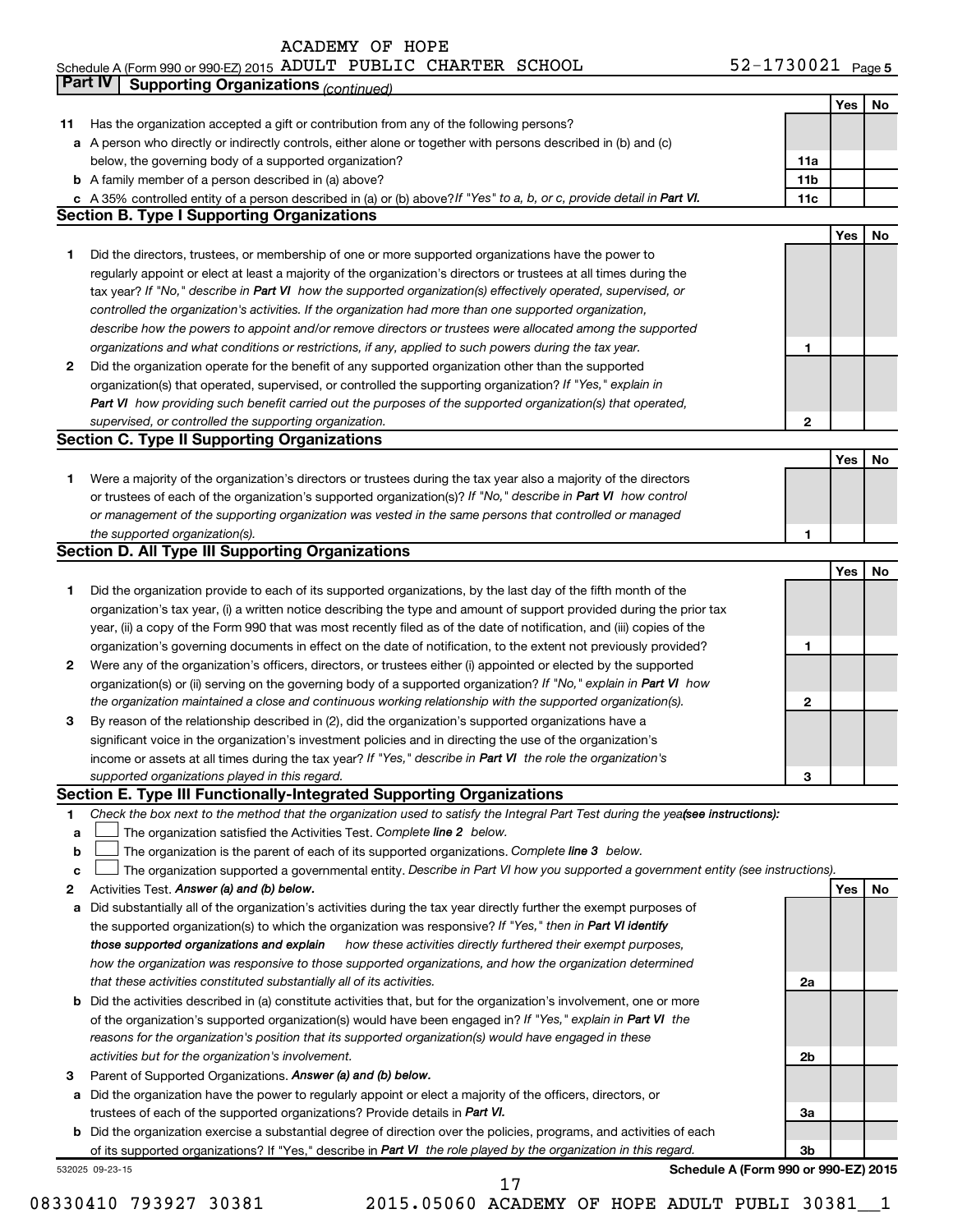Schedule A (Form 990 or 990-EZ) 2015 ACADEMY OF HOPE ADULT PUBLIC CHARTER SCHOOL 52-1730021 Page 5

## Part IV Supporting Organizations *(continued)*

| | | | Yes | No |
|---|---|---|---|---|
| **11** | Has the organization accepted a gift or contribution from any of the following persons? | | | |
| **a** | A person who directly or indirectly controls, either alone or together with persons described in (b) and (c) below, the governing body of a supported organization? | 11a | | |
| **b** | A family member of a person described in (a) above? | 11b | | |
| **c** | A 35% controlled entity of a person described in (a) or (b) above? *If "Yes" to a, b, or c, provide detail in **Part VI.*** | 11c | | |

### Section B. Type I Supporting Organizations

| | | | Yes | No |
|---|---|---|---|---|
| **1** | Did the directors, trustees, or membership of one or more supported organizations have the power to regularly appoint or elect at least a majority of the organization's directors or trustees at all times during the tax year? *If "No," describe in **Part VI** how the supported organization(s) effectively operated, supervised, or controlled the organization's activities. If the organization had more than one supported organization, describe how the powers to appoint and/or remove directors or trustees were allocated among the supported organizations and what conditions or restrictions, if any, applied to such powers during the tax year.* | 1 | | |
| **2** | Did the organization operate for the benefit of any supported organization other than the supported organization(s) that operated, supervised, or controlled the supporting organization? *If "Yes," explain in **Part VI** how providing such benefit carried out the purposes of the supported organization(s) that operated, supervised, or controlled the supporting organization.* | 2 | | |

### Section C. Type II Supporting Organizations

| | | | Yes | No |
|---|---|---|---|---|
| **1** | Were a majority of the organization's directors or trustees during the tax year also a majority of the directors or trustees of each of the organization's supported organization(s)? *If "No," describe in **Part VI** how control or management of the supporting organization was vested in the same persons that controlled or managed the supported organization(s).* | 1 | | |

### Section D. All Type III Supporting Organizations

| | | | Yes | No |
|---|---|---|---|---|
| **1** | Did the organization provide to each of its supported organizations, by the last day of the fifth month of the organization's tax year, (i) a written notice describing the type and amount of support provided during the prior tax year, (ii) a copy of the Form 990 that was most recently filed as of the date of notification, and (iii) copies of the organization's governing documents in effect on the date of notification, to the extent not previously provided? | 1 | | |
| **2** | Were any of the organization's officers, directors, or trustees either (i) appointed or elected by the supported organization(s) or (ii) serving on the governing body of a supported organization? *If "No," explain in **Part VI** how the organization maintained a close and continuous working relationship with the supported organization(s).* | 2 | | |
| **3** | By reason of the relationship described in (2), did the organization's supported organizations have a significant voice in the organization's investment policies and in directing the use of the organization's income or assets at all times during the tax year? *If "Yes," describe in **Part VI** the role the organization's supported organizations played in this regard.* | 3 | | |

### Section E. Type III Functionally-Integrated Supporting Organizations

**1** *Check the box next to the method that the organization used to satisfy the Integral Part Test during the year* ***(see instructions):***

- **a** ☐ The organization satisfied the Activities Test. *Complete **line 2** below.*
- **b** ☐ The organization is the parent of each of its supported organizations. *Complete **line 3** below.*
- **c** ☐ The organization supported a governmental entity. *Describe in Part VI how you supported a government entity (see instructions).*

| | | | Yes | No |
|---|---|---|---|---|
| **2** | Activities Test. ***Answer (a) and (b) below.*** | | | |
| **a** | Did substantially all of the organization's activities during the tax year directly further the exempt purposes of the supported organization(s) to which the organization was responsive? *If "Yes," then in **Part VI identify those supported organizations and explain** how these activities directly furthered their exempt purposes, how the organization was responsive to those supported organizations, and how the organization determined that these activities constituted substantially all of its activities.* | 2a | | |
| **b** | Did the activities described in (a) constitute activities that, but for the organization's involvement, one or more of the organization's supported organization(s) would have been engaged in? *If "Yes," explain in **Part VI** the reasons for the organization's position that its supported organization(s) would have engaged in these activities but for the organization's involvement.* | 2b | | |
| **3** | Parent of Supported Organizations. ***Answer (a) and (b) below.*** | | | |
| **a** | Did the organization have the power to regularly appoint or elect a majority of the officers, directors, or trustees of each of the supported organizations? Provide details in ***Part VI.*** | 3a | | |
| **b** | Did the organization exercise a substantial degree of direction over the policies, programs, and activities of each of its supported organizations? If "Yes," describe in ***Part VI** the role played by the organization in this regard.* | 3b | | |

532025 09-23-15 **Schedule A (Form 990 or 990-EZ) 2015**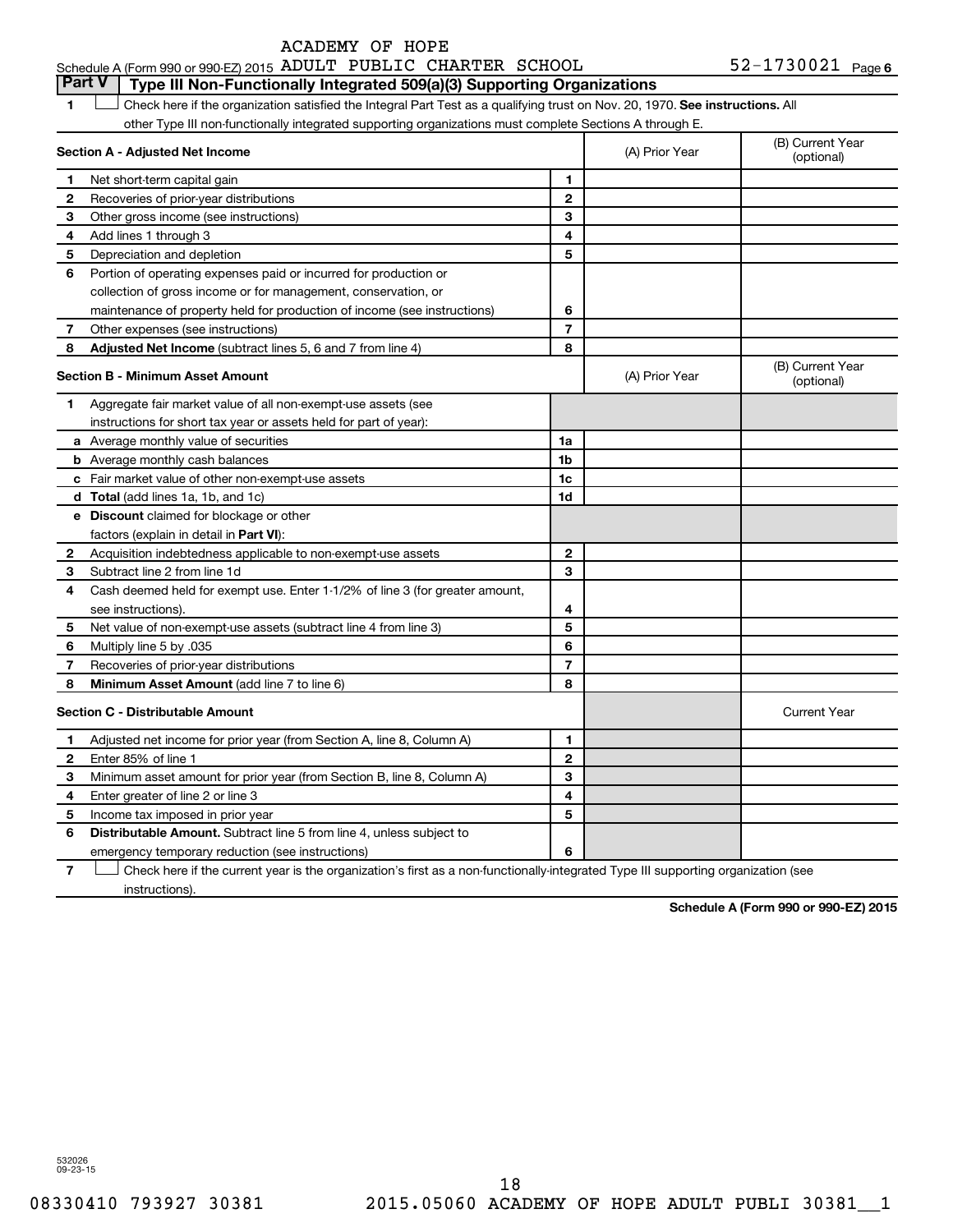ACADEMY OF HOPE

Schedule A (Form 990 or 990-EZ) 2015 ADULT PUBLIC CHARTER SCHOOL 52-1730021 Page 6

## Part V Type III Non-Functionally Integrated 509(a)(3) Supporting Organizations

1 ☐ Check here if the organization satisfied the Integral Part Test as a qualifying trust on Nov. 20, 1970. **See instructions.** All other Type III non-functionally integrated supporting organizations must complete Sections A through E.

| **Section A - Adjusted Net Income** | | (A) Prior Year | (B) Current Year (optional) |
|---|---|---|---|
| 1 Net short-term capital gain | 1 | | |
| 2 Recoveries of prior-year distributions | 2 | | |
| 3 Other gross income (see instructions) | 3 | | |
| 4 Add lines 1 through 3 | 4 | | |
| 5 Depreciation and depletion | 5 | | |
| 6 Portion of operating expenses paid or incurred for production or collection of gross income or for management, conservation, or maintenance of property held for production of income (see instructions) | 6 | | |
| 7 Other expenses (see instructions) | 7 | | |
| 8 **Adjusted Net Income** (subtract lines 5, 6 and 7 from line 4) | 8 | | |

| **Section B - Minimum Asset Amount** | | (A) Prior Year | (B) Current Year (optional) |
|---|---|---|---|
| 1 Aggregate fair market value of all non-exempt-use assets (see instructions for short tax year or assets held for part of year): | | | |
| a Average monthly value of securities | 1a | | |
| b Average monthly cash balances | 1b | | |
| c Fair market value of other non-exempt-use assets | 1c | | |
| d **Total** (add lines 1a, 1b, and 1c) | 1d | | |
| e **Discount** claimed for blockage or other factors (explain in detail in **Part VI**): | | | |
| 2 Acquisition indebtedness applicable to non-exempt-use assets | 2 | | |
| 3 Subtract line 2 from line 1d | 3 | | |
| 4 Cash deemed held for exempt use. Enter 1-1/2% of line 3 (for greater amount, see instructions). | 4 | | |
| 5 Net value of non-exempt-use assets (subtract line 4 from line 3) | 5 | | |
| 6 Multiply line 5 by .035 | 6 | | |
| 7 Recoveries of prior-year distributions | 7 | | |
| 8 **Minimum Asset Amount** (add line 7 to line 6) | 8 | | |

| **Section C - Distributable Amount** | | | Current Year |
|---|---|---|---|
| 1 Adjusted net income for prior year (from Section A, line 8, Column A) | 1 | | |
| 2 Enter 85% of line 1 | 2 | | |
| 3 Minimum asset amount for prior year (from Section B, line 8, Column A) | 3 | | |
| 4 Enter greater of line 2 or line 3 | 4 | | |
| 5 Income tax imposed in prior year | 5 | | |
| 6 **Distributable Amount.** Subtract line 5 from line 4, unless subject to emergency temporary reduction (see instructions) | 6 | | |

7 ☐ Check here if the current year is the organization's first as a non-functionally-integrated Type III supporting organization (see instructions).

**Schedule A (Form 990 or 990-EZ) 2015**

532026 09-23-15

08330410 793927 30381 2015.05060 ACADEMY OF HOPE ADULT PUBLI 30381__1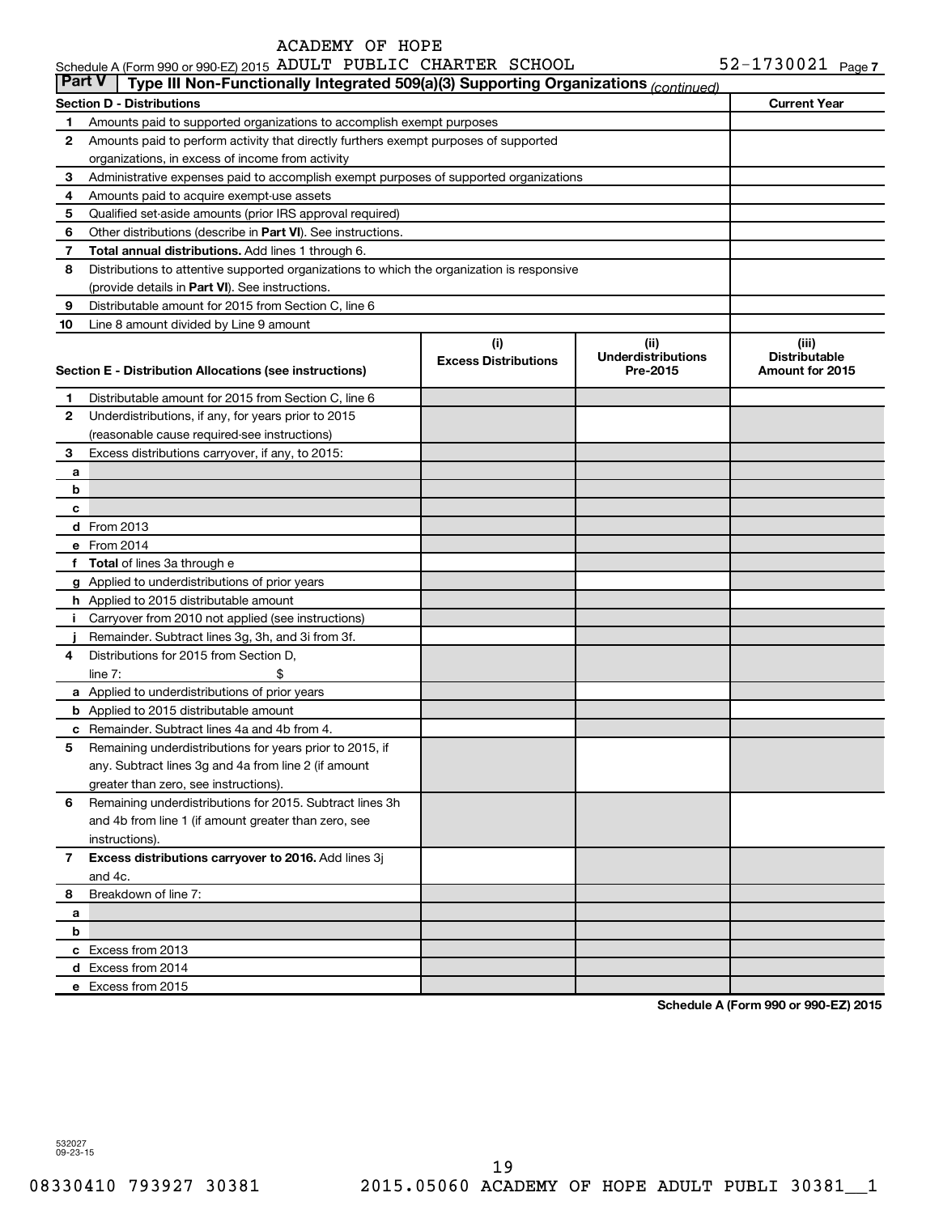ACADEMY OF HOPE

Schedule A (Form 990 or 990-EZ) 2015 ADULT PUBLIC CHARTER SCHOOL 52-1730021 Page 7

## Part V Type III Non-Functionally Integrated 509(a)(3) Supporting Organizations *(continued)*

| Section D - Distributions | | Current Year |
|---|---|---|
| 1 | Amounts paid to supported organizations to accomplish exempt purposes | |
| 2 | Amounts paid to perform activity that directly furthers exempt purposes of supported organizations, in excess of income from activity | |
| 3 | Administrative expenses paid to accomplish exempt purposes of supported organizations | |
| 4 | Amounts paid to acquire exempt-use assets | |
| 5 | Qualified set-aside amounts (prior IRS approval required) | |
| 6 | Other distributions (describe in **Part VI**). See instructions. | |
| 7 | **Total annual distributions.** Add lines 1 through 6. | |
| 8 | Distributions to attentive supported organizations to which the organization is responsive (provide details in **Part VI**). See instructions. | |
| 9 | Distributable amount for 2015 from Section C, line 6 | |
| 10 | Line 8 amount divided by Line 9 amount | |

| Section E - Distribution Allocations (see instructions) | | (i) Excess Distributions | (ii) Underdistributions Pre-2015 | (iii) Distributable Amount for 2015 |
|---|---|---|---|---|
| 1 | Distributable amount for 2015 from Section C, line 6 | | | |
| 2 | Underdistributions, if any, for years prior to 2015 (reasonable cause required-see instructions) | | | |
| 3 | Excess distributions carryover, if any, to 2015: | | | |
| a | | | | |
| b | | | | |
| c | | | | |
| d | From 2013 | | | |
| e | From 2014 | | | |
| f | **Total** of lines 3a through e | | | |
| g | Applied to underdistributions of prior years | | | |
| h | Applied to 2015 distributable amount | | | |
| i | Carryover from 2010 not applied (see instructions) | | | |
| j | Remainder. Subtract lines 3g, 3h, and 3i from 3f. | | | |
| 4 | Distributions for 2015 from Section D, line 7: $ | | | |
| a | Applied to underdistributions of prior years | | | |
| b | Applied to 2015 distributable amount | | | |
| c | Remainder. Subtract lines 4a and 4b from 4. | | | |
| 5 | Remaining underdistributions for years prior to 2015, if any. Subtract lines 3g and 4a from line 2 (if amount greater than zero, see instructions). | | | |
| 6 | Remaining underdistributions for 2015. Subtract lines 3h and 4b from line 1 (if amount greater than zero, see instructions). | | | |
| 7 | **Excess distributions carryover to 2016.** Add lines 3j and 4c. | | | |
| 8 | Breakdown of line 7: | | | |
| a | | | | |
| b | | | | |
| c | Excess from 2013 | | | |
| d | Excess from 2014 | | | |
| e | Excess from 2015 | | | |

**Schedule A (Form 990 or 990-EZ) 2015**

532027 09-23-15

08330410 793927 30381 2015.05060 ACADEMY OF HOPE ADULT PUBLI 30381__1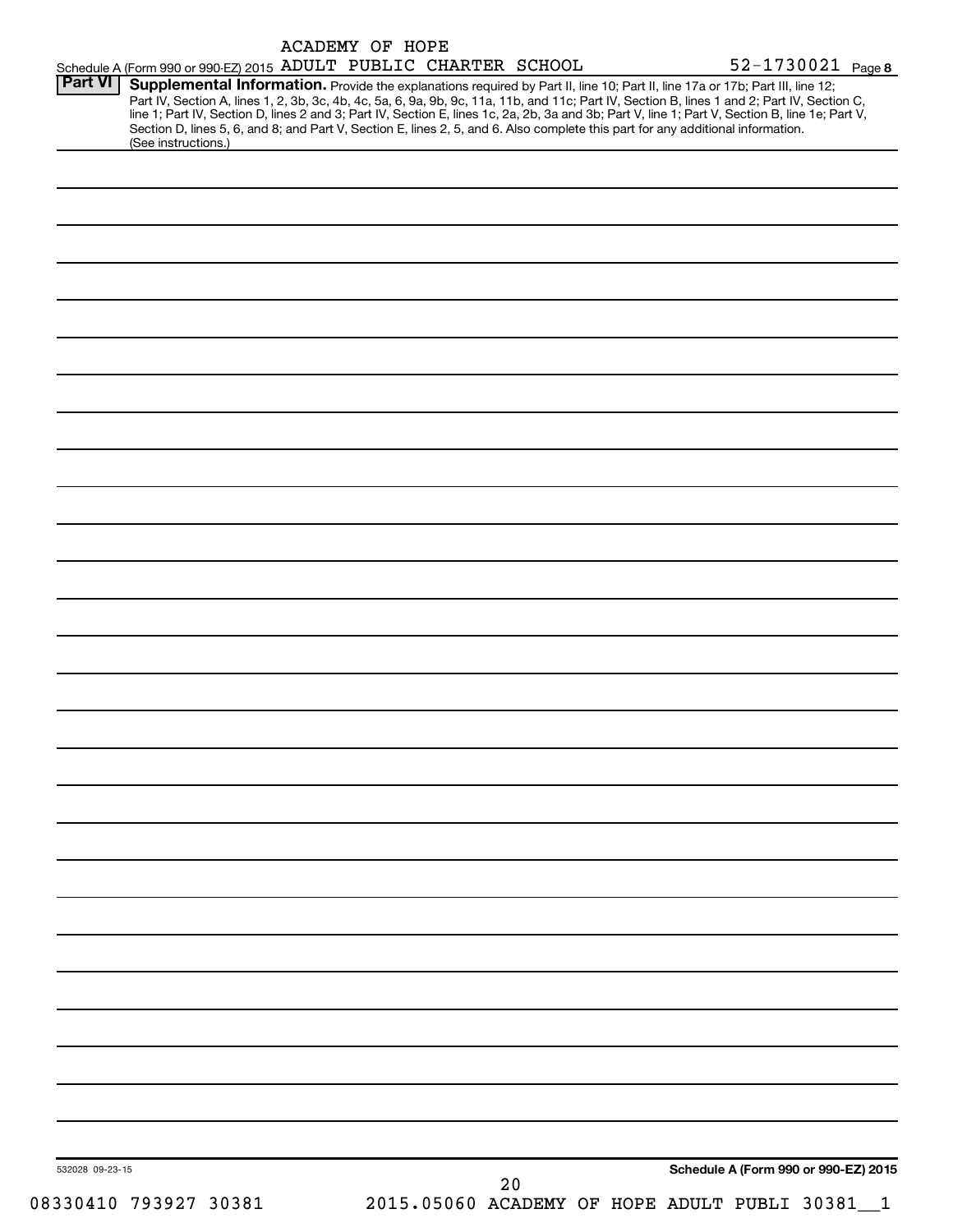ACADEMY OF HOPE

Schedule A (Form 990 or 990-EZ) 2015 ADULT PUBLIC CHARTER SCHOOL 52-1730021 Page **8**

**Part VI** **Supplemental Information.** Provide the explanations required by Part II, line 10; Part II, line 17a or 17b; Part III, line 12; Part IV, Section A, lines 1, 2, 3b, 3c, 4b, 4c, 5a, 6, 9a, 9b, 9c, 11a, 11b, and 11c; Part IV, Section B, lines 1 and 2; Part IV, Section C, line 1; Part IV, Section D, lines 2 and 3; Part IV, Section E, lines 1c, 2a, 2b, 3a and 3b; Part V, line 1; Part V, Section B, line 1e; Part V, Section D, lines 5, 6, and 8; and Part V, Section E, lines 2, 5, and 6. Also complete this part for any additional information. (See instructions.)

532028 09-23-15

**Schedule A (Form 990 or 990-EZ) 2015**

08330410 793927 30381 2015.05060 ACADEMY OF HOPE ADULT PUBLI 30381__1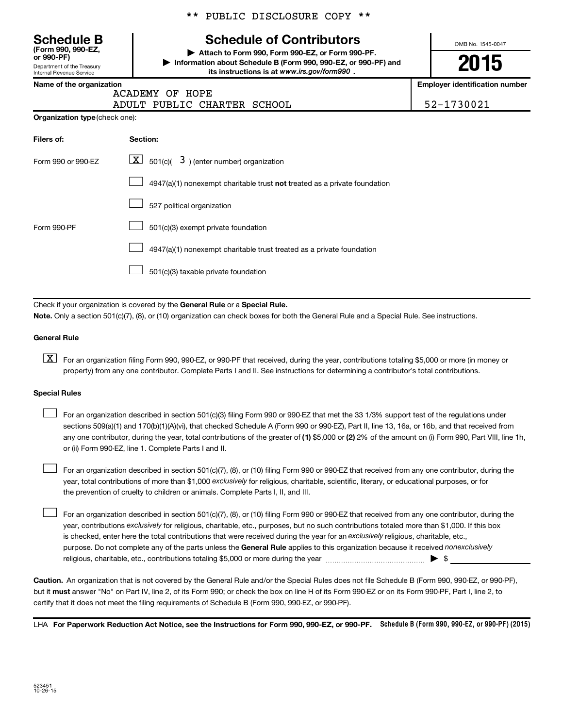\*\* PUBLIC DISCLOSURE COPY \*\*

**Schedule B**
**(Form 990, 990-EZ, or 990-PF)**
Department of the Treasury
Internal Revenue Service

# Schedule of Contributors

▶ **Attach to Form 990, Form 990-EZ, or Form 990-PF.**
▶ **Information about Schedule B (Form 990, 990-EZ, or 990-PF) and its instructions is at www.irs.gov/form990 .**

OMB No. 1545-0047

**2015**

**Name of the organization**
ACADEMY OF HOPE
ADULT PUBLIC CHARTER SCHOOL

**Employer identification number**
52-1730021

**Organization type** (check one):

| Filers of: | Section: |
|---|---|
| Form 990 or 990-EZ | [X] 501(c)( 3 ) (enter number) organization |
| | [ ] 4947(a)(1) nonexempt charitable trust **not** treated as a private foundation |
| | [ ] 527 political organization |
| Form 990-PF | [ ] 501(c)(3) exempt private foundation |
| | [ ] 4947(a)(1) nonexempt charitable trust treated as a private foundation |
| | [ ] 501(c)(3) taxable private foundation |

Check if your organization is covered by the **General Rule** or a **Special Rule.**

**Note.** Only a section 501(c)(7), (8), or (10) organization can check boxes for both the General Rule and a Special Rule. See instructions.

**General Rule**

[X] For an organization filing Form 990, 990-EZ, or 990-PF that received, during the year, contributions totaling $5,000 or more (in money or property) from any one contributor. Complete Parts I and II. See instructions for determining a contributor's total contributions.

**Special Rules**

[ ] For an organization described in section 501(c)(3) filing Form 990 or 990-EZ that met the 33 1/3% support test of the regulations under sections 509(a)(1) and 170(b)(1)(A)(vi), that checked Schedule A (Form 990 or 990-EZ), Part II, line 13, 16a, or 16b, and that received from any one contributor, during the year, total contributions of the greater of **(1)** $5,000 or **(2)** 2% of the amount on (i) Form 990, Part VIII, line 1h, or (ii) Form 990-EZ, line 1. Complete Parts I and II.

[ ] For an organization described in section 501(c)(7), (8), or (10) filing Form 990 or 990-EZ that received from any one contributor, during the year, total contributions of more than $1,000 *exclusively* for religious, charitable, scientific, literary, or educational purposes, or for the prevention of cruelty to children or animals. Complete Parts I, II, and III.

[ ] For an organization described in section 501(c)(7), (8), or (10) filing Form 990 or 990-EZ that received from any one contributor, during the year, contributions *exclusively* for religious, charitable, etc., purposes, but no such contributions totaled more than $1,000. If this box is checked, enter here the total contributions that were received during the year for an *exclusively* religious, charitable, etc., purpose. Do not complete any of the parts unless the **General Rule** applies to this organization because it received *nonexclusively* religious, charitable, etc., contributions totaling $5,000 or more during the year ▶ $ \_\_\_\_\_\_\_\_

**Caution.** An organization that is not covered by the General Rule and/or the Special Rules does not file Schedule B (Form 990, 990-EZ, or 990-PF), but it **must** answer "No" on Part IV, line 2, of its Form 990; or check the box on line H of its Form 990-EZ or on its Form 990-PF, Part I, line 2, to certify that it does not meet the filing requirements of Schedule B (Form 990, 990-EZ, or 990-PF).

LHA **For Paperwork Reduction Act Notice, see the Instructions for Form 990, 990-EZ, or 990-PF.** **Schedule B (Form 990, 990-EZ, or 990-PF) (2015)**

523451
10-26-15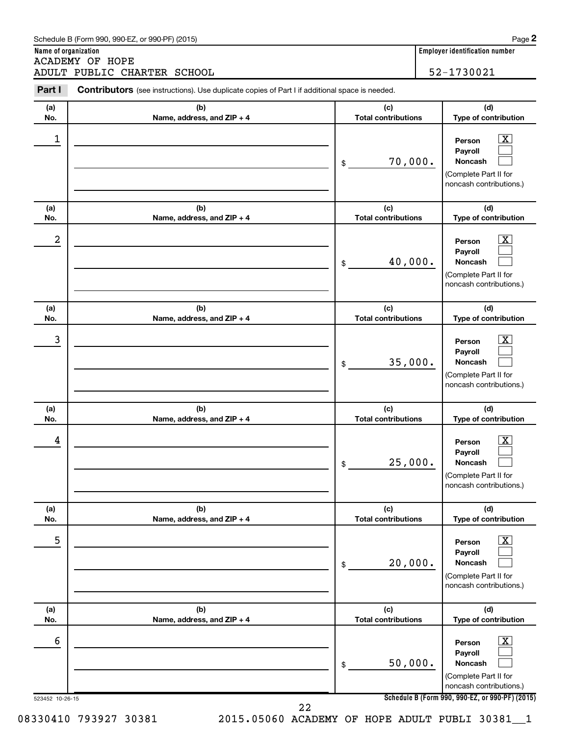Schedule B (Form 990, 990-EZ, or 990-PF) (2015)

**Name of organization**
ACADEMY OF HOPE
ADULT PUBLIC CHARTER SCHOOL

**Employer identification number**
52-1730021

**Part I** **Contributors** (see instructions). Use duplicate copies of Part I if additional space is needed.

| (a) No. | (b) Name, address, and ZIP + 4 | (c) Total contributions | (d) Type of contribution |
|---|---|---|---|
| 1 | | $ 70,000. | Person [X] Payroll [ ] Noncash [ ] (Complete Part II for noncash contributions.) |
| 2 | | $ 40,000. | Person [X] Payroll [ ] Noncash [ ] (Complete Part II for noncash contributions.) |
| 3 | | $ 35,000. | Person [X] Payroll [ ] Noncash [ ] (Complete Part II for noncash contributions.) |
| 4 | | $ 25,000. | Person [X] Payroll [ ] Noncash [ ] (Complete Part II for noncash contributions.) |
| 5 | | $ 20,000. | Person [X] Payroll [ ] Noncash [ ] (Complete Part II for noncash contributions.) |
| 6 | | $ 50,000. | Person [X] Payroll [ ] Noncash [ ] (Complete Part II for noncash contributions.) |

523452 10-26-15

Schedule B (Form 990, 990-EZ, or 990-PF) (2015)

08330410 793927 30381 2015.05060 ACADEMY OF HOPE ADULT PUBLI 30381__1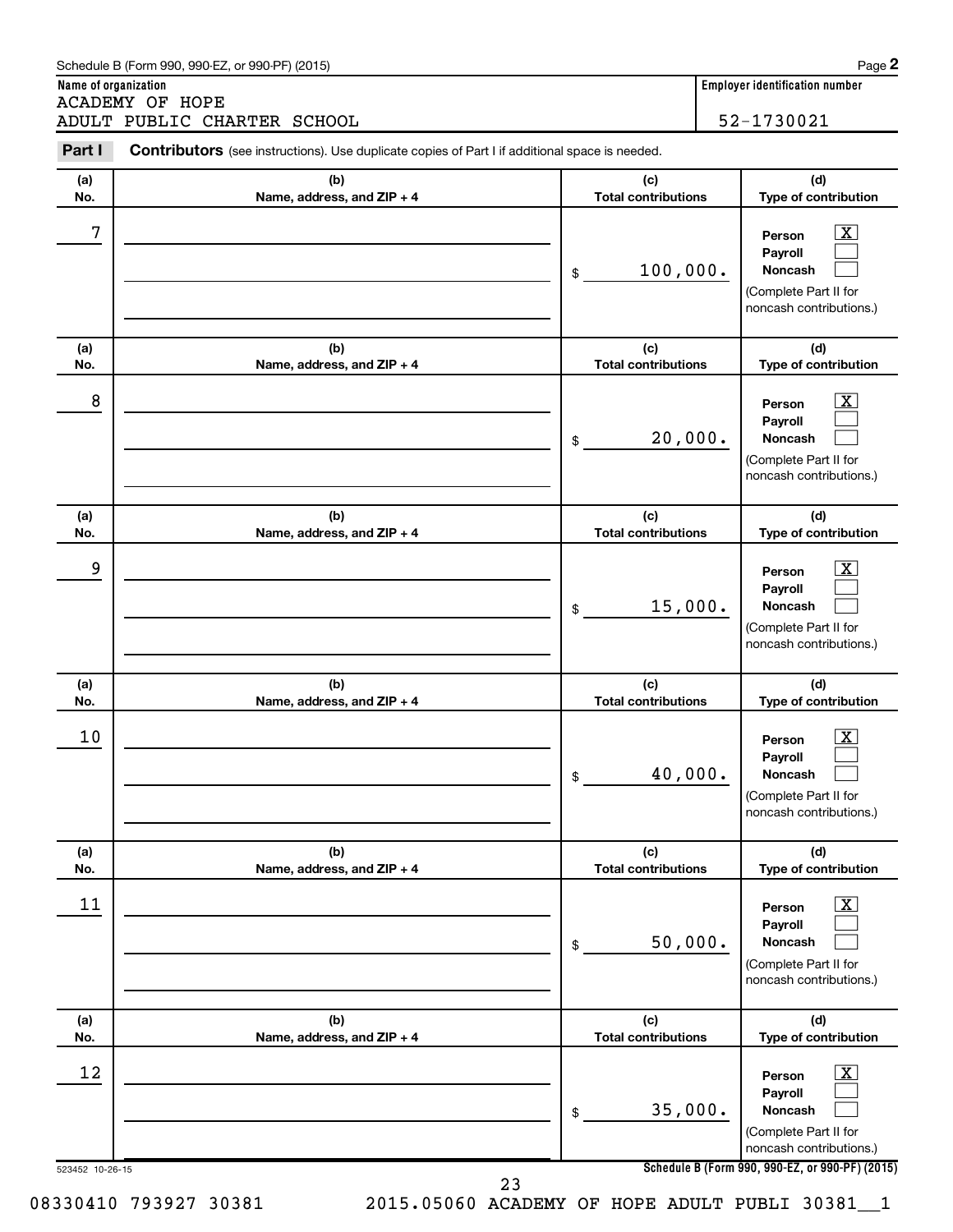Schedule B (Form 990, 990-EZ, or 990-PF) (2015)

**Name of organization**
ACADEMY OF HOPE
ADULT PUBLIC CHARTER SCHOOL

**Employer identification number**
52-1730021

**Part I** **Contributors** (see instructions). Use duplicate copies of Part I if additional space is needed.

| (a) No. | (b) Name, address, and ZIP + 4 | (c) Total contributions | (d) Type of contribution |
|---|---|---|---|
| 7 | | $ 100,000. | Person [X] Payroll [ ] Noncash [ ] (Complete Part II for noncash contributions.) |
| 8 | | $ 20,000. | Person [X] Payroll [ ] Noncash [ ] (Complete Part II for noncash contributions.) |
| 9 | | $ 15,000. | Person [X] Payroll [ ] Noncash [ ] (Complete Part II for noncash contributions.) |
| 10 | | $ 40,000. | Person [X] Payroll [ ] Noncash [ ] (Complete Part II for noncash contributions.) |
| 11 | | $ 50,000. | Person [X] Payroll [ ] Noncash [ ] (Complete Part II for noncash contributions.) |
| 12 | | $ 35,000. | Person [X] Payroll [ ] Noncash [ ] (Complete Part II for noncash contributions.) |

523452 10-26-15

**Schedule B (Form 990, 990-EZ, or 990-PF) (2015)**

08330410 793927 30381 2015.05060 ACADEMY OF HOPE ADULT PUBLI 30381__1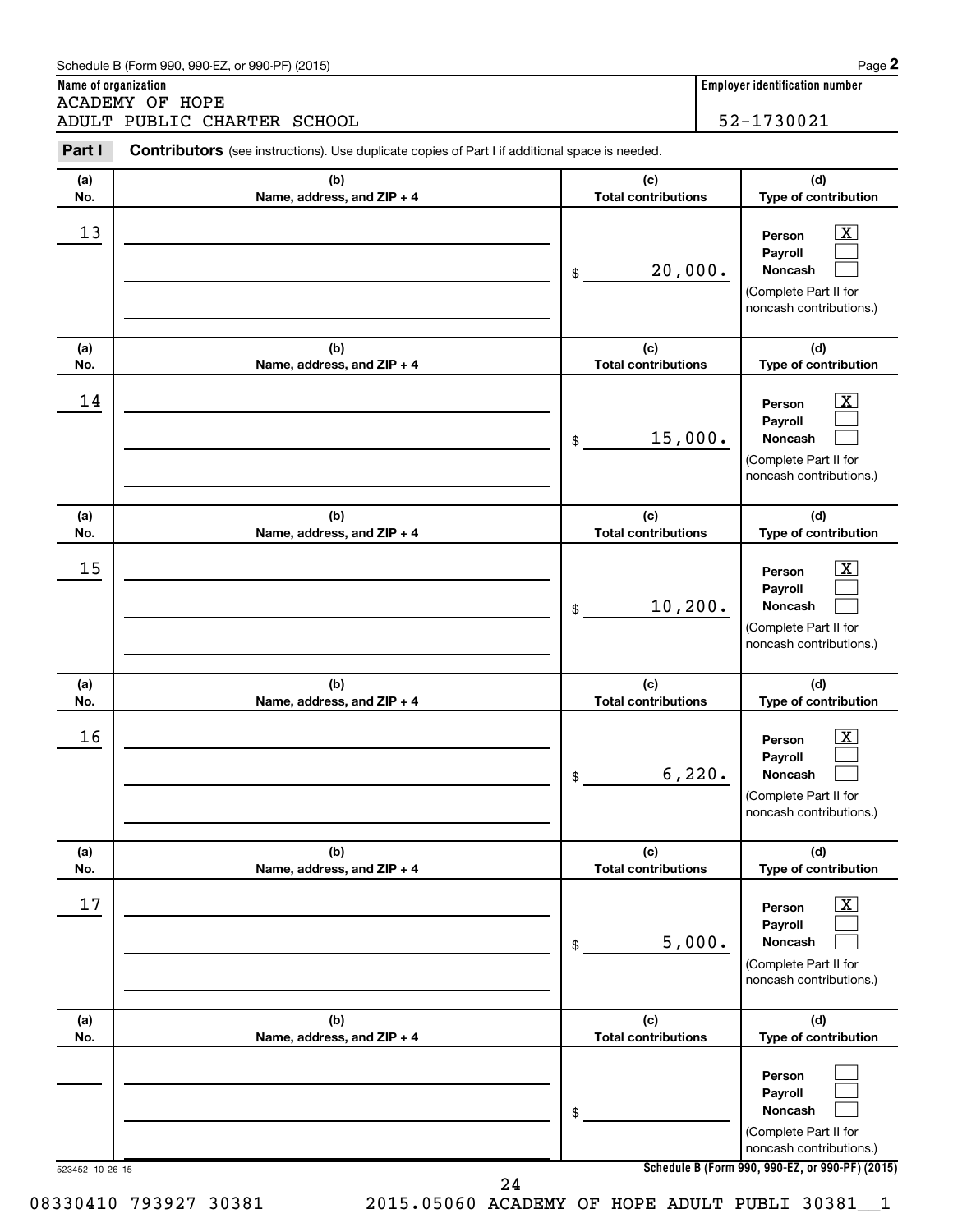Schedule B (Form 990, 990-EZ, or 990-PF) (2015)

**Name of organization**
ACADEMY OF HOPE
ADULT PUBLIC CHARTER SCHOOL

**Employer identification number**
52-1730021

**Part I** **Contributors** (see instructions). Use duplicate copies of Part I if additional space is needed.

| (a) No. | (b) Name, address, and ZIP + 4 | (c) Total contributions | (d) Type of contribution |
|---|---|---|---|
| 13 | | $ 20,000. | Person [X] Payroll [ ] Noncash [ ] (Complete Part II for noncash contributions.) |
| 14 | | $ 15,000. | Person [X] Payroll [ ] Noncash [ ] (Complete Part II for noncash contributions.) |
| 15 | | $ 10,200. | Person [X] Payroll [ ] Noncash [ ] (Complete Part II for noncash contributions.) |
| 16 | | $ 6,220. | Person [X] Payroll [ ] Noncash [ ] (Complete Part II for noncash contributions.) |
| 17 | | $ 5,000. | Person [X] Payroll [ ] Noncash [ ] (Complete Part II for noncash contributions.) |
| | | $ | Person [ ] Payroll [ ] Noncash [ ] (Complete Part II for noncash contributions.) |

523452 10-26-15

Schedule B (Form 990, 990-EZ, or 990-PF) (2015)

08330410 793927 30381 2015.05060 ACADEMY OF HOPE ADULT PUBLI 30381__1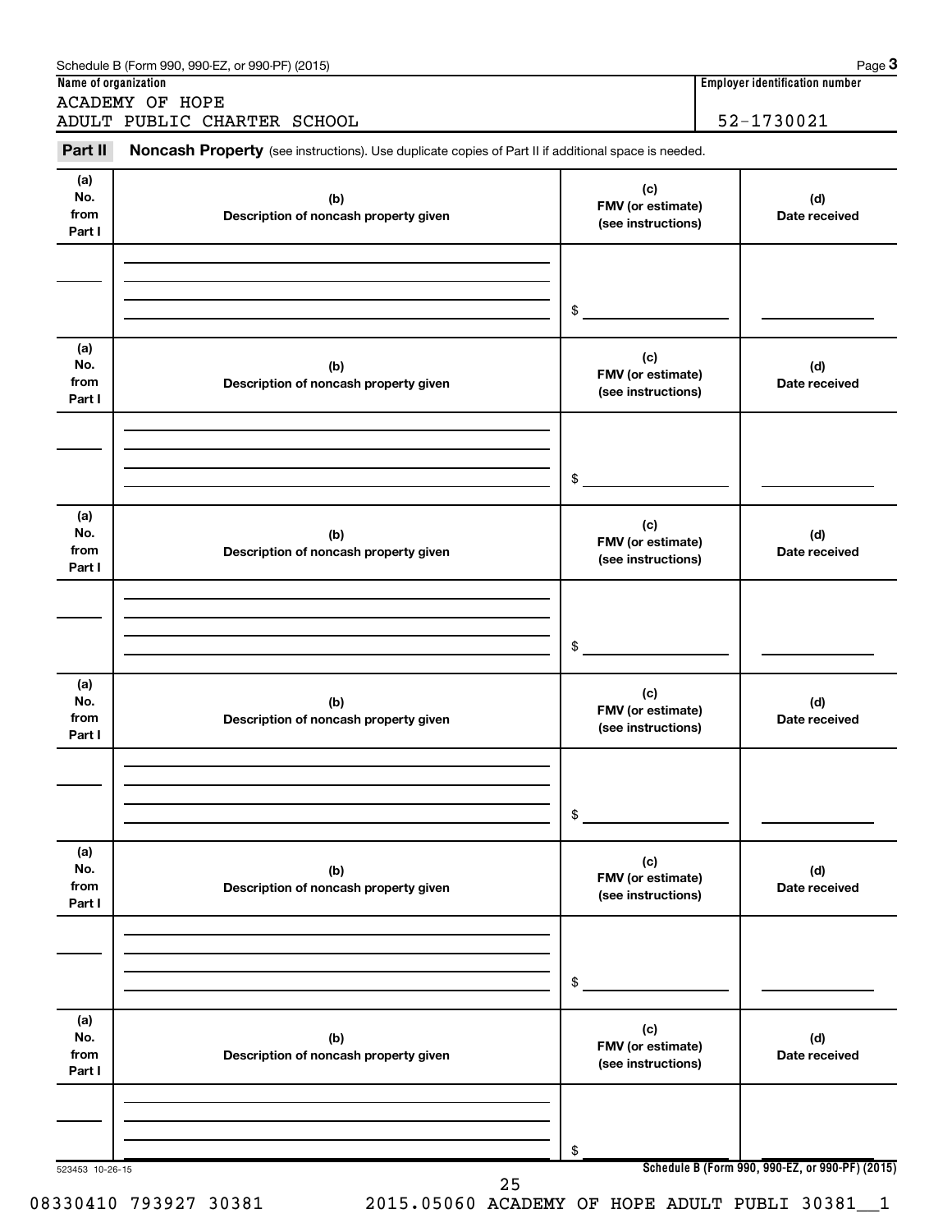Schedule B (Form 990, 990-EZ, or 990-PF) (2015)

| Name of organization | Employer identification number |
|---|---|
| ACADEMY OF HOPE ADULT PUBLIC CHARTER SCHOOL | 52-1730021 |

**Part II** **Noncash Property** (see instructions). Use duplicate copies of Part II if additional space is needed.

| (a) No. from Part I | (b) Description of noncash property given | (c) FMV (or estimate) (see instructions) | (d) Date received |
|---|---|---|---|
| | | $ | |

| (a) No. from Part I | (b) Description of noncash property given | (c) FMV (or estimate) (see instructions) | (d) Date received |
|---|---|---|---|
| | | $ | |

| (a) No. from Part I | (b) Description of noncash property given | (c) FMV (or estimate) (see instructions) | (d) Date received |
|---|---|---|---|
| | | $ | |

| (a) No. from Part I | (b) Description of noncash property given | (c) FMV (or estimate) (see instructions) | (d) Date received |
|---|---|---|---|
| | | $ | |

| (a) No. from Part I | (b) Description of noncash property given | (c) FMV (or estimate) (see instructions) | (d) Date received |
|---|---|---|---|
| | | $ | |

| (a) No. from Part I | (b) Description of noncash property given | (c) FMV (or estimate) (see instructions) | (d) Date received |
|---|---|---|---|
| | | $ | |

523453 10-26-15

**Schedule B (Form 990, 990-EZ, or 990-PF) (2015)**

08330410 793927 30381 2015.05060 ACADEMY OF HOPE ADULT PUBLI 30381__1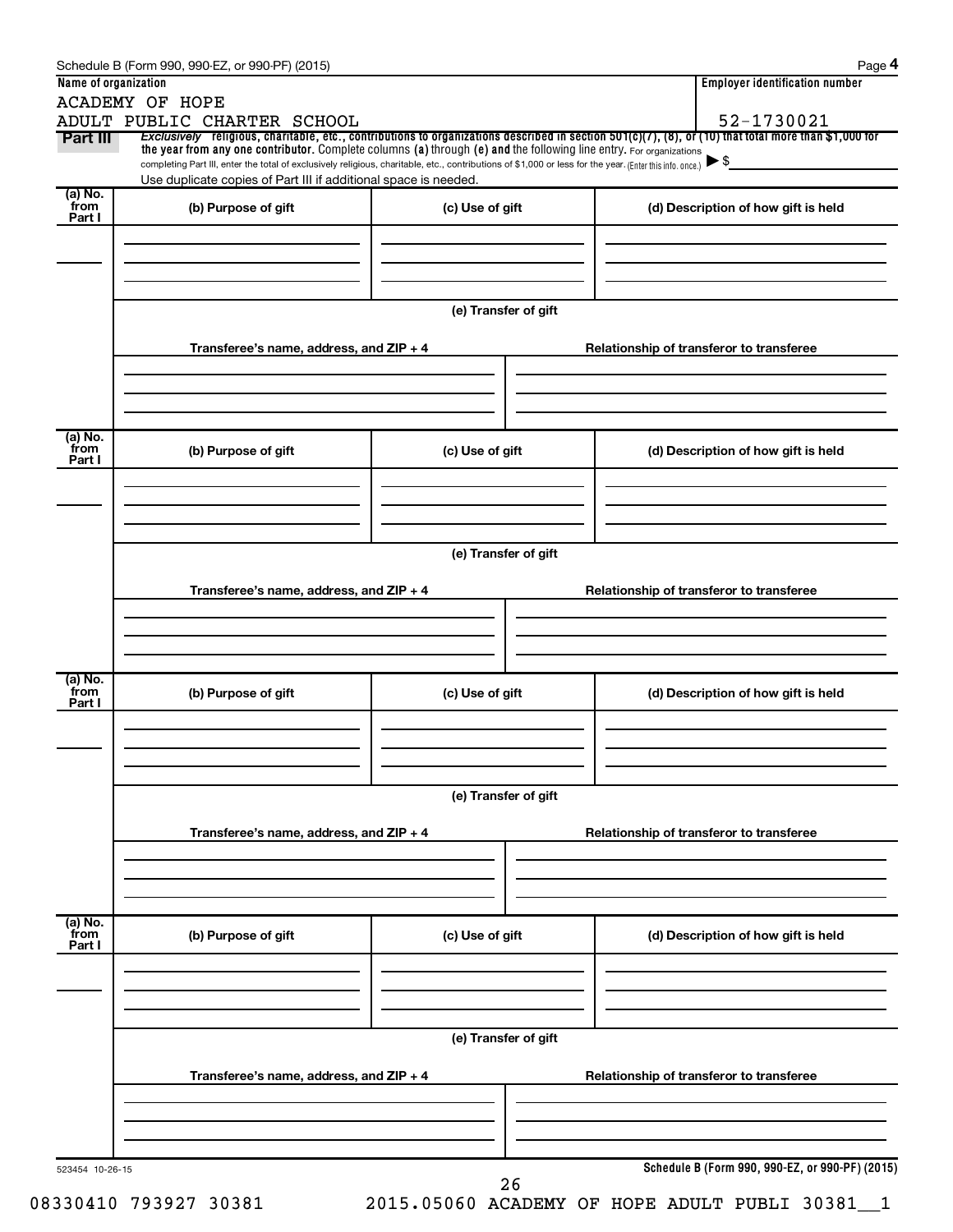Schedule B (Form 990, 990-EZ, or 990-PF) (2015)

**Name of organization**

ACADEMY OF HOPE
ADULT PUBLIC CHARTER SCHOOL

**Employer identification number**

52-1730021

**Part III** *Exclusively* religious, charitable, etc., contributions to organizations described in section 501(c)(7), (8), or (10) that total more than $1,000 for the year from any one contributor. Complete columns (a) through (e) and the following line entry. For organizations completing Part III, enter the total of exclusively religious, charitable, etc., contributions of $1,000 or less for the year. (Enter this info. once.) ▶ $

Use duplicate copies of Part III if additional space is needed.

| (a) No. from Part I | (b) Purpose of gift | (c) Use of gift | (d) Description of how gift is held |
|---|---|---|---|
| | | | |

(e) Transfer of gift

| Transferee's name, address, and ZIP + 4 | Relationship of transferor to transferee |
|---|---|
| | |

| (a) No. from Part I | (b) Purpose of gift | (c) Use of gift | (d) Description of how gift is held |
|---|---|---|---|
| | | | |

(e) Transfer of gift

| Transferee's name, address, and ZIP + 4 | Relationship of transferor to transferee |
|---|---|
| | |

| (a) No. from Part I | (b) Purpose of gift | (c) Use of gift | (d) Description of how gift is held |
|---|---|---|---|
| | | | |

(e) Transfer of gift

| Transferee's name, address, and ZIP + 4 | Relationship of transferor to transferee |
|---|---|
| | |

| (a) No. from Part I | (b) Purpose of gift | (c) Use of gift | (d) Description of how gift is held |
|---|---|---|---|
| | | | |

(e) Transfer of gift

| Transferee's name, address, and ZIP + 4 | Relationship of transferor to transferee |
|---|---|
| | |

523454 10-26-15

Schedule B (Form 990, 990-EZ, or 990-PF) (2015)

08330410 793927 30381 2015.05060 ACADEMY OF HOPE ADULT PUBLI 30381__1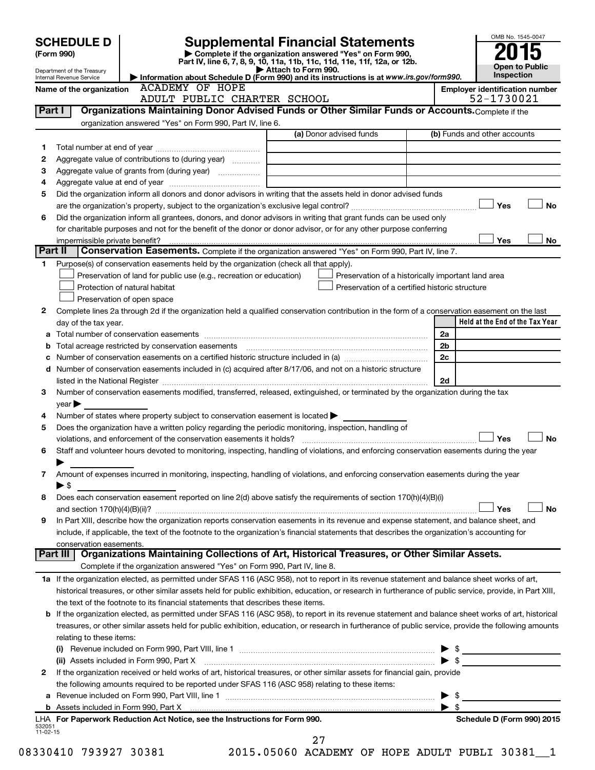# SCHEDULE D (Form 990)

Department of the Treasury
Internal Revenue Service

# Supplemental Financial Statements

▶ Complete if the organization answered "Yes" on Form 990, Part IV, line 6, 7, 8, 9, 10, 11a, 11b, 11c, 11d, 11e, 11f, 12a, or 12b.
▶ Attach to Form 990.
▶ Information about Schedule D (Form 990) and its instructions is at *www.irs.gov/form990.*

OMB No. 1545-0047
**2015**
**Open to Public Inspection**

**Name of the organization:** ACADEMY OF HOPE ADULT PUBLIC CHARTER SCHOOL

**Employer identification number:** 52-1730021

## Part I — Organizations Maintaining Donor Advised Funds or Other Similar Funds or Accounts.

Complete if the organization answered "Yes" on Form 990, Part IV, line 6.

| | | (a) Donor advised funds | (b) Funds and other accounts |
|---|---|---|---|
| 1 | Total number at end of year | | |
| 2 | Aggregate value of contributions to (during year) | | |
| 3 | Aggregate value of grants from (during year) | | |
| 4 | Aggregate value at end of year | | |

5 Did the organization inform all donors and donor advisors in writing that the assets held in donor advised funds are the organization's property, subject to the organization's exclusive legal control? ☐ Yes ☐ No

6 Did the organization inform all grantees, donors, and donor advisors in writing that grant funds can be used only for charitable purposes and not for the benefit of the donor or donor advisor, or for any other purpose conferring impermissible private benefit? ☐ Yes ☐ No

## Part II — Conservation Easements.

Complete if the organization answered "Yes" on Form 990, Part IV, line 7.

1 Purpose(s) of conservation easements held by the organization (check all that apply).

- ☐ Preservation of land for public use (e.g., recreation or education)
- ☐ Preservation of a historically important land area
- ☐ Protection of natural habitat
- ☐ Preservation of a certified historic structure
- ☐ Preservation of open space

2 Complete lines 2a through 2d if the organization held a qualified conservation contribution in the form of a conservation easement on the last day of the tax year.

| | | | Held at the End of the Tax Year |
|---|---|---|---|
| a | Total number of conservation easements | 2a | |
| b | Total acreage restricted by conservation easements | 2b | |
| c | Number of conservation easements on a certified historic structure included in (a) | 2c | |
| d | Number of conservation easements included in (c) acquired after 8/17/06, and not on a historic structure listed in the National Register | 2d | |

3 Number of conservation easements modified, transferred, released, extinguished, or terminated by the organization during the tax year ▶

4 Number of states where property subject to conservation easement is located ▶

5 Does the organization have a written policy regarding the periodic monitoring, inspection, handling of violations, and enforcement of the conservation easements it holds? ☐ Yes ☐ No

6 Staff and volunteer hours devoted to monitoring, inspecting, handling of violations, and enforcing conservation easements during the year ▶

7 Amount of expenses incurred in monitoring, inspecting, handling of violations, and enforcing conservation easements during the year ▶ $

8 Does each conservation easement reported on line 2(d) above satisfy the requirements of section 170(h)(4)(B)(i) and section 170(h)(4)(B)(ii)? ☐ Yes ☐ No

9 In Part XIII, describe how the organization reports conservation easements in its revenue and expense statement, and balance sheet, and include, if applicable, the text of the footnote to the organization's financial statements that describes the organization's accounting for conservation easements.

## Part III — Organizations Maintaining Collections of Art, Historical Treasures, or Other Similar Assets.

Complete if the organization answered "Yes" on Form 990, Part IV, line 8.

1a If the organization elected, as permitted under SFAS 116 (ASC 958), not to report in its revenue statement and balance sheet works of art, historical treasures, or other similar assets held for public exhibition, education, or research in furtherance of public service, provide, in Part XIII, the text of the footnote to its financial statements that describes these items.

b If the organization elected, as permitted under SFAS 116 (ASC 958), to report in its revenue statement and balance sheet works of art, historical treasures, or other similar assets held for public exhibition, education, or research in furtherance of public service, provide the following amounts relating to these items:

(i) Revenue included on Form 990, Part VIII, line 1 ▶ $

(ii) Assets included in Form 990, Part X ▶ $

2 If the organization received or held works of art, historical treasures, or other similar assets for financial gain, provide the following amounts required to be reported under SFAS 116 (ASC 958) relating to these items:

a Revenue included on Form 990, Part VIII, line 1 ▶ $

b Assets included in Form 990, Part X ▶ $

LHA For Paperwork Reduction Act Notice, see the Instructions for Form 990. **Schedule D (Form 990) 2015**

532051 11-02-15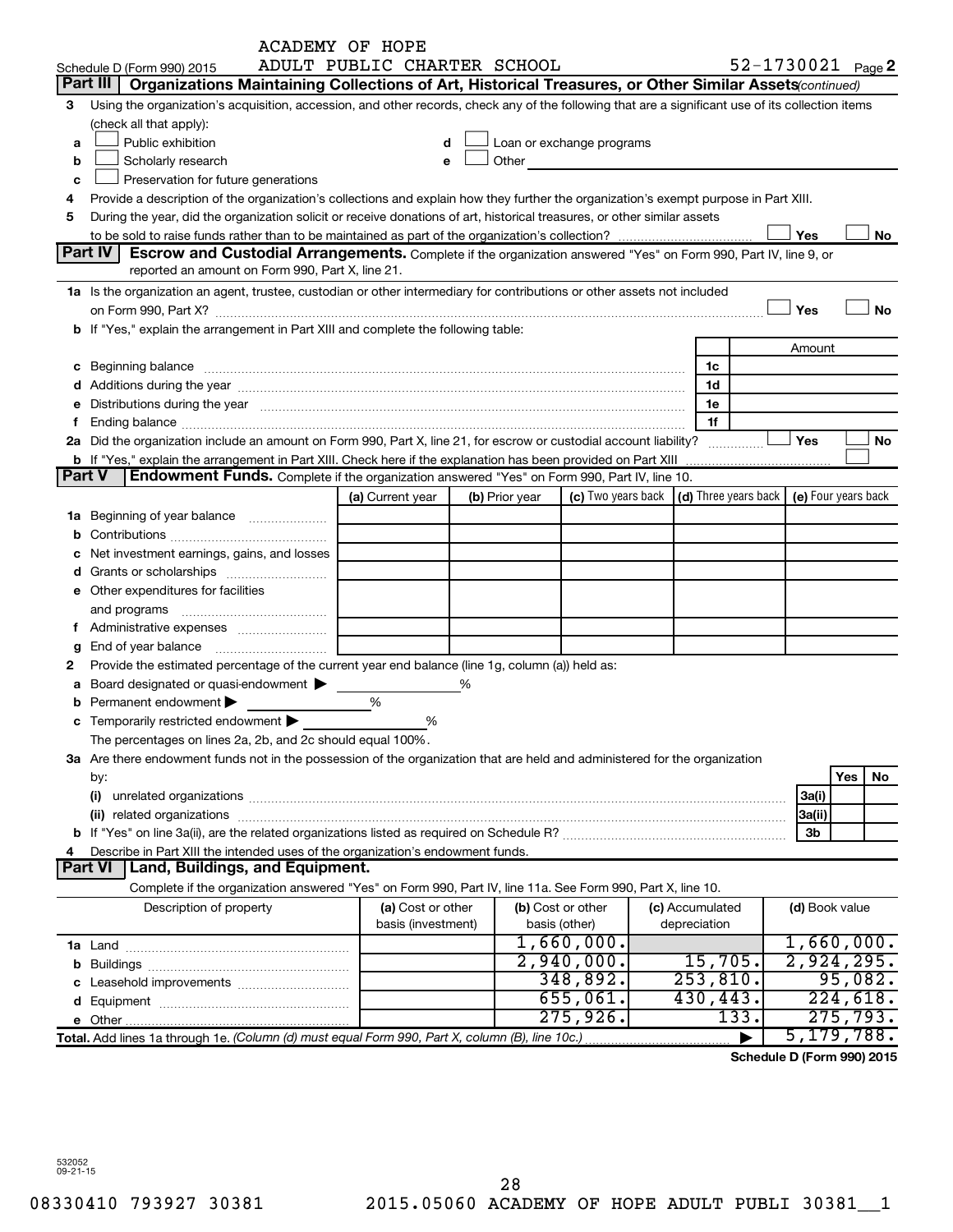ACADEMY OF HOPE
Schedule D (Form 990) 2015 ADULT PUBLIC CHARTER SCHOOL 52-1730021 Page 2

**Part III | Organizations Maintaining Collections of Art, Historical Treasures, or Other Similar Assets** *(continued)*

3 Using the organization's acquisition, accession, and other records, check any of the following that are a significant use of its collection items (check all that apply):

a ☐ Public exhibition
b ☐ Scholarly research
c ☐ Preservation for future generations
d ☐ Loan or exchange programs
e ☐ Other

4 Provide a description of the organization's collections and explain how they further the organization's exempt purpose in Part XIII.

5 During the year, did the organization solicit or receive donations of art, historical treasures, or other similar assets to be sold to raise funds rather than to be maintained as part of the organization's collection? ☐ Yes ☐ No

**Part IV | Escrow and Custodial Arrangements.** Complete if the organization answered "Yes" on Form 990, Part IV, line 9, or reported an amount on Form 990, Part X, line 21.

1a Is the organization an agent, trustee, custodian or other intermediary for contributions or other assets not included on Form 990, Part X? ☐ Yes ☐ No

b If "Yes," explain the arrangement in Part XIII and complete the following table:

| | | Amount |
|---|---|---|
| c Beginning balance | 1c | |
| d Additions during the year | 1d | |
| e Distributions during the year | 1e | |
| f Ending balance | 1f | |

2a Did the organization include an amount on Form 990, Part X, line 21, for escrow or custodial account liability? ☐ Yes ☐ No

b If "Yes," explain the arrangement in Part XIII. Check here if the explanation has been provided on Part XIII ☐

**Part V | Endowment Funds.** Complete if the organization answered "Yes" on Form 990, Part IV, line 10.

| | (a) Current year | (b) Prior year | (c) Two years back | (d) Three years back | (e) Four years back |
|---|---|---|---|---|---|
| 1a Beginning of year balance | | | | | |
| b Contributions | | | | | |
| c Net investment earnings, gains, and losses | | | | | |
| d Grants or scholarships | | | | | |
| e Other expenditures for facilities and programs | | | | | |
| f Administrative expenses | | | | | |
| g End of year balance | | | | | |

2 Provide the estimated percentage of the current year end balance (line 1g, column (a)) held as:

a Board designated or quasi-endowment ▶ _____ %
b Permanent endowment ▶ _____ %
c Temporarily restricted endowment ▶ _____ %

The percentages on lines 2a, 2b, and 2c should equal 100%.

3a Are there endowment funds not in the possession of the organization that are held and administered for the organization by:

| | | Yes | No |
|---|---|---|---|
| (i) unrelated organizations | 3a(i) | | |
| (ii) related organizations | 3a(ii) | | |
| b If "Yes" on line 3a(ii), are the related organizations listed as required on Schedule R? | 3b | | |

4 Describe in Part XIII the intended uses of the organization's endowment funds.

**Part VI | Land, Buildings, and Equipment.**

Complete if the organization answered "Yes" on Form 990, Part IV, line 11a. See Form 990, Part X, line 10.

| Description of property | (a) Cost or other basis (investment) | (b) Cost or other basis (other) | (c) Accumulated depreciation | (d) Book value |
|---|---|---|---|---|
| 1a Land | | 1,660,000. | | 1,660,000. |
| b Buildings | | 2,940,000. | 15,705. | 2,924,295. |
| c Leasehold improvements | | 348,892. | 253,810. | 95,082. |
| d Equipment | | 655,061. | 430,443. | 224,618. |
| e Other | | 275,926. | 133. | 275,793. |
| **Total.** Add lines 1a through 1e. *(Column (d) must equal Form 990, Part X, column (B), line 10c.)* ▶ | | | | 5,179,788. |

**Schedule D (Form 990) 2015**

532052
09-21-15

08330410 793927 30381 2015.05060 ACADEMY OF HOPE ADULT PUBLI 30381__1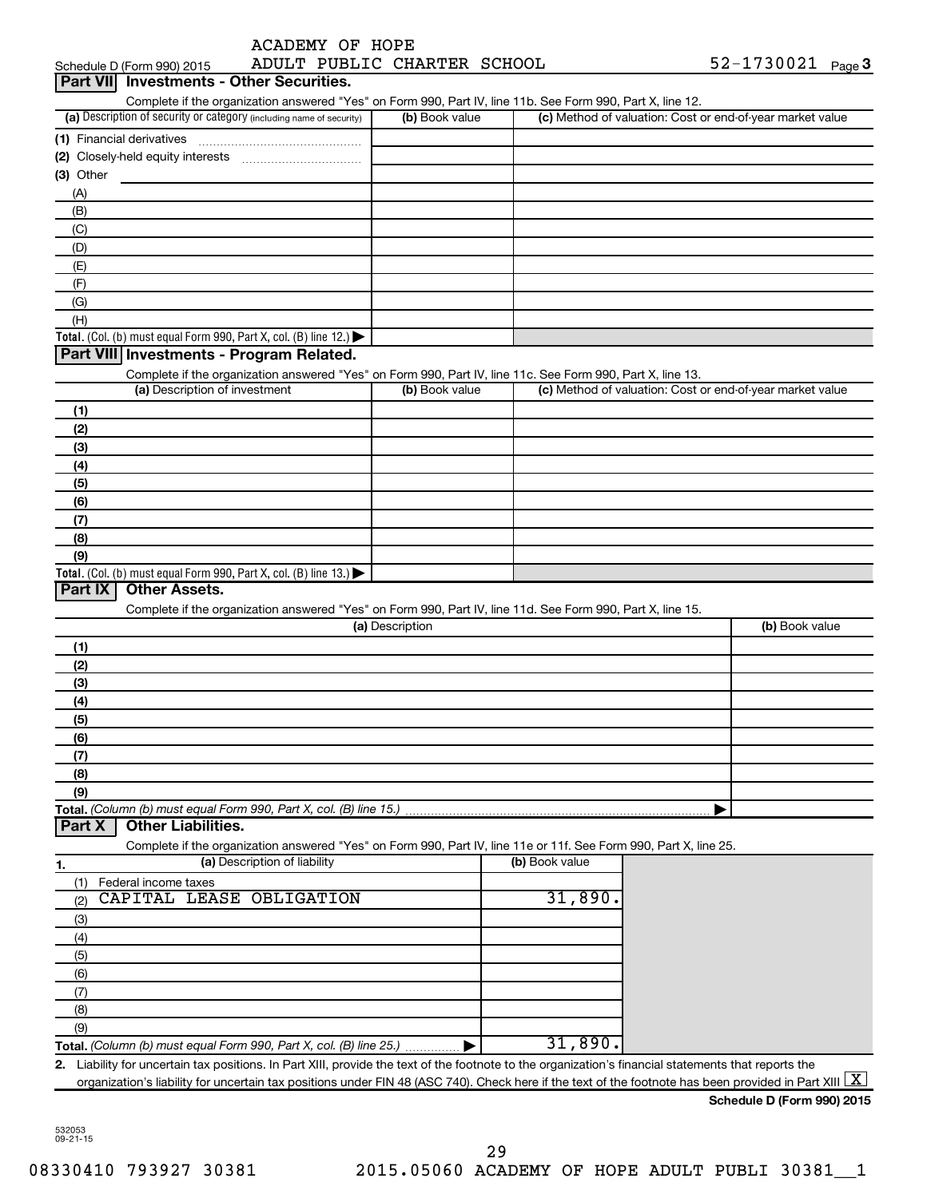Schedule D (Form 990) 2015 ACADEMY OF HOPE ADULT PUBLIC CHARTER SCHOOL 52-1730021 Page 3

## Part VII Investments - Other Securities.

Complete if the organization answered "Yes" on Form 990, Part IV, line 11b. See Form 990, Part X, line 12.

| (a) Description of security or category (including name of security) | (b) Book value | (c) Method of valuation: Cost or end-of-year market value |
|---|---|---|
| (1) Financial derivatives | | |
| (2) Closely-held equity interests | | |
| (3) Other | | |
| (A) | | |
| (B) | | |
| (C) | | |
| (D) | | |
| (E) | | |
| (F) | | |
| (G) | | |
| (H) | | |
| Total. (Col. (b) must equal Form 990, Part X, col. (B) line 12.) | | |

## Part VIII Investments - Program Related.

Complete if the organization answered "Yes" on Form 990, Part IV, line 11c. See Form 990, Part X, line 13.

| (a) Description of investment | (b) Book value | (c) Method of valuation: Cost or end-of-year market value |
|---|---|---|
| (1) | | |
| (2) | | |
| (3) | | |
| (4) | | |
| (5) | | |
| (6) | | |
| (7) | | |
| (8) | | |
| (9) | | |
| Total. (Col. (b) must equal Form 990, Part X, col. (B) line 13.) | | |

## Part IX Other Assets.

Complete if the organization answered "Yes" on Form 990, Part IV, line 11d. See Form 990, Part X, line 15.

| (a) Description | (b) Book value |
|---|---|
| (1) | |
| (2) | |
| (3) | |
| (4) | |
| (5) | |
| (6) | |
| (7) | |
| (8) | |
| (9) | |
| Total. (Column (b) must equal Form 990, Part X, col. (B) line 15.) | |

## Part X Other Liabilities.

Complete if the organization answered "Yes" on Form 990, Part IV, line 11e or 11f. See Form 990, Part X, line 25.

| 1. (a) Description of liability | (b) Book value |
|---|---|
| (1) Federal income taxes | |
| (2) CAPITAL LEASE OBLIGATION | 31,890. |
| (3) | |
| (4) | |
| (5) | |
| (6) | |
| (7) | |
| (8) | |
| (9) | |
| Total. (Column (b) must equal Form 990, Part X, col. (B) line 25.) | 31,890. |

2. Liability for uncertain tax positions. In Part XIII, provide the text of the footnote to the organization's financial statements that reports the organization's liability for uncertain tax positions under FIN 48 (ASC 740). Check here if the text of the footnote has been provided in Part XIII [X]

Schedule D (Form 990) 2015

532053 09-21-15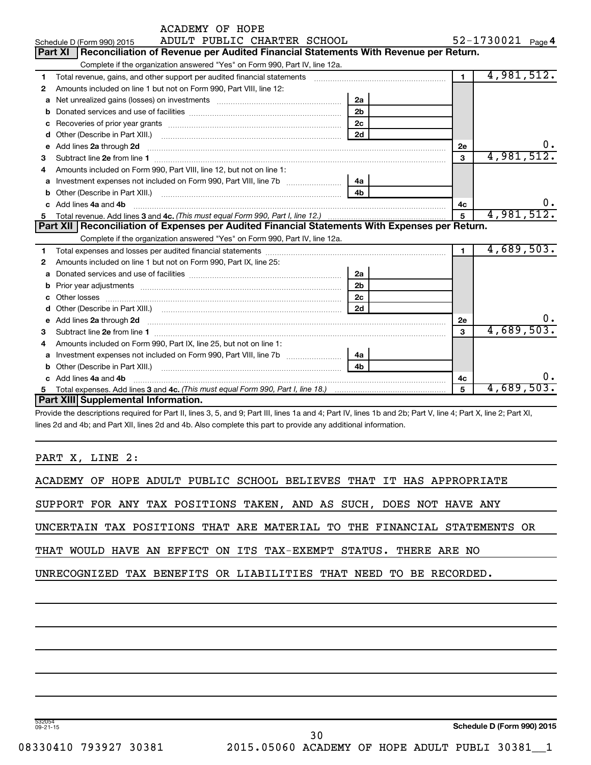ACADEMY OF HOPE
Schedule D (Form 990) 2015 ADULT PUBLIC CHARTER SCHOOL 52-1730021 Page 4

## Part XI Reconciliation of Revenue per Audited Financial Statements With Revenue per Return.

Complete if the organization answered "Yes" on Form 990, Part IV, line 12a.

| | | | | | |
|---|---|---|---|---|---|
| 1 | Total revenue, gains, and other support per audited financial statements | | | 1 | 4,981,512. |
| 2 | Amounts included on line 1 but not on Form 990, Part VIII, line 12: | | | | |
| a | Net unrealized gains (losses) on investments | 2a | | | |
| b | Donated services and use of facilities | 2b | | | |
| c | Recoveries of prior year grants | 2c | | | |
| d | Other (Describe in Part XIII.) | 2d | | | |
| e | Add lines 2a through 2d | | | 2e | 0. |
| 3 | Subtract line 2e from line 1 | | | 3 | 4,981,512. |
| 4 | Amounts included on Form 990, Part VIII, line 12, but not on line 1: | | | | |
| a | Investment expenses not included on Form 990, Part VIII, line 7b | 4a | | | |
| b | Other (Describe in Part XIII.) | 4b | | | |
| c | Add lines 4a and 4b | | | 4c | 0. |
| 5 | Total revenue. Add lines 3 and 4c. *(This must equal Form 990, Part I, line 12.)* | | | 5 | 4,981,512. |

## Part XII Reconciliation of Expenses per Audited Financial Statements With Expenses per Return.

Complete if the organization answered "Yes" on Form 990, Part IV, line 12a.

| | | | | | |
|---|---|---|---|---|---|
| 1 | Total expenses and losses per audited financial statements | | | 1 | 4,689,503. |
| 2 | Amounts included on line 1 but not on Form 990, Part IX, line 25: | | | | |
| a | Donated services and use of facilities | 2a | | | |
| b | Prior year adjustments | 2b | | | |
| c | Other losses | 2c | | | |
| d | Other (Describe in Part XIII.) | 2d | | | |
| e | Add lines 2a through 2d | | | 2e | 0. |
| 3 | Subtract line 2e from line 1 | | | 3 | 4,689,503. |
| 4 | Amounts included on Form 990, Part IX, line 25, but not on line 1: | | | | |
| a | Investment expenses not included on Form 990, Part VIII, line 7b | 4a | | | |
| b | Other (Describe in Part XIII.) | 4b | | | |
| c | Add lines 4a and 4b | | | 4c | 0. |
| 5 | Total expenses. Add lines 3 and 4c. *(This must equal Form 990, Part I, line 18.)* | | | 5 | 4,689,503. |

## Part XIII Supplemental Information.

Provide the descriptions required for Part II, lines 3, 5, and 9; Part III, lines 1a and 4; Part IV, lines 1b and 2b; Part V, line 4; Part X, line 2; Part XI, lines 2d and 4b; and Part XII, lines 2d and 4b. Also complete this part to provide any additional information.

PART X, LINE 2:

ACADEMY OF HOPE ADULT PUBLIC SCHOOL BELIEVES THAT IT HAS APPROPRIATE SUPPORT FOR ANY TAX POSITIONS TAKEN, AND AS SUCH, DOES NOT HAVE ANY UNCERTAIN TAX POSITIONS THAT ARE MATERIAL TO THE FINANCIAL STATEMENTS OR THAT WOULD HAVE AN EFFECT ON ITS TAX-EXEMPT STATUS. THERE ARE NO UNRECOGNIZED TAX BENEFITS OR LIABILITIES THAT NEED TO BE RECORDED.

532054 09-21-15 Schedule D (Form 990) 2015

08330410 793927 30381 2015.05060 ACADEMY OF HOPE ADULT PUBLI 30381__1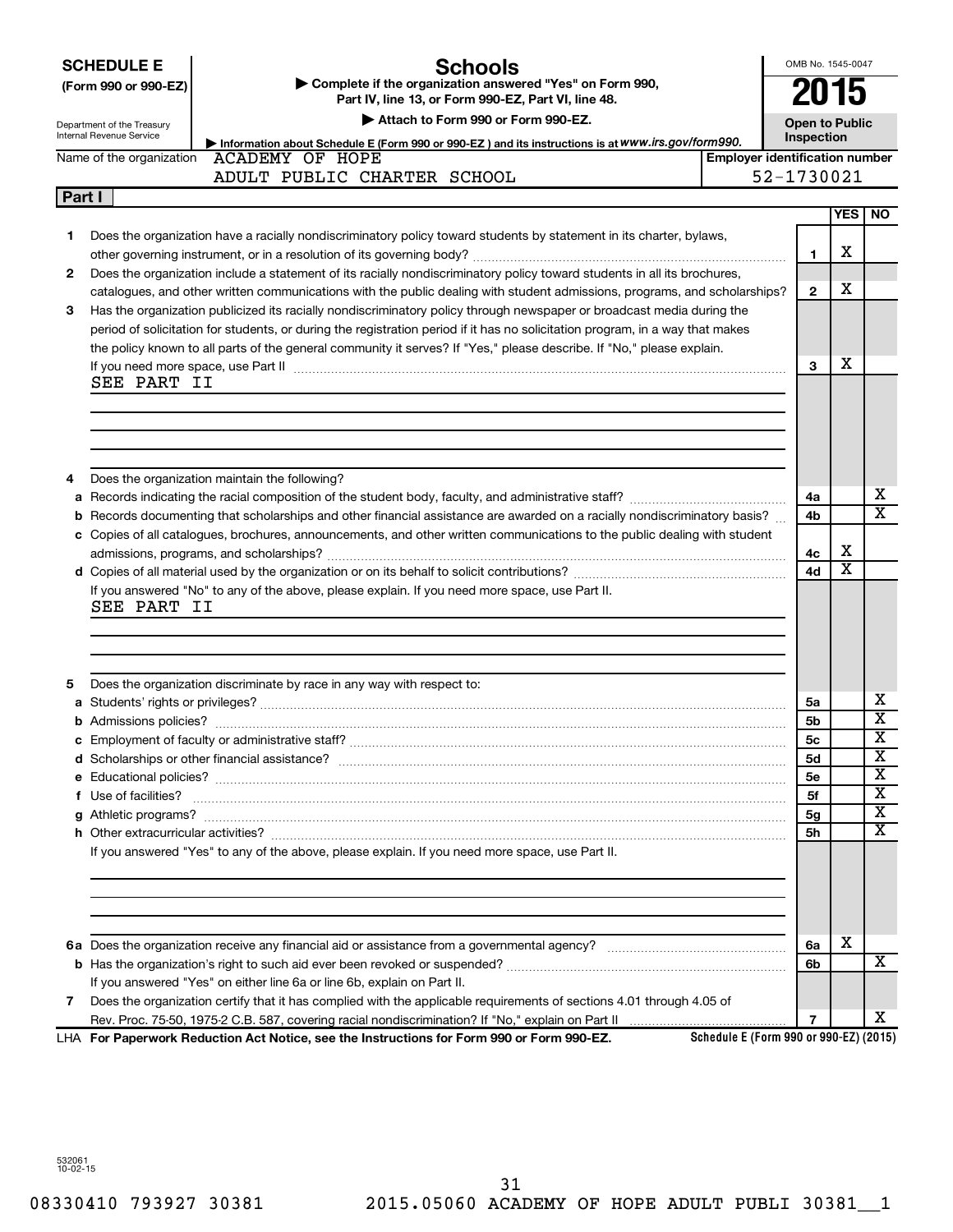**SCHEDULE E (Form 990 or 990-EZ)**

Department of the Treasury
Internal Revenue Service

# Schools

▶ Complete if the organization answered "Yes" on Form 990, Part IV, line 13, or Form 990-EZ, Part VI, line 48.

▶ Attach to Form 990 or Form 990-EZ.

▶ Information about Schedule E (Form 990 or 990-EZ) and its instructions is at *www.irs.gov/form990.*

OMB No. 1545-0047

**2015**

**Open to Public Inspection**

Name of the organization: ACADEMY OF HOPE ADULT PUBLIC CHARTER SCHOOL

Employer identification number: 52-1730021

## Part I

| | | | YES | NO |
|---|---|---|---|---|
| **1** | Does the organization have a racially nondiscriminatory policy toward students by statement in its charter, bylaws, other governing instrument, or in a resolution of its governing body? | **1** | X | |
| **2** | Does the organization include a statement of its racially nondiscriminatory policy toward students in all its brochures, catalogues, and other written communications with the public dealing with student admissions, programs, and scholarships? | **2** | X | |
| **3** | Has the organization publicized its racially nondiscriminatory policy through newspaper or broadcast media during the period of solicitation for students, or during the registration period if it has no solicitation program, in a way that makes the policy known to all parts of the general community it serves? If "Yes," please describe. If "No," please explain. If you need more space, use Part II | **3** | X | |

SEE PART II

| | | | YES | NO |
|---|---|---|---|---|
| **4** | Does the organization maintain the following? | | | |
| **a** | Records indicating the racial composition of the student body, faculty, and administrative staff? | **4a** | | X |
| **b** | Records documenting that scholarships and other financial assistance are awarded on a racially nondiscriminatory basis? | **4b** | | X |
| **c** | Copies of all catalogues, brochures, announcements, and other written communications to the public dealing with student admissions, programs, and scholarships? | **4c** | X | |
| **d** | Copies of all material used by the organization or on its behalf to solicit contributions? | **4d** | X | |

If you answered "No" to any of the above, please explain. If you need more space, use Part II.

SEE PART II

| | | | YES | NO |
|---|---|---|---|---|
| **5** | Does the organization discriminate by race in any way with respect to: | | | |
| **a** | Students' rights or privileges? | **5a** | | X |
| **b** | Admissions policies? | **5b** | | X |
| **c** | Employment of faculty or administrative staff? | **5c** | | X |
| **d** | Scholarships or other financial assistance? | **5d** | | X |
| **e** | Educational policies? | **5e** | | X |
| **f** | Use of facilities? | **5f** | | X |
| **g** | Athletic programs? | **5g** | | X |
| **h** | Other extracurricular activities? | **5h** | | X |

If you answered "Yes" to any of the above, please explain. If you need more space, use Part II.

| | | | YES | NO |
|---|---|---|---|---|
| **6a** | Does the organization receive any financial aid or assistance from a governmental agency? | **6a** | X | |
| **b** | Has the organization's right to such aid ever been revoked or suspended? | **6b** | | X |
| | If you answered "Yes" on either line 6a or line 6b, explain on Part II. | | | |
| **7** | Does the organization certify that it has complied with the applicable requirements of sections 4.01 through 4.05 of Rev. Proc. 75-50, 1975-2 C.B. 587, covering racial nondiscrimination? If "No," explain on Part II | **7** | | X |

LHA **For Paperwork Reduction Act Notice, see the Instructions for Form 990 or Form 990-EZ.** **Schedule E (Form 990 or 990-EZ) (2015)**

532061
10-02-15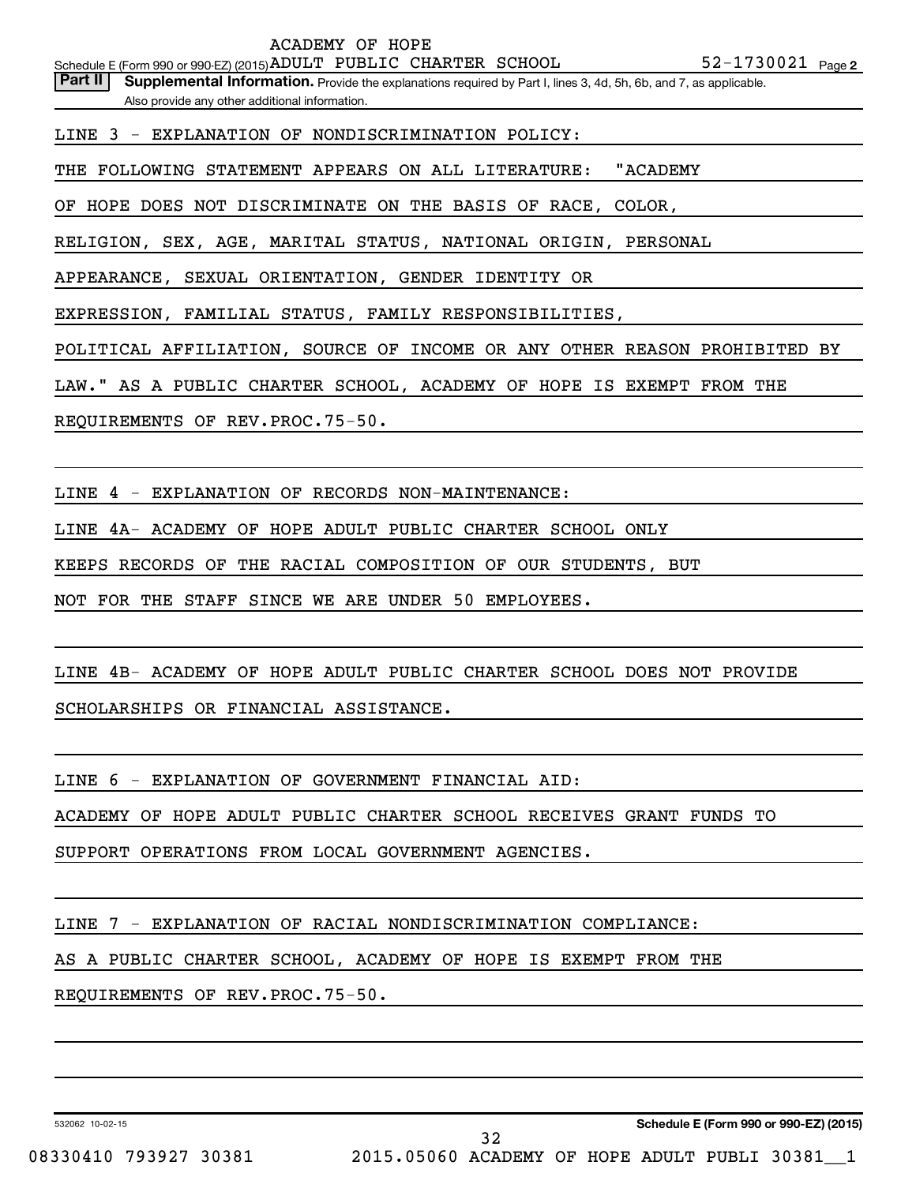Schedule E (Form 990 or 990-EZ) (2015) ACADEMY OF HOPE ADULT PUBLIC CHARTER SCHOOL 52-1730021 Page 2

**Part II** **Supplemental Information.** Provide the explanations required by Part I, lines 3, 4d, 5h, 6b, and 7, as applicable. Also provide any other additional information.

LINE 3 - EXPLANATION OF NONDISCRIMINATION POLICY:

THE FOLLOWING STATEMENT APPEARS ON ALL LITERATURE: "ACADEMY OF HOPE DOES NOT DISCRIMINATE ON THE BASIS OF RACE, COLOR, RELIGION, SEX, AGE, MARITAL STATUS, NATIONAL ORIGIN, PERSONAL APPEARANCE, SEXUAL ORIENTATION, GENDER IDENTITY OR EXPRESSION, FAMILIAL STATUS, FAMILY RESPONSIBILITIES, POLITICAL AFFILIATION, SOURCE OF INCOME OR ANY OTHER REASON PROHIBITED BY LAW." AS A PUBLIC CHARTER SCHOOL, ACADEMY OF HOPE IS EXEMPT FROM THE REQUIREMENTS OF REV.PROC.75-50.

LINE 4 - EXPLANATION OF RECORDS NON-MAINTENANCE:

LINE 4A- ACADEMY OF HOPE ADULT PUBLIC CHARTER SCHOOL ONLY KEEPS RECORDS OF THE RACIAL COMPOSITION OF OUR STUDENTS, BUT NOT FOR THE STAFF SINCE WE ARE UNDER 50 EMPLOYEES.

LINE 4B- ACADEMY OF HOPE ADULT PUBLIC CHARTER SCHOOL DOES NOT PROVIDE SCHOLARSHIPS OR FINANCIAL ASSISTANCE.

LINE 6 - EXPLANATION OF GOVERNMENT FINANCIAL AID:

ACADEMY OF HOPE ADULT PUBLIC CHARTER SCHOOL RECEIVES GRANT FUNDS TO SUPPORT OPERATIONS FROM LOCAL GOVERNMENT AGENCIES.

LINE 7 - EXPLANATION OF RACIAL NONDISCRIMINATION COMPLIANCE:

AS A PUBLIC CHARTER SCHOOL, ACADEMY OF HOPE IS EXEMPT FROM THE REQUIREMENTS OF REV.PROC.75-50.

532062 10-02-15 **Schedule E (Form 990 or 990-EZ) (2015)**

08330410 793927 30381 2015.05060 ACADEMY OF HOPE ADULT PUBLI 30381__1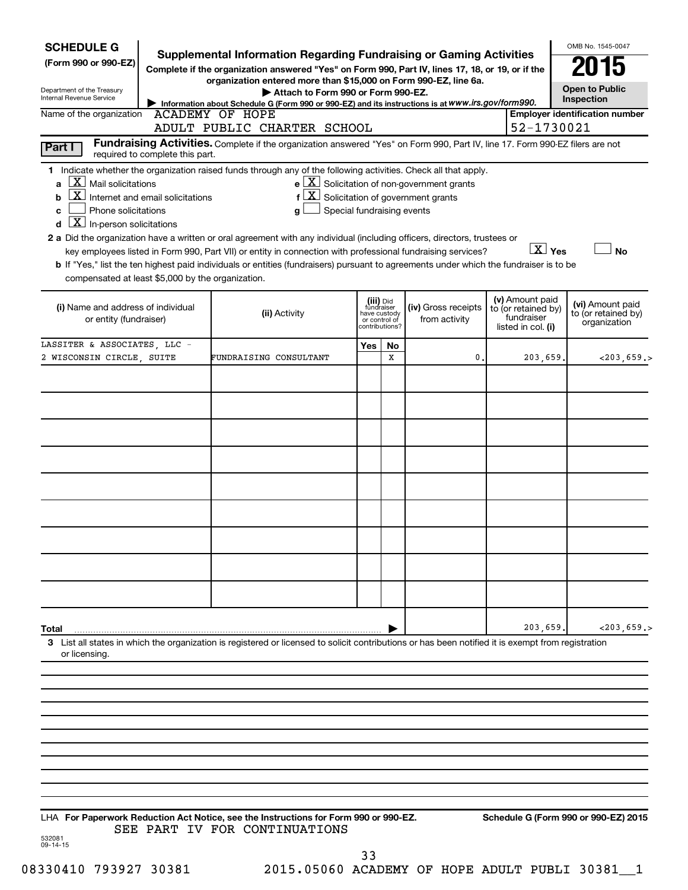**SCHEDULE G**
**(Form 990 or 990-EZ)**

Department of the Treasury
Internal Revenue Service

# Supplemental Information Regarding Fundraising or Gaming Activities

**Complete if the organization answered "Yes" on Form 990, Part IV, lines 17, 18, or 19, or if the organization entered more than $15,000 on Form 990-EZ, line 6a.**

▶ **Attach to Form 990 or Form 990-EZ.**

▶ Information about Schedule G (Form 990 or 990-EZ) and its instructions is at *www.irs.gov/form990.*

OMB No. 1545-0047

**2015**

**Open to Public Inspection**

Name of the organization: ACADEMY OF HOPE ADULT PUBLIC CHARTER SCHOOL

**Employer identification number:** 52-1730021

**Part I** **Fundraising Activities.** Complete if the organization answered "Yes" on Form 990, Part IV, line 17. Form 990-EZ filers are not required to complete this part.

**1** Indicate whether the organization raised funds through any of the following activities. Check all that apply.

- **a** [X] Mail solicitations
- **b** [X] Internet and email solicitations
- **c** [ ] Phone solicitations
- **d** [X] In-person solicitations
- **e** [X] Solicitation of non-government grants
- **f** [X] Solicitation of government grants
- **g** [ ] Special fundraising events

**2 a** Did the organization have a written or oral agreement with any individual (including officers, directors, trustees or key employees listed in Form 990, Part VII) or entity in connection with professional fundraising services? [X] Yes [ ] No

**b** If "Yes," list the ten highest paid individuals or entities (fundraisers) pursuant to agreements under which the fundraiser is to be compensated at least $5,000 by the organization.

| (i) Name and address of individual or entity (fundraiser) | (ii) Activity | (iii) Did fundraiser have custody or control of contributions? Yes | No | (iv) Gross receipts from activity | (v) Amount paid to (or retained by) fundraiser listed in col. (i) | (vi) Amount paid to (or retained by) organization |
|---|---|---|---|---|---|---|
| LASSITER & ASSOCIATES, LLC - 2 WISCONSIN CIRCLE, SUITE | FUNDRAISING CONSULTANT | | X | 0. | 203,659. | <203,659.> |
| | | | | | | |
| | | | | | | |
| | | | | | | |
| | | | | | | |
| | | | | | | |
| | | | | | | |
| | | | | | | |
| | | | | | | |
| | | | | | | |
| **Total** | | | | | 203,659. | <203,659.> |

**3** List all states in which the organization is registered or licensed to solicit contributions or has been notified it is exempt from registration or licensing.

LHA **For Paperwork Reduction Act Notice, see the Instructions for Form 990 or 990-EZ.** **Schedule G (Form 990 or 990-EZ) 2015**

SEE PART IV FOR CONTINUATIONS

532081
09-14-15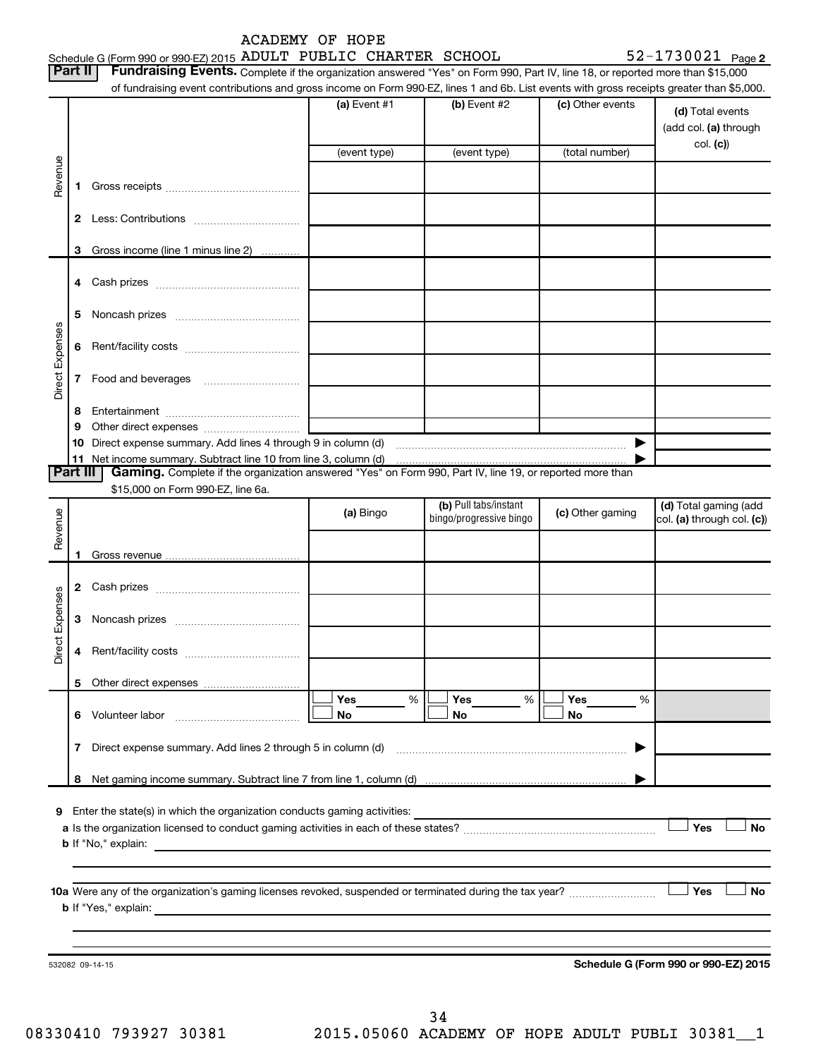Schedule G (Form 990 or 990-EZ) 2015 ACADEMY OF HOPE ADULT PUBLIC CHARTER SCHOOL 52-1730021 Page 2

**Part II** **Fundraising Events.** Complete if the organization answered "Yes" on Form 990, Part IV, line 18, or reported more than $15,000 of fundraising event contributions and gross income on Form 990-EZ, lines 1 and 6b. List events with gross receipts greater than $5,000.

| | | (a) Event #1 (event type) | (b) Event #2 (event type) | (c) Other events (total number) | (d) Total events (add col. (a) through col. (c)) |
|---|---|---|---|---|---|
| Revenue | 1 Gross receipts | | | | |
| | 2 Less: Contributions | | | | |
| | 3 Gross income (line 1 minus line 2) | | | | |
| Direct Expenses | 4 Cash prizes | | | | |
| | 5 Noncash prizes | | | | |
| | 6 Rent/facility costs | | | | |
| | 7 Food and beverages | | | | |
| | 8 Entertainment | | | | |
| | 9 Other direct expenses | | | | |
| | 10 Direct expense summary. Add lines 4 through 9 in column (d) | | | ▶ | |
| | 11 Net income summary. Subtract line 10 from line 3, column (d) | | | ▶ | |

**Part III** **Gaming.** Complete if the organization answered "Yes" on Form 990, Part IV, line 19, or reported more than $15,000 on Form 990-EZ, line 6a.

| | | (a) Bingo | (b) Pull tabs/instant bingo/progressive bingo | (c) Other gaming | (d) Total gaming (add col. (a) through col. (c)) |
|---|---|---|---|---|---|
| Revenue | 1 Gross revenue | | | | |
| Direct Expenses | 2 Cash prizes | | | | |
| | 3 Noncash prizes | | | | |
| | 4 Rent/facility costs | | | | |
| | 5 Other direct expenses | | | | |
| | 6 Volunteer labor | ☐ Yes ___ % ☐ No | ☐ Yes ___ % ☐ No | ☐ Yes ___ % ☐ No | |
| | 7 Direct expense summary. Add lines 2 through 5 in column (d) | | | ▶ | |
| | 8 Net gaming income summary. Subtract line 7 from line 1, column (d) | | | ▶ | |

9 Enter the state(s) in which the organization conducts gaming activities:

a Is the organization licensed to conduct gaming activities in each of these states? ☐ Yes ☐ No

b If "No," explain:

10a Were any of the organization's gaming licenses revoked, suspended or terminated during the tax year? ☐ Yes ☐ No

b If "Yes," explain:

532082 09-14-15

**Schedule G (Form 990 or 990-EZ) 2015**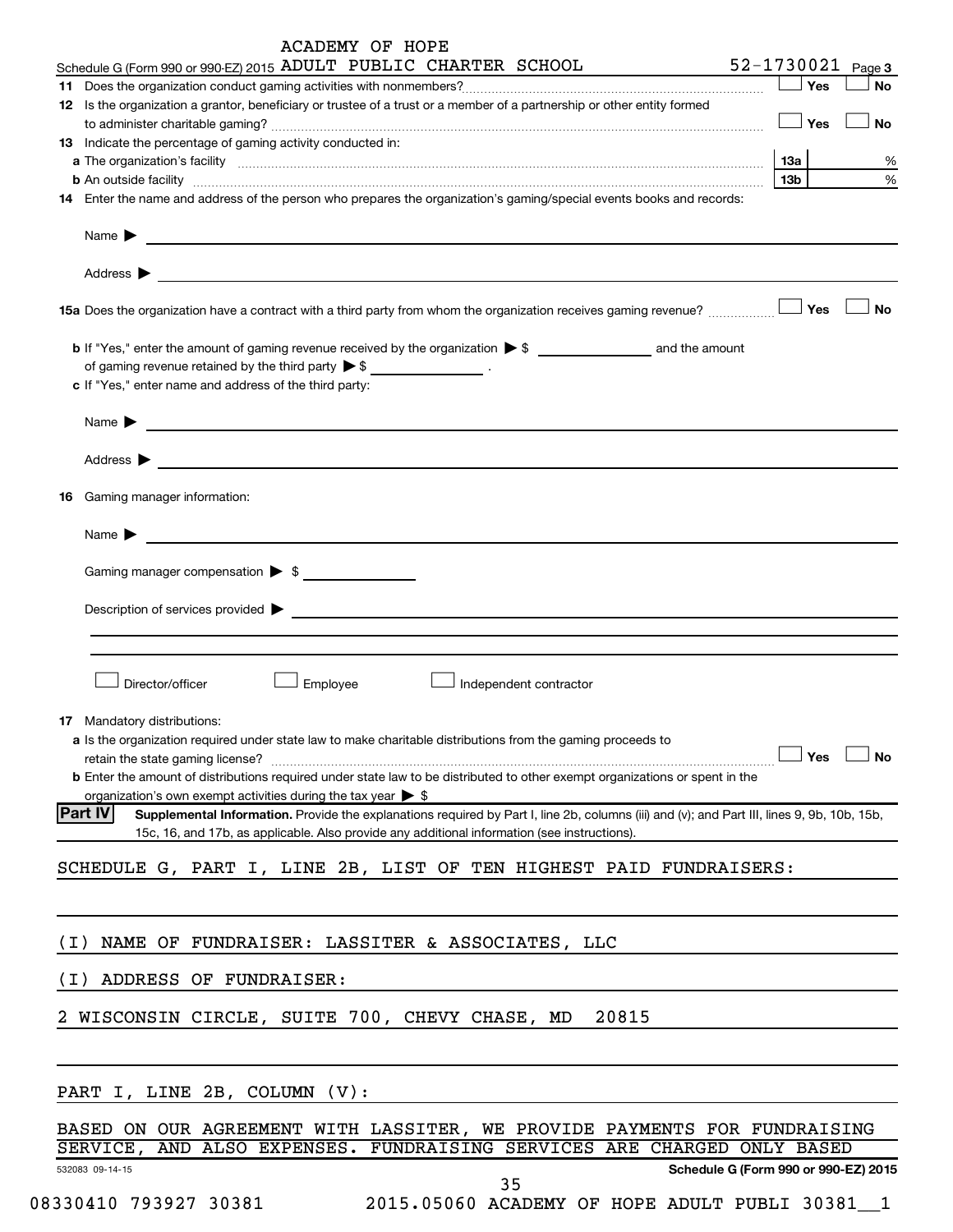ACADEMY OF HOPE

Schedule G (Form 990 or 990-EZ) 2015 ADULT PUBLIC CHARTER SCHOOL 52-1730021 Page 3

**11** Does the organization conduct gaming activities with nonmembers? ☐ Yes ☐ No

**12** Is the organization a grantor, beneficiary or trustee of a trust or a member of a partnership or other entity formed to administer charitable gaming? ☐ Yes ☐ No

**13** Indicate the percentage of gaming activity conducted in:

**a** The organization's facility **13a** %

**b** An outside facility **13b** %

**14** Enter the name and address of the person who prepares the organization's gaming/special events books and records:

Name ▶

Address ▶

**15a** Does the organization have a contract with a third party from whom the organization receives gaming revenue? ☐ Yes ☐ No

**b** If "Yes," enter the amount of gaming revenue received by the organization ▶ $ ______ and the amount of gaming revenue retained by the third party ▶ $ ______ .

**c** If "Yes," enter name and address of the third party:

Name ▶

Address ▶

**16** Gaming manager information:

Name ▶

Gaming manager compensation ▶ $

Description of services provided ▶

☐ Director/officer ☐ Employee ☐ Independent contractor

**17** Mandatory distributions:

**a** Is the organization required under state law to make charitable distributions from the gaming proceeds to retain the state gaming license? ☐ Yes ☐ No

**b** Enter the amount of distributions required under state law to be distributed to other exempt organizations or spent in the organization's own exempt activities during the tax year ▶ $

**Part IV** **Supplemental Information.** Provide the explanations required by Part I, line 2b, columns (iii) and (v); and Part III, lines 9, 9b, 10b, 15b, 15c, 16, and 17b, as applicable. Also provide any additional information (see instructions).

SCHEDULE G, PART I, LINE 2B, LIST OF TEN HIGHEST PAID FUNDRAISERS:

(I) NAME OF FUNDRAISER: LASSITER & ASSOCIATES, LLC

(I) ADDRESS OF FUNDRAISER:

2 WISCONSIN CIRCLE, SUITE 700, CHEVY CHASE, MD 20815

PART I, LINE 2B, COLUMN (V):

BASED ON OUR AGREEMENT WITH LASSITER, WE PROVIDE PAYMENTS FOR FUNDRAISING SERVICE, AND ALSO EXPENSES. FUNDRAISING SERVICES ARE CHARGED ONLY BASED

532083 09-14-15 **Schedule G (Form 990 or 990-EZ) 2015**

08330410 793927 30381 2015.05060 ACADEMY OF HOPE ADULT PUBLI 30381__1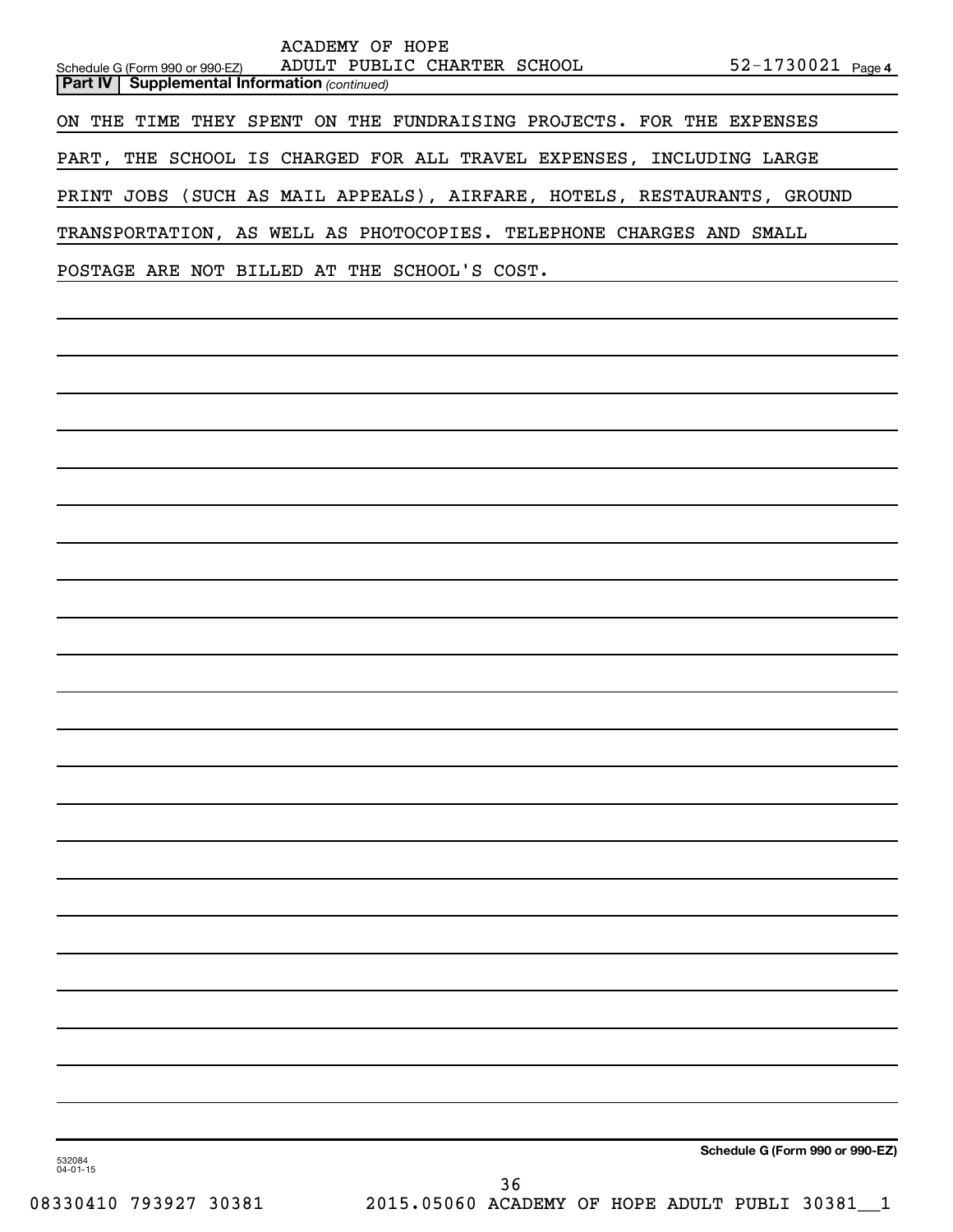ACADEMY OF HOPE

Schedule G (Form 990 or 990-EZ) ADULT PUBLIC CHARTER SCHOOL 52-1730021 Page 4

**Part IV | Supplemental Information** *(continued)*

ON THE TIME THEY SPENT ON THE FUNDRAISING PROJECTS. FOR THE EXPENSES PART, THE SCHOOL IS CHARGED FOR ALL TRAVEL EXPENSES, INCLUDING LARGE PRINT JOBS (SUCH AS MAIL APPEALS), AIRFARE, HOTELS, RESTAURANTS, GROUND TRANSPORTATION, AS WELL AS PHOTOCOPIES. TELEPHONE CHARGES AND SMALL POSTAGE ARE NOT BILLED AT THE SCHOOL'S COST.

**Schedule G (Form 990 or 990-EZ)**

532084 04-01-15

08330410 793927 30381 2015.05060 ACADEMY OF HOPE ADULT PUBLI 30381__1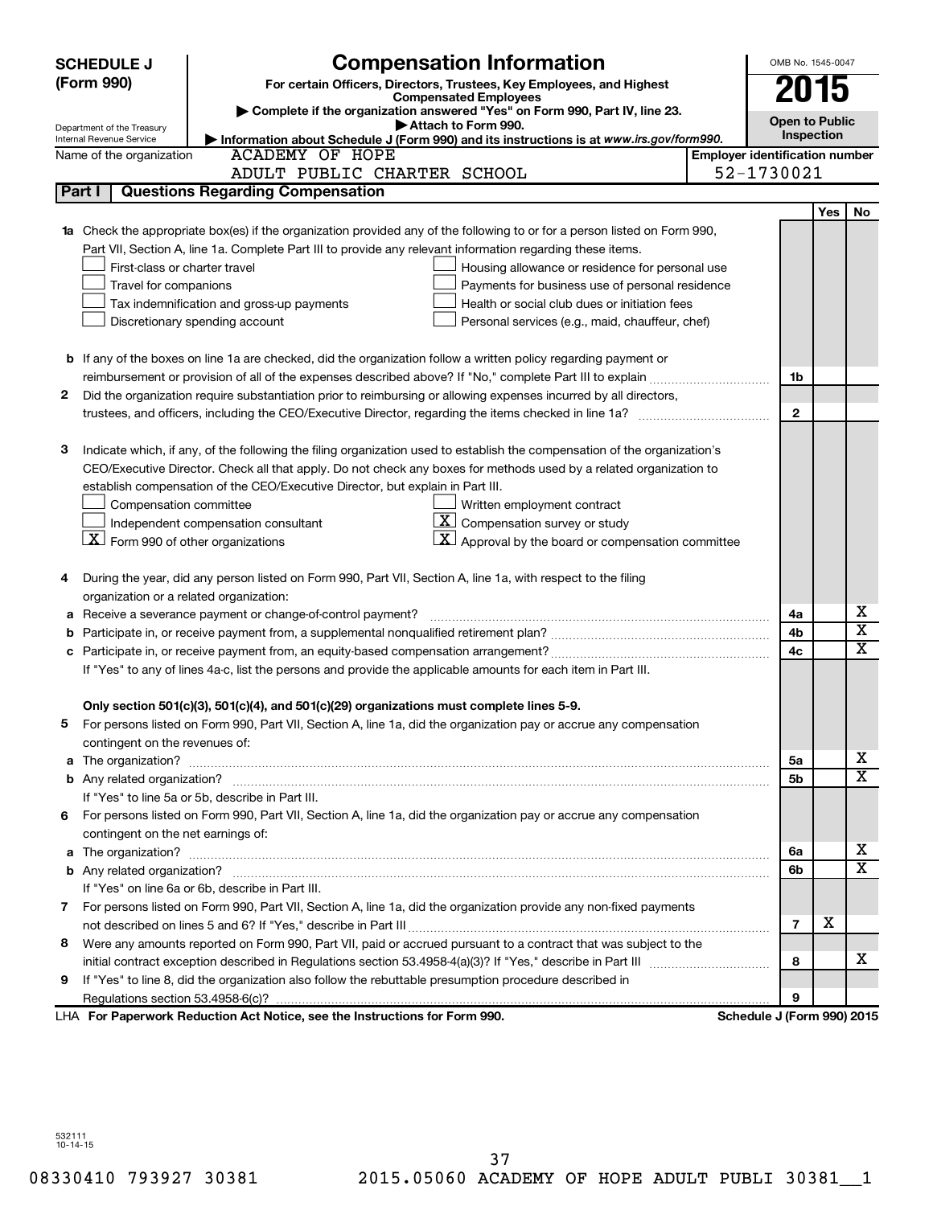# SCHEDULE J (Form 990)

## Compensation Information

**For certain Officers, Directors, Trustees, Key Employees, and Highest Compensated Employees**

▶ Complete if the organization answered "Yes" on Form 990, Part IV, line 23.

▶ Attach to Form 990.

▶ Information about Schedule J (Form 990) and its instructions is at *www.irs.gov/form990*.

Department of the Treasury
Internal Revenue Service

OMB No. 1545-0047

**2015**

**Open to Public Inspection**

Name of the organization: ACADEMY OF HOPE ADULT PUBLIC CHARTER SCHOOL

Employer identification number: 52-1730021

## Part I — Questions Regarding Compensation

| | | | Yes | No |
|---|---|---|---|---|
| **1a** | Check the appropriate box(es) if the organization provided any of the following to or for a person listed on Form 990, Part VII, Section A, line 1a. Complete Part III to provide any relevant information regarding these items.<br>☐ First-class or charter travel ☐ Housing allowance or residence for personal use<br>☐ Travel for companions ☐ Payments for business use of personal residence<br>☐ Tax indemnification and gross-up payments ☐ Health or social club dues or initiation fees<br>☐ Discretionary spending account ☐ Personal services (e.g., maid, chauffeur, chef) | | | |
| **b** | If any of the boxes on line 1a are checked, did the organization follow a written policy regarding payment or reimbursement or provision of all of the expenses described above? If "No," complete Part III to explain | 1b | | |
| **2** | Did the organization require substantiation prior to reimbursing or allowing expenses incurred by all directors, trustees, and officers, including the CEO/Executive Director, regarding the items checked in line 1a? | 2 | | |
| **3** | Indicate which, if any, of the following the filing organization used to establish the compensation of the organization's CEO/Executive Director. Check all that apply. Do not check any boxes for methods used by a related organization to establish compensation of the CEO/Executive Director, but explain in Part III.<br>☐ Compensation committee ☐ Written employment contract<br>☐ Independent compensation consultant ☒ Compensation survey or study<br>☒ Form 990 of other organizations ☒ Approval by the board or compensation committee | | | |
| **4** | During the year, did any person listed on Form 990, Part VII, Section A, line 1a, with respect to the filing organization or a related organization: | | | |
| **a** | Receive a severance payment or change-of-control payment? | 4a | | X |
| **b** | Participate in, or receive payment from, a supplemental nonqualified retirement plan? | 4b | | X |
| **c** | Participate in, or receive payment from, an equity-based compensation arrangement? | 4c | | X |
| | If "Yes" to any of lines 4a-c, list the persons and provide the applicable amounts for each item in Part III. | | | |
| | **Only section 501(c)(3), 501(c)(4), and 501(c)(29) organizations must complete lines 5-9.** | | | |
| **5** | For persons listed on Form 990, Part VII, Section A, line 1a, did the organization pay or accrue any compensation contingent on the revenues of: | | | |
| **a** | The organization? | 5a | | X |
| **b** | Any related organization? | 5b | | X |
| | If "Yes" to line 5a or 5b, describe in Part III. | | | |
| **6** | For persons listed on Form 990, Part VII, Section A, line 1a, did the organization pay or accrue any compensation contingent on the net earnings of: | | | |
| **a** | The organization? | 6a | | X |
| **b** | Any related organization? | 6b | | X |
| | If "Yes" on line 6a or 6b, describe in Part III. | | | |
| **7** | For persons listed on Form 990, Part VII, Section A, line 1a, did the organization provide any non-fixed payments not described on lines 5 and 6? If "Yes," describe in Part III | 7 | X | |
| **8** | Were any amounts reported on Form 990, Part VII, paid or accrued pursuant to a contract that was subject to the initial contract exception described in Regulations section 53.4958-4(a)(3)? If "Yes," describe in Part III | 8 | | X |
| **9** | If "Yes" to line 8, did the organization also follow the rebuttable presumption procedure described in Regulations section 53.4958-6(c)? | 9 | | |

LHA **For Paperwork Reduction Act Notice, see the Instructions for Form 990.** **Schedule J (Form 990) 2015**

532111
10-14-15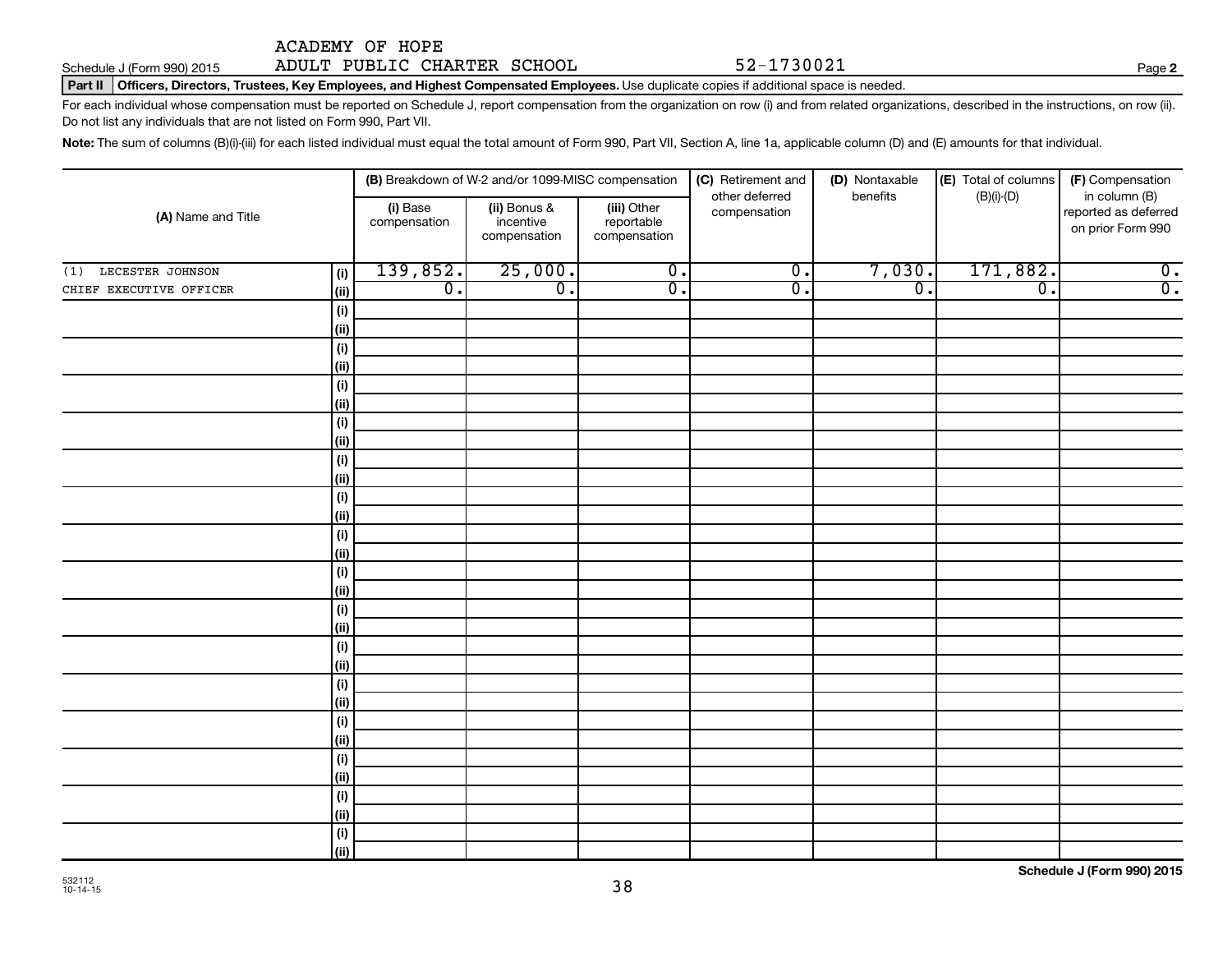ACADEMY OF HOPE
ADULT PUBLIC CHARTER SCHOOL 52-1730021

Schedule J (Form 990) 2015

**Part II Officers, Directors, Trustees, Key Employees, and Highest Compensated Employees.** Use duplicate copies if additional space is needed.

For each individual whose compensation must be reported on Schedule J, report compensation from the organization on row (i) and from related organizations, described in the instructions, on row (ii). Do not list any individuals that are not listed on Form 990, Part VII.

**Note:** The sum of columns (B)(i)-(iii) for each listed individual must equal the total amount of Form 990, Part VII, Section A, line 1a, applicable column (D) and (E) amounts for that individual.

| (A) Name and Title | | (B) Breakdown of W-2 and/or 1099-MISC compensation | | | (C) Retirement and other deferred compensation | (D) Nontaxable benefits | (E) Total of columns (B)(i)-(D) | (F) Compensation in column (B) reported as deferred on prior Form 990 |
|---|---|---|---|---|---|---|---|---|
| | | (i) Base compensation | (ii) Bonus & incentive compensation | (iii) Other reportable compensation | | | | |
| (1) LECESTER JOHNSON | (i) | 139,852. | 25,000. | 0. | 0. | 7,030. | 171,882. | 0. |
| CHIEF EXECUTIVE OFFICER | (ii) | 0. | 0. | 0. | 0. | 0. | 0. | 0. |
| | (i) | | | | | | | |
| | (ii) | | | | | | | |
| | (i) | | | | | | | |
| | (ii) | | | | | | | |
| | (i) | | | | | | | |
| | (ii) | | | | | | | |
| | (i) | | | | | | | |
| | (ii) | | | | | | | |
| | (i) | | | | | | | |
| | (ii) | | | | | | | |
| | (i) | | | | | | | |
| | (ii) | | | | | | | |
| | (i) | | | | | | | |
| | (ii) | | | | | | | |
| | (i) | | | | | | | |
| | (ii) | | | | | | | |
| | (i) | | | | | | | |
| | (ii) | | | | | | | |
| | (i) | | | | | | | |
| | (ii) | | | | | | | |
| | (i) | | | | | | | |
| | (ii) | | | | | | | |
| | (i) | | | | | | | |
| | (ii) | | | | | | | |
| | (i) | | | | | | | |
| | (ii) | | | | | | | |
| | (i) | | | | | | | |
| | (ii) | | | | | | | |
| | (i) | | | | | | | |
| | (ii) | | | | | | | |

Schedule J (Form 990) 2015

532112
10-14-15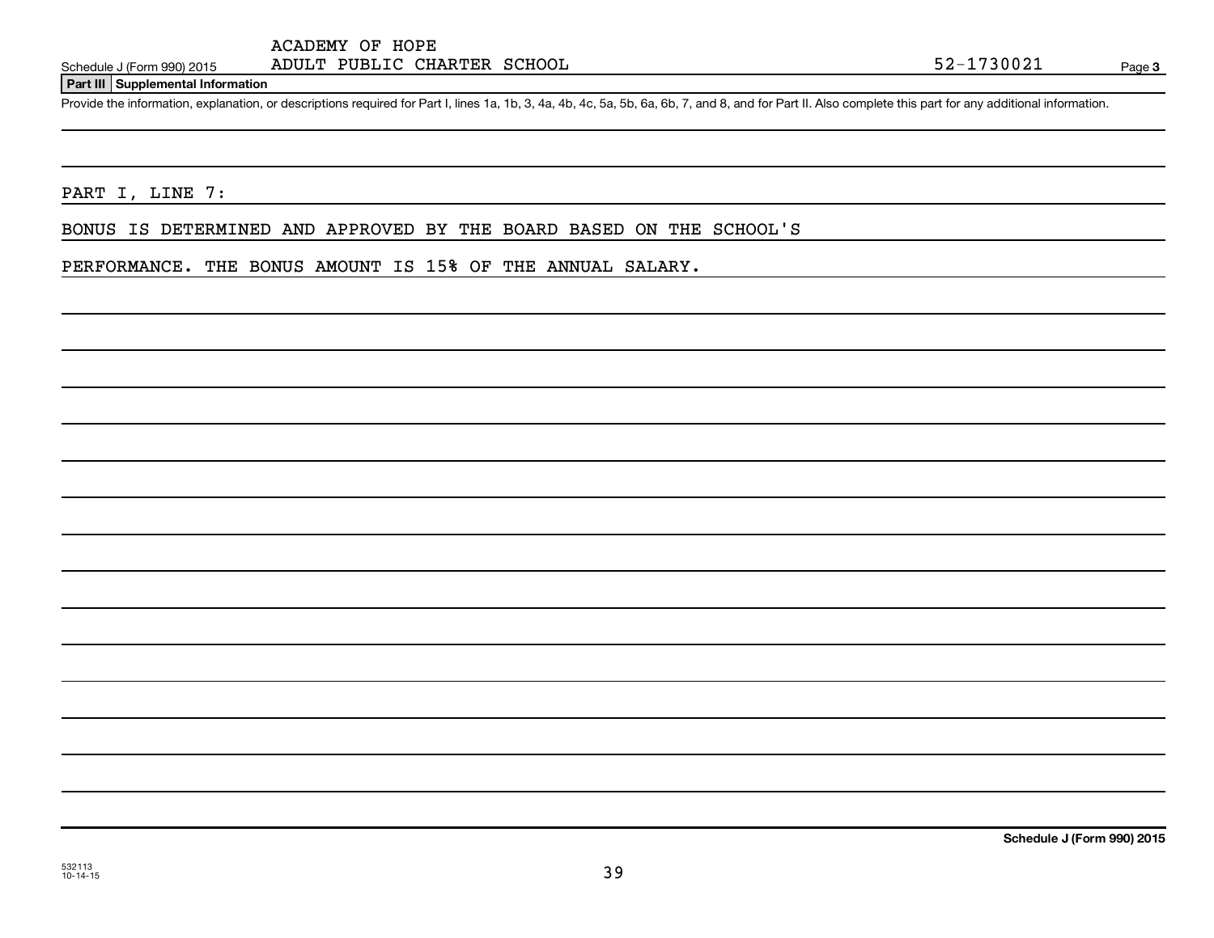ACADEMY OF HOPE
ADULT PUBLIC CHARTER SCHOOL

Schedule J (Form 990) 2015 — 52-1730021 — Page 3

**Part III Supplemental Information**

Provide the information, explanation, or descriptions required for Part I, lines 1a, 1b, 3, 4a, 4b, 4c, 5a, 5b, 6a, 6b, 7, and 8, and for Part II. Also complete this part for any additional information.

PART I, LINE 7:

BONUS IS DETERMINED AND APPROVED BY THE BOARD BASED ON THE SCHOOL'S PERFORMANCE. THE BONUS AMOUNT IS 15% OF THE ANNUAL SALARY.

**Schedule J (Form 990) 2015**

532113
10-14-15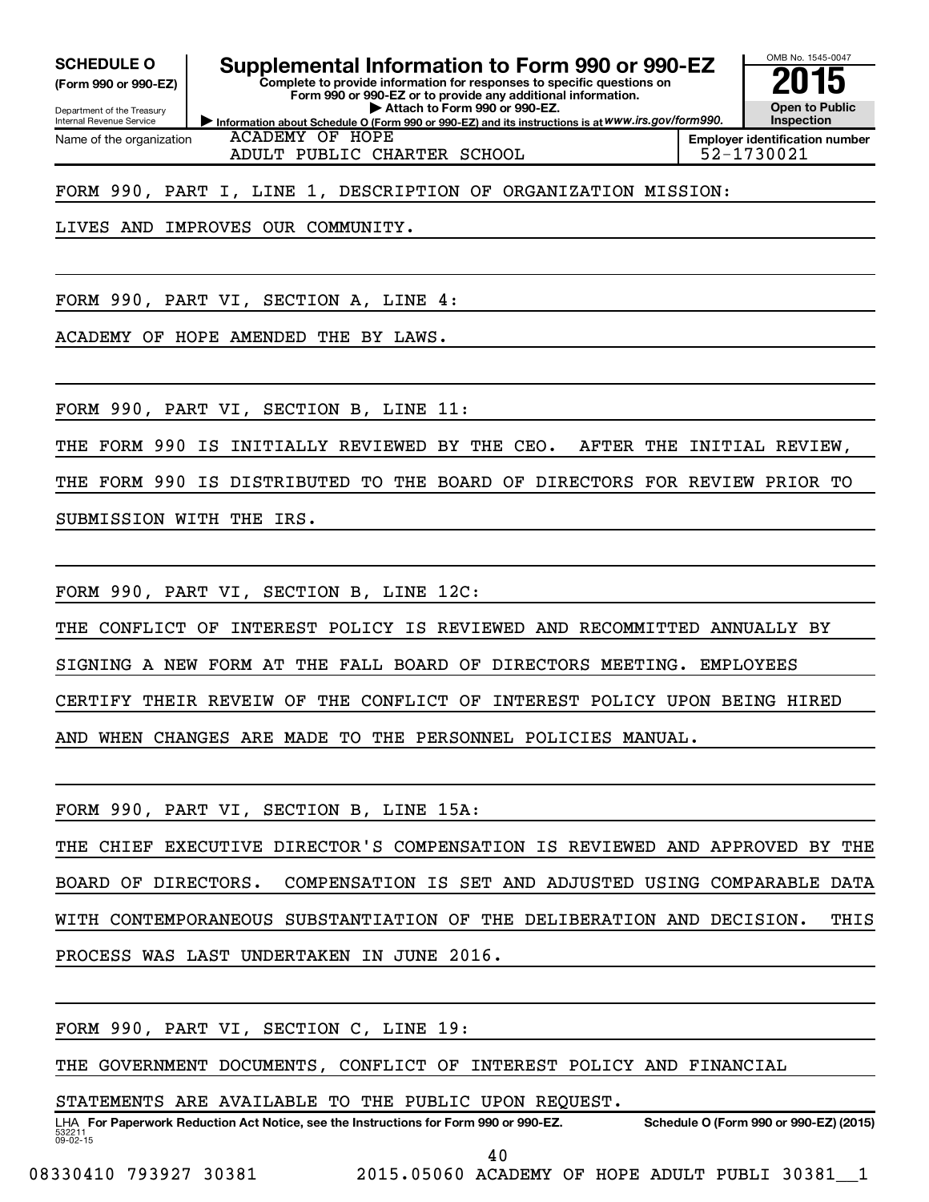**SCHEDULE O**
**(Form 990 or 990-EZ)**

Department of the Treasury
Internal Revenue Service

# Supplemental Information to Form 990 or 990-EZ

**Complete to provide information for responses to specific questions on Form 990 or 990-EZ or to provide any additional information.**
**▶ Attach to Form 990 or 990-EZ.**
**▶ Information about Schedule O (Form 990 or 990-EZ) and its instructions is at** *www.irs.gov/form990.*

OMB No. 1545-0047
**2015**
**Open to Public Inspection**

| Name of the organization | Employer identification number |
|---|---|
| ACADEMY OF HOPE ADULT PUBLIC CHARTER SCHOOL | 52-1730021 |

FORM 990, PART I, LINE 1, DESCRIPTION OF ORGANIZATION MISSION:

LIVES AND IMPROVES OUR COMMUNITY.

FORM 990, PART VI, SECTION A, LINE 4:

ACADEMY OF HOPE AMENDED THE BY LAWS.

FORM 990, PART VI, SECTION B, LINE 11:

THE FORM 990 IS INITIALLY REVIEWED BY THE CEO. AFTER THE INITIAL REVIEW, THE FORM 990 IS DISTRIBUTED TO THE BOARD OF DIRECTORS FOR REVIEW PRIOR TO SUBMISSION WITH THE IRS.

FORM 990, PART VI, SECTION B, LINE 12C:

THE CONFLICT OF INTEREST POLICY IS REVIEWED AND RECOMMITTED ANNUALLY BY SIGNING A NEW FORM AT THE FALL BOARD OF DIRECTORS MEETING. EMPLOYEES CERTIFY THEIR REVEIW OF THE CONFLICT OF INTEREST POLICY UPON BEING HIRED AND WHEN CHANGES ARE MADE TO THE PERSONNEL POLICIES MANUAL.

FORM 990, PART VI, SECTION B, LINE 15A:

THE CHIEF EXECUTIVE DIRECTOR'S COMPENSATION IS REVIEWED AND APPROVED BY THE BOARD OF DIRECTORS. COMPENSATION IS SET AND ADJUSTED USING COMPARABLE DATA WITH CONTEMPORANEOUS SUBSTANTIATION OF THE DELIBERATION AND DECISION. THIS PROCESS WAS LAST UNDERTAKEN IN JUNE 2016.

FORM 990, PART VI, SECTION C, LINE 19:

THE GOVERNMENT DOCUMENTS, CONFLICT OF INTEREST POLICY AND FINANCIAL STATEMENTS ARE AVAILABLE TO THE PUBLIC UPON REQUEST.

LHA **For Paperwork Reduction Act Notice, see the Instructions for Form 990 or 990-EZ.** **Schedule O (Form 990 or 990-EZ) (2015)**
532211
09-02-15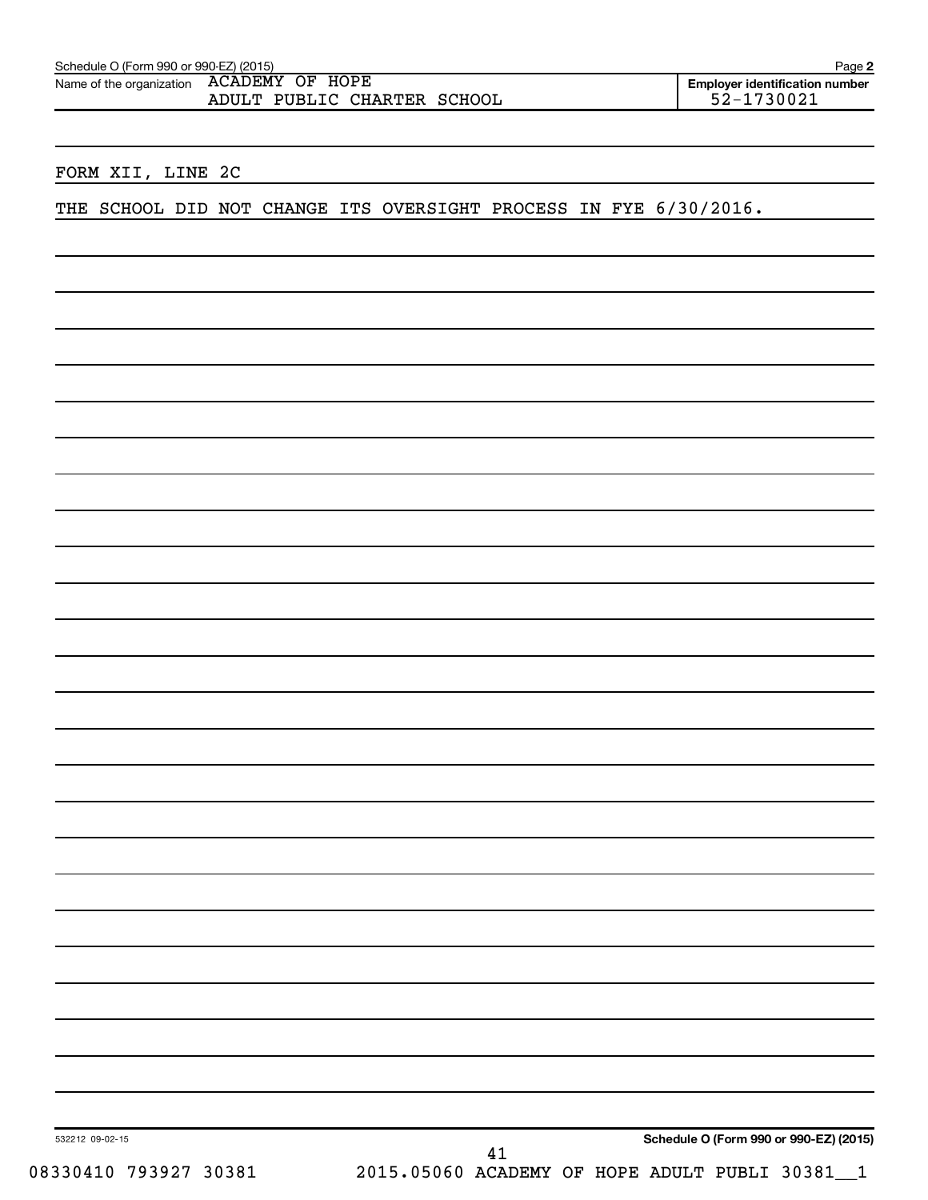Schedule O (Form 990 or 990-EZ) (2015)

Name of the organization ACADEMY OF HOPE ADULT PUBLIC CHARTER SCHOOL

**Employer identification number** 52-1730021

FORM XII, LINE 2C

THE SCHOOL DID NOT CHANGE ITS OVERSIGHT PROCESS IN FYE 6/30/2016.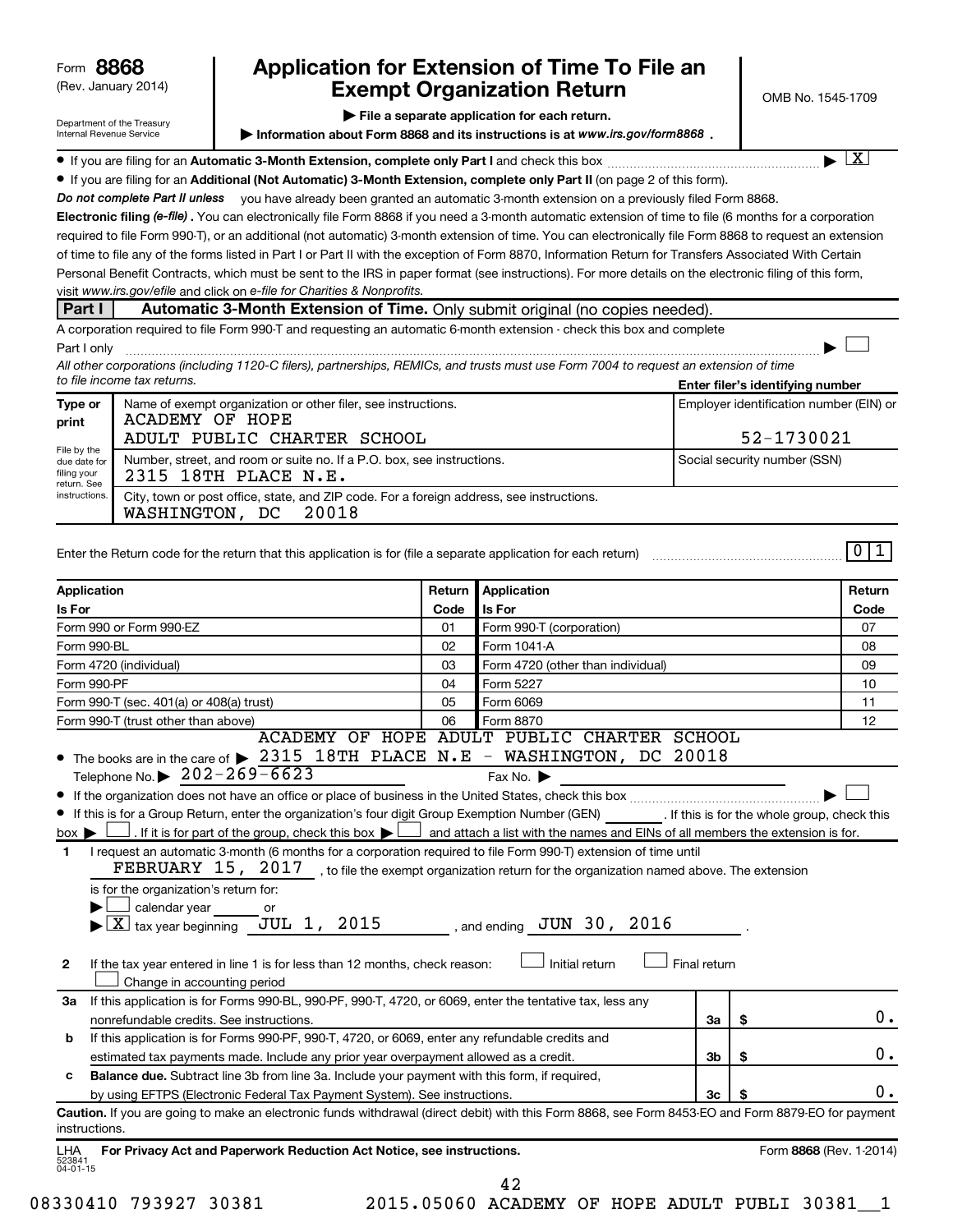Form **8868**
(Rev. January 2014)

Department of the Treasury
Internal Revenue Service

# Application for Extension of Time To File an Exempt Organization Return

▶ File a separate application for each return.

▶ Information about Form 8868 and its instructions is at *www.irs.gov/form8868*.

OMB No. 1545-1709

- If you are filing for an **Automatic 3-Month Extension, complete only Part I** and check this box ▶ [X]
- If you are filing for an **Additional (Not Automatic) 3-Month Extension, complete only Part II** (on page 2 of this form).

***Do not complete Part II unless*** you have already been granted an automatic 3-month extension on a previously filed Form 8868.

**Electronic filing *(e-file)*.** You can electronically file Form 8868 if you need a 3-month automatic extension of time to file (6 months for a corporation required to file Form 990-T), or an additional (not automatic) 3-month extension of time. You can electronically file Form 8868 to request an extension of time to file any of the forms listed in Part I or Part II with the exception of Form 8870, Information Return for Transfers Associated With Certain Personal Benefit Contracts, which must be sent to the IRS in paper format (see instructions). For more details on the electronic filing of this form, visit *www.irs.gov/efile* and click on *e-file for Charities & Nonprofits.*

## Part I Automatic 3-Month Extension of Time. Only submit original (no copies needed).

A corporation required to file Form 990-T and requesting an automatic 6-month extension - check this box and complete Part I only ▶ [ ]

*All other corporations (including 1120-C filers), partnerships, REMICs, and trusts must use Form 7004 to request an extension of time to file income tax returns.*

**Enter filer's identifying number**

| Type or print | | |
|---|---|---|
| File by the due date for filing your return. See instructions. | Name of exempt organization or other filer, see instructions.<br>ACADEMY OF HOPE<br>ADULT PUBLIC CHARTER SCHOOL | Employer identification number (EIN) or<br>52-1730021 |
| | Number, street, and room or suite no. If a P.O. box, see instructions.<br>2315 18TH PLACE N.E. | Social security number (SSN) |
| | City, town or post office, state, and ZIP code. For a foreign address, see instructions.<br>WASHINGTON, DC 20018 | |

Enter the Return code for the return that this application is for (file a separate application for each return) ..... 0 1

| Application Is For | Return Code | Application Is For | Return Code |
|---|---|---|---|
| Form 990 or Form 990-EZ | 01 | Form 990-T (corporation) | 07 |
| Form 990-BL | 02 | Form 1041-A | 08 |
| Form 4720 (individual) | 03 | Form 4720 (other than individual) | 09 |
| Form 990-PF | 04 | Form 5227 | 10 |
| Form 990-T (sec. 401(a) or 408(a) trust) | 05 | Form 6069 | 11 |
| Form 990-T (trust other than above) | 06 | Form 8870 | 12 |

- The books are in the care of ▶ ACADEMY OF HOPE ADULT PUBLIC CHARTER SCHOOL 2315 18TH PLACE N.E - WASHINGTON, DC 20018
  Telephone No. ▶ 202-269-6623    Fax No. ▶
- If the organization does not have an office or place of business in the United States, check this box ▶ [ ]
- If this is for a Group Return, enter the organization's four digit Group Exemption Number (GEN) _______ . If this is for the whole group, check this box ▶ [ ] . If it is for part of the group, check this box ▶ [ ] and attach a list with the names and EINs of all members the extension is for.

**1** I request an automatic 3-month (6 months for a corporation required to file Form 990-T) extension of time until FEBRUARY 15, 2017 , to file the exempt organization return for the organization named above. The extension is for the organization's return for:
▶ [ ] calendar year ______ or
▶ [X] tax year beginning JUL 1, 2015 , and ending JUN 30, 2016 .

**2** If the tax year entered in line 1 is for less than 12 months, check reason: [ ] Initial return [ ] Final return
[ ] Change in accounting period

| | | | |
|---|---|---|---|
| **3a** If this application is for Forms 990-BL, 990-PF, 990-T, 4720, or 6069, enter the tentative tax, less any nonrefundable credits. See instructions. | **3a** | $ | 0. |
| **b** If this application is for Forms 990-PF, 990-T, 4720, or 6069, enter any refundable credits and estimated tax payments made. Include any prior year overpayment allowed as a credit. | **3b** | $ | 0. |
| **c** **Balance due.** Subtract line 3b from line 3a. Include your payment with this form, if required, by using EFTPS (Electronic Federal Tax Payment System). See instructions. | **3c** | $ | 0. |

**Caution.** If you are going to make an electronic funds withdrawal (direct debit) with this Form 8868, see Form 8453-EO and Form 8879-EO for payment instructions.

LHA **For Privacy Act and Paperwork Reduction Act Notice, see instructions.** Form **8868** (Rev. 1-2014)

523841
04-01-15

08330410 793927 30381 2015.05060 ACADEMY OF HOPE ADULT PUBLI 30381__1